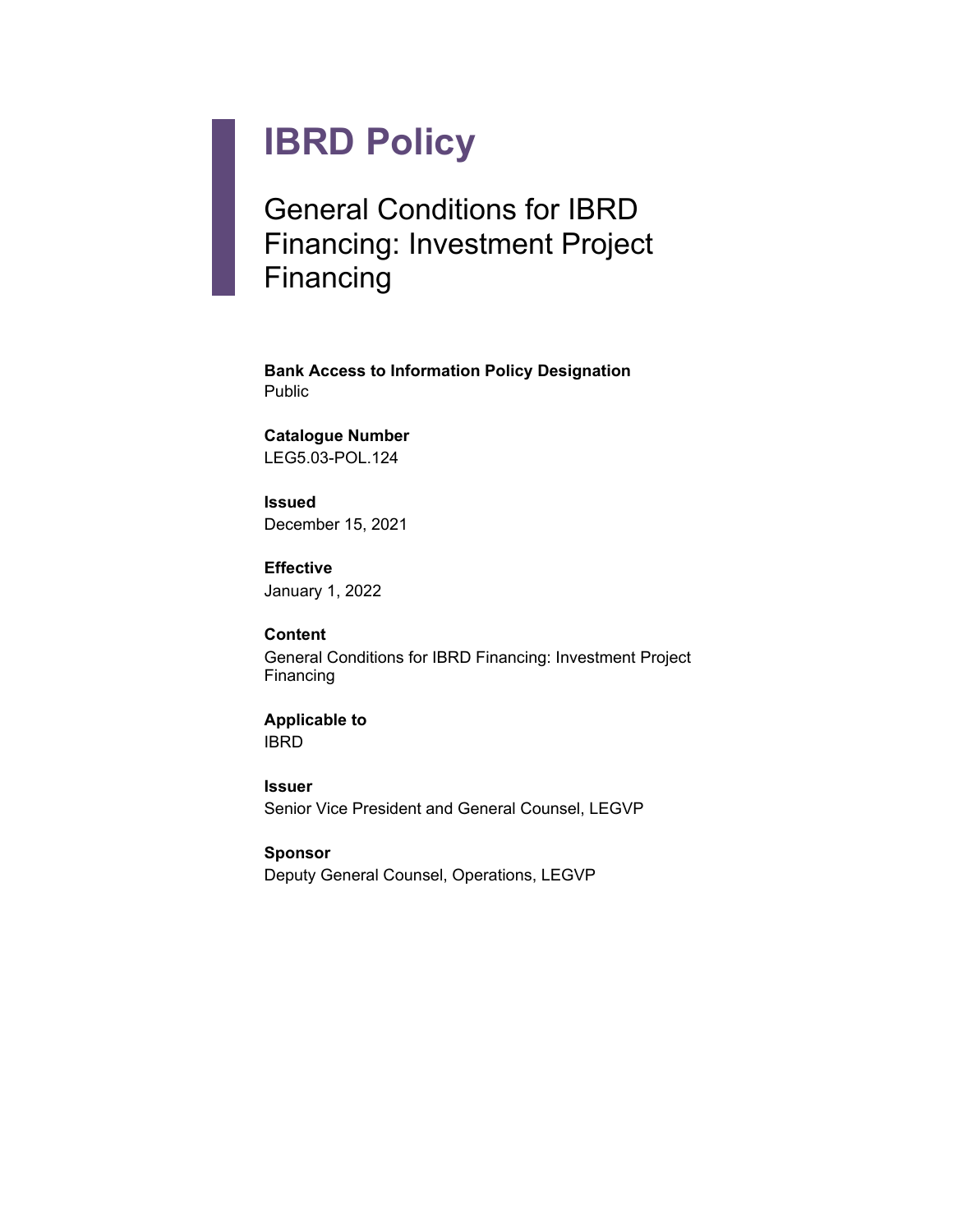# IBRD Policy

## General Conditions for IBRD Financing: Investment Project Financing

**Bank Access to Information Policy Designation**
Public

**Catalogue Number**
LEG5.03-POL.124

**Issued**
December 15, 2021

**Effective**
January 1, 2022

**Content**
General Conditions for IBRD Financing: Investment Project Financing

**Applicable to**
IBRD

**Issuer**
Senior Vice President and General Counsel, LEGVP

**Sponsor**
Deputy General Counsel, Operations, LEGVP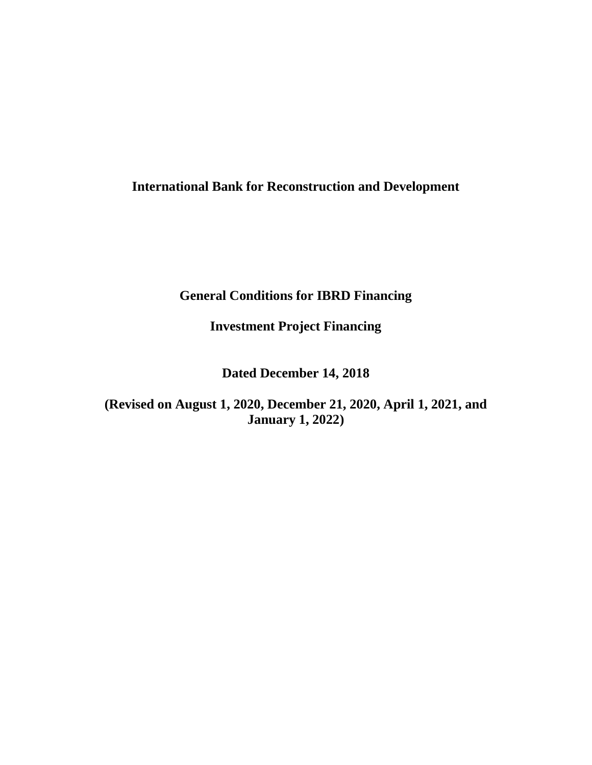# International Bank for Reconstruction and Development

## General Conditions for IBRD Financing

## Investment Project Financing

**Dated December 14, 2018**

**(Revised on August 1, 2020, December 21, 2020, April 1, 2021, and January 1, 2022)**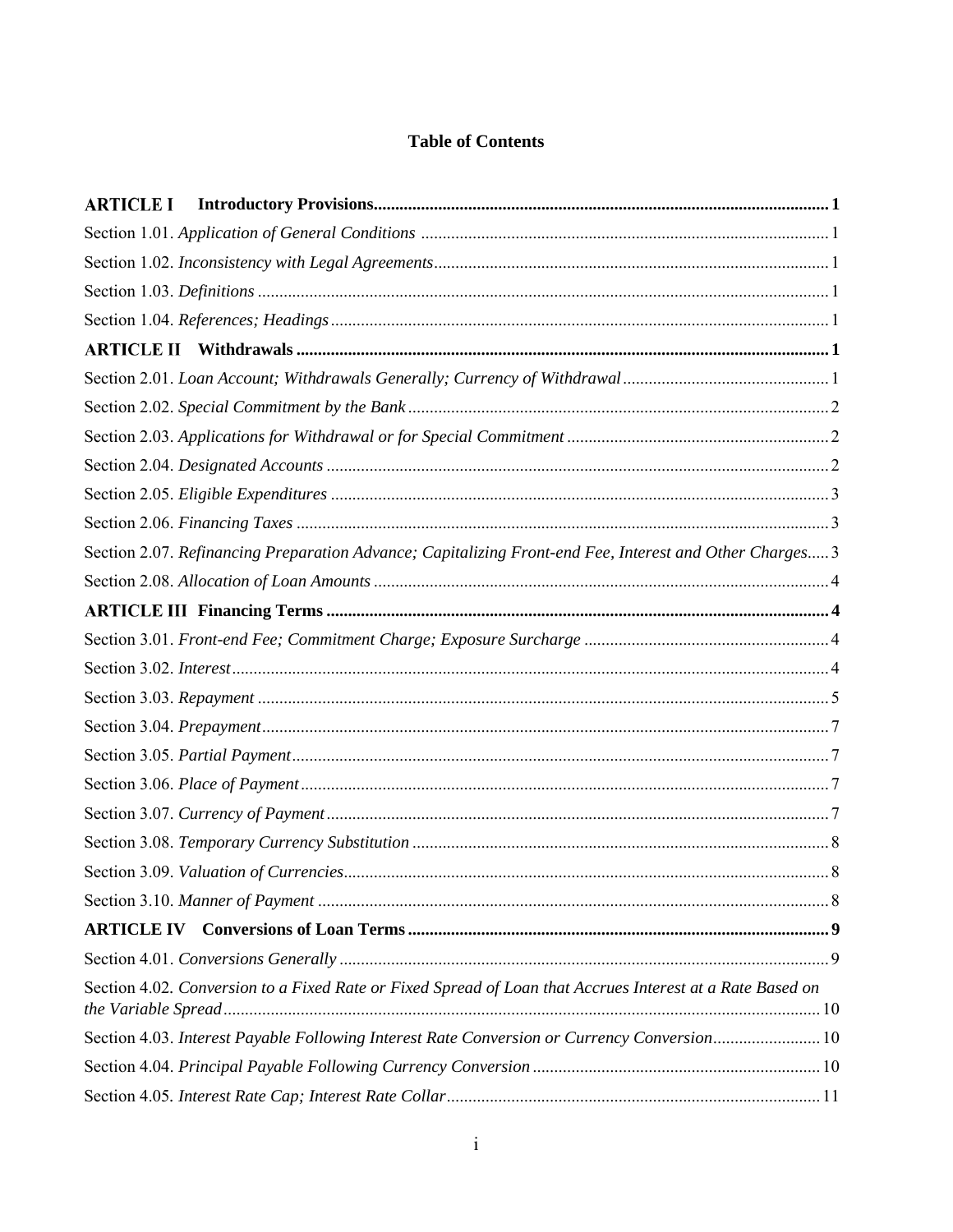# Table of Contents

**ARTICLE I Introductory Provisions** .......... **1**

Section 1.01. *Application of General Conditions* .......... 1

Section 1.02. *Inconsistency with Legal Agreements* .......... 1

Section 1.03. *Definitions* .......... 1

Section 1.04. *References; Headings* .......... 1

**ARTICLE II Withdrawals** .......... **1**

Section 2.01. *Loan Account; Withdrawals Generally; Currency of Withdrawal* .......... 1

Section 2.02. *Special Commitment by the Bank* .......... 2

Section 2.03. *Applications for Withdrawal or for Special Commitment* .......... 2

Section 2.04. *Designated Accounts* .......... 2

Section 2.05. *Eligible Expenditures* .......... 3

Section 2.06. *Financing Taxes* .......... 3

Section 2.07. *Refinancing Preparation Advance; Capitalizing Front-end Fee, Interest and Other Charges* .......... 3

Section 2.08. *Allocation of Loan Amounts* .......... 4

**ARTICLE III Financing Terms** .......... **4**

Section 3.01. *Front-end Fee; Commitment Charge; Exposure Surcharge* .......... 4

Section 3.02. *Interest* .......... 4

Section 3.03. *Repayment* .......... 5

Section 3.04. *Prepayment* .......... 7

Section 3.05. *Partial Payment* .......... 7

Section 3.06. *Place of Payment* .......... 7

Section 3.07. *Currency of Payment* .......... 7

Section 3.08. *Temporary Currency Substitution* .......... 8

Section 3.09. *Valuation of Currencies* .......... 8

Section 3.10. *Manner of Payment* .......... 8

**ARTICLE IV Conversions of Loan Terms** .......... **9**

Section 4.01. *Conversions Generally* .......... 9

Section 4.02. *Conversion to a Fixed Rate or Fixed Spread of Loan that Accrues Interest at a Rate Based on the Variable Spread* .......... 10

Section 4.03. *Interest Payable Following Interest Rate Conversion or Currency Conversion* .......... 10

Section 4.04. *Principal Payable Following Currency Conversion* .......... 10

Section 4.05. *Interest Rate Cap; Interest Rate Collar* .......... 11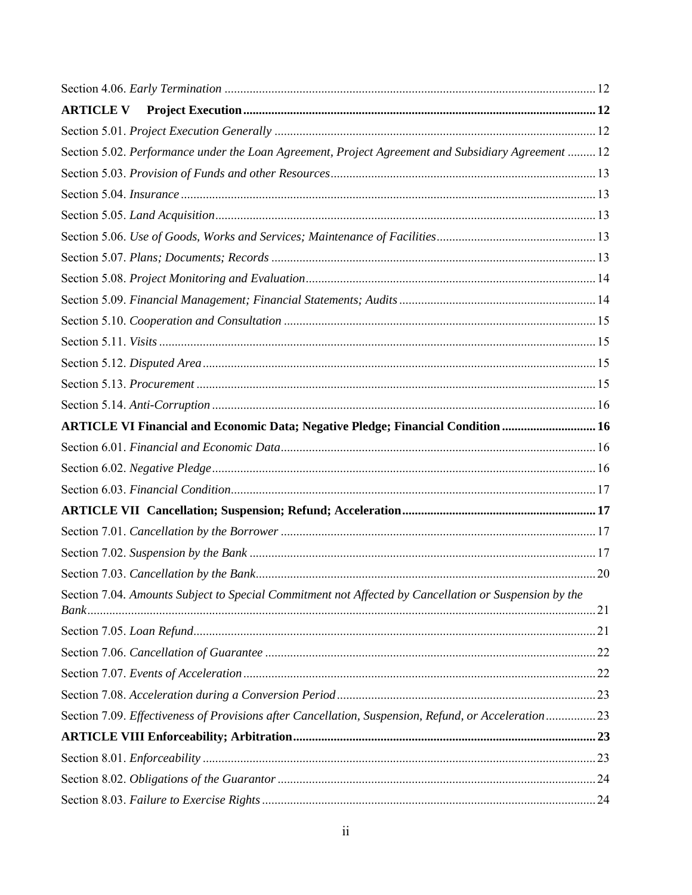Section 4.06. *Early Termination* ... 12

**ARTICLE V Project Execution** ... **12**

Section 5.01. *Project Execution Generally* ... 12

Section 5.02. *Performance under the Loan Agreement, Project Agreement and Subsidiary Agreement* ... 12

Section 5.03. *Provision of Funds and other Resources* ... 13

Section 5.04. *Insurance* ... 13

Section 5.05. *Land Acquisition* ... 13

Section 5.06. *Use of Goods, Works and Services; Maintenance of Facilities* ... 13

Section 5.07. *Plans; Documents; Records* ... 13

Section 5.08. *Project Monitoring and Evaluation* ... 14

Section 5.09. *Financial Management; Financial Statements; Audits* ... 14

Section 5.10. *Cooperation and Consultation* ... 15

Section 5.11. *Visits* ... 15

Section 5.12. *Disputed Area* ... 15

Section 5.13. *Procurement* ... 15

Section 5.14. *Anti-Corruption* ... 16

**ARTICLE VI Financial and Economic Data; Negative Pledge; Financial Condition** ... **16**

Section 6.01. *Financial and Economic Data* ... 16

Section 6.02. *Negative Pledge* ... 16

Section 6.03. *Financial Condition* ... 17

**ARTICLE VII Cancellation; Suspension; Refund; Acceleration** ... **17**

Section 7.01. *Cancellation by the Borrower* ... 17

Section 7.02. *Suspension by the Bank* ... 17

Section 7.03. *Cancellation by the Bank* ... 20

Section 7.04. *Amounts Subject to Special Commitment not Affected by Cancellation or Suspension by the Bank* ... 21

Section 7.05. *Loan Refund* ... 21

Section 7.06. *Cancellation of Guarantee* ... 22

Section 7.07. *Events of Acceleration* ... 22

Section 7.08. *Acceleration during a Conversion Period* ... 23

Section 7.09. *Effectiveness of Provisions after Cancellation, Suspension, Refund, or Acceleration* ... 23

**ARTICLE VIII Enforceability; Arbitration** ... **23**

Section 8.01. *Enforceability* ... 23

Section 8.02. *Obligations of the Guarantor* ... 24

Section 8.03. *Failure to Exercise Rights* ... 24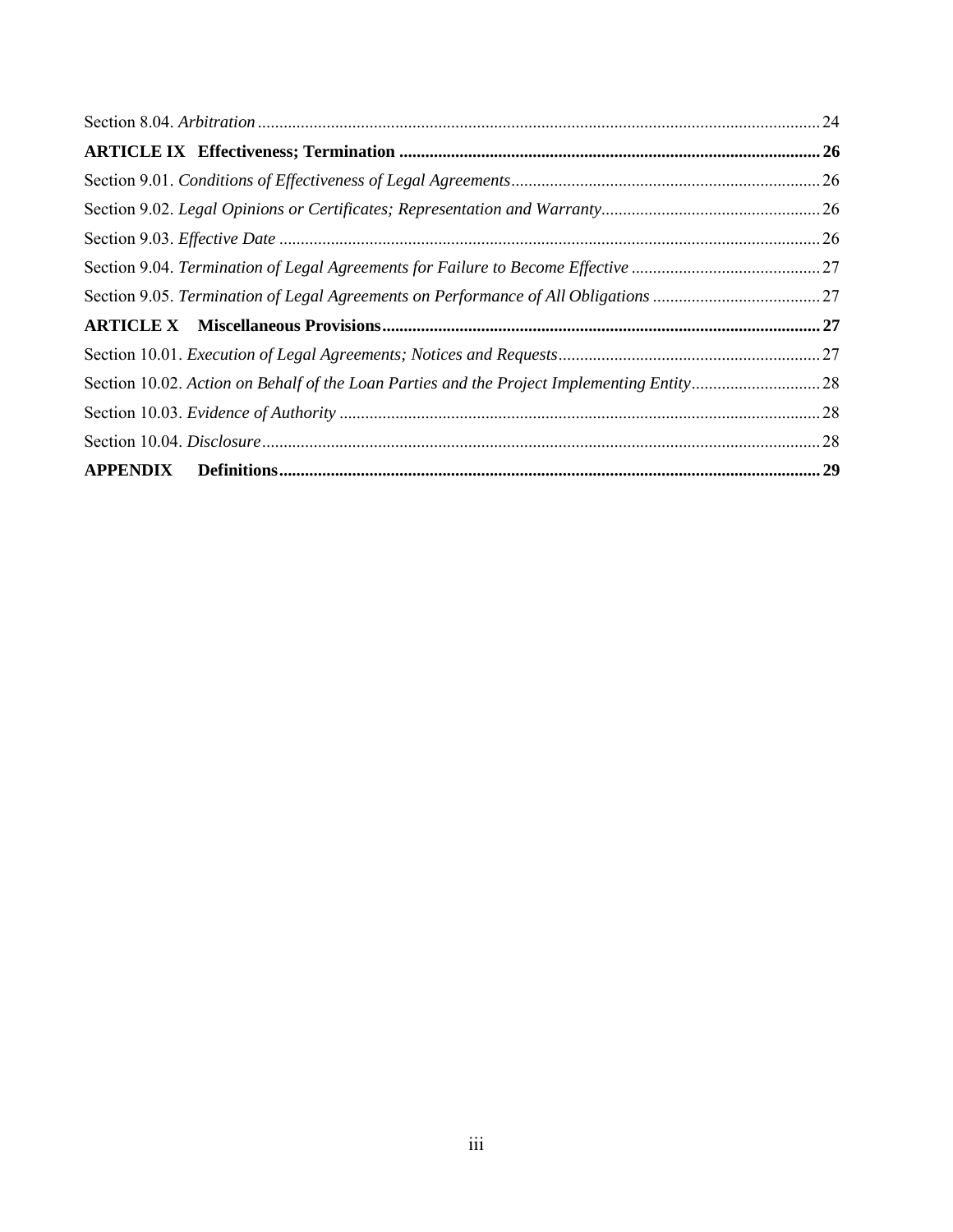Section 8.04. *Arbitration* ... 24

**ARTICLE IX Effectiveness; Termination ... 26**

Section 9.01. *Conditions of Effectiveness of Legal Agreements* ... 26

Section 9.02. *Legal Opinions or Certificates; Representation and Warranty* ... 26

Section 9.03. *Effective Date* ... 26

Section 9.04. *Termination of Legal Agreements for Failure to Become Effective* ... 27

Section 9.05. *Termination of Legal Agreements on Performance of All Obligations* ... 27

**ARTICLE X Miscellaneous Provisions ... 27**

Section 10.01. *Execution of Legal Agreements; Notices and Requests* ... 27

Section 10.02. *Action on Behalf of the Loan Parties and the Project Implementing Entity* ... 28

Section 10.03. *Evidence of Authority* ... 28

Section 10.04. *Disclosure* ... 28

**APPENDIX Definitions ... 29**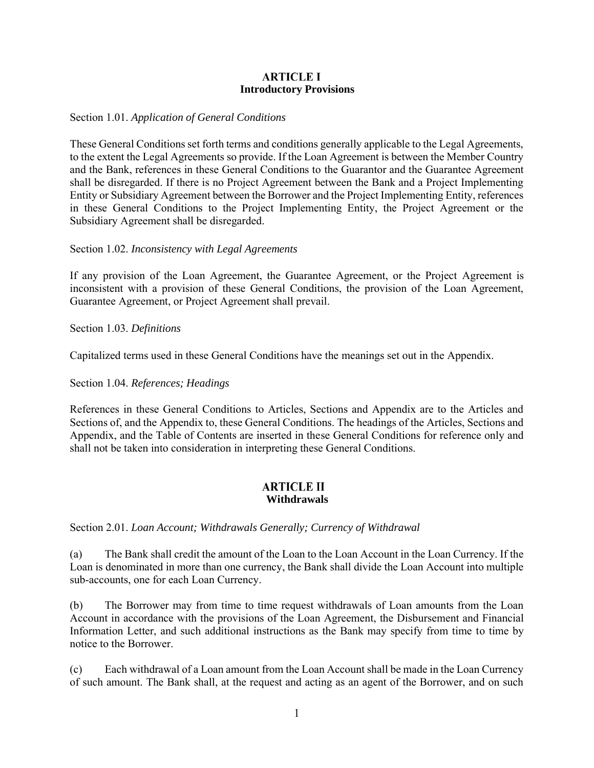# ARTICLE I
## Introductory Provisions

Section 1.01. *Application of General Conditions*

These General Conditions set forth terms and conditions generally applicable to the Legal Agreements, to the extent the Legal Agreements so provide. If the Loan Agreement is between the Member Country and the Bank, references in these General Conditions to the Guarantor and the Guarantee Agreement shall be disregarded. If there is no Project Agreement between the Bank and a Project Implementing Entity or Subsidiary Agreement between the Borrower and the Project Implementing Entity, references in these General Conditions to the Project Implementing Entity, the Project Agreement or the Subsidiary Agreement shall be disregarded.

Section 1.02. *Inconsistency with Legal Agreements*

If any provision of the Loan Agreement, the Guarantee Agreement, or the Project Agreement is inconsistent with a provision of these General Conditions, the provision of the Loan Agreement, Guarantee Agreement, or Project Agreement shall prevail.

Section 1.03. *Definitions*

Capitalized terms used in these General Conditions have the meanings set out in the Appendix.

Section 1.04. *References; Headings*

References in these General Conditions to Articles, Sections and Appendix are to the Articles and Sections of, and the Appendix to, these General Conditions. The headings of the Articles, Sections and Appendix, and the Table of Contents are inserted in these General Conditions for reference only and shall not be taken into consideration in interpreting these General Conditions.

# ARTICLE II
## Withdrawals

Section 2.01. *Loan Account; Withdrawals Generally; Currency of Withdrawal*

(a) The Bank shall credit the amount of the Loan to the Loan Account in the Loan Currency. If the Loan is denominated in more than one currency, the Bank shall divide the Loan Account into multiple sub-accounts, one for each Loan Currency.

(b) The Borrower may from time to time request withdrawals of Loan amounts from the Loan Account in accordance with the provisions of the Loan Agreement, the Disbursement and Financial Information Letter, and such additional instructions as the Bank may specify from time to time by notice to the Borrower.

(c) Each withdrawal of a Loan amount from the Loan Account shall be made in the Loan Currency of such amount. The Bank shall, at the request and acting as an agent of the Borrower, and on such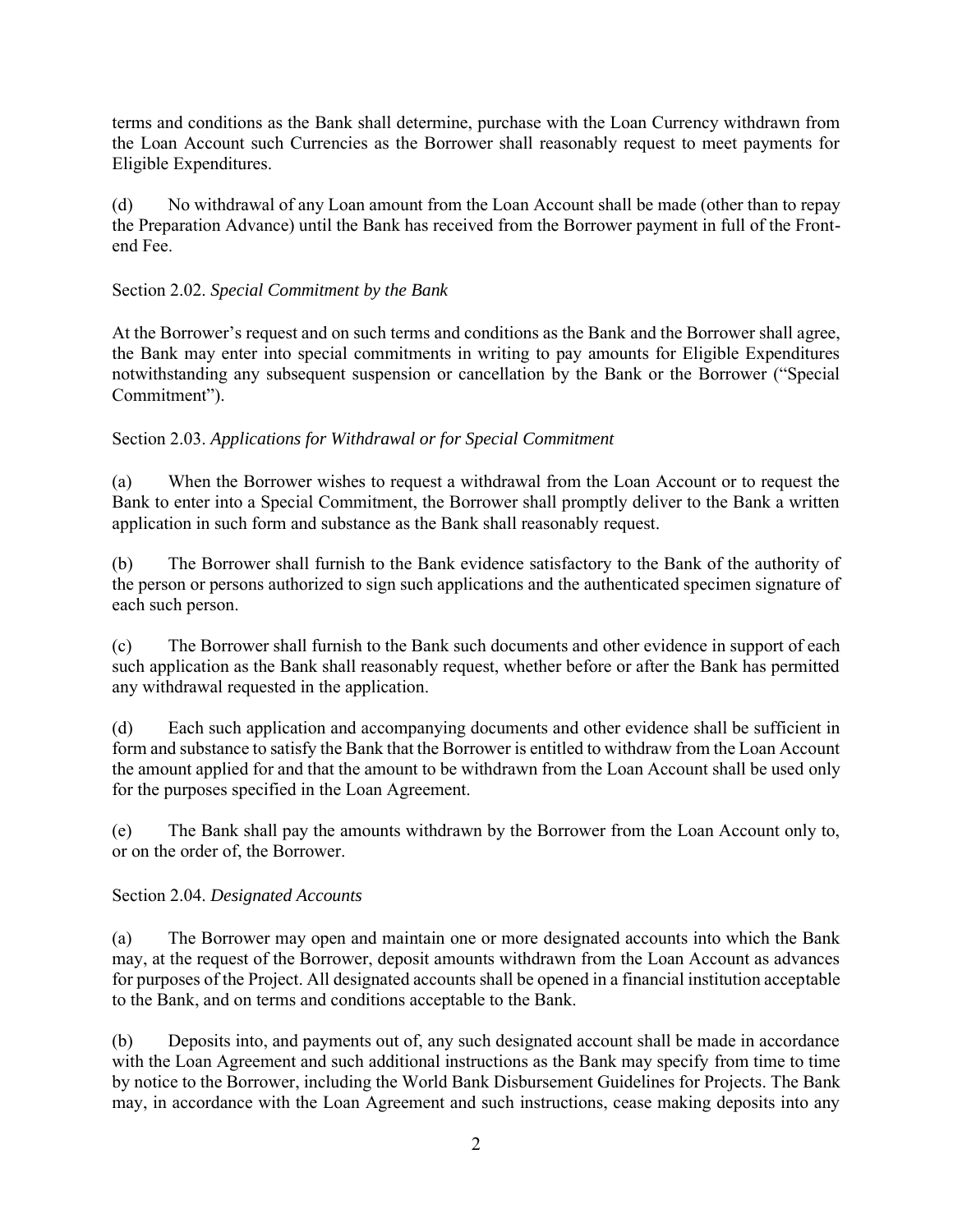terms and conditions as the Bank shall determine, purchase with the Loan Currency withdrawn from the Loan Account such Currencies as the Borrower shall reasonably request to meet payments for Eligible Expenditures.

(d) No withdrawal of any Loan amount from the Loan Account shall be made (other than to repay the Preparation Advance) until the Bank has received from the Borrower payment in full of the Front-end Fee.

Section 2.02. *Special Commitment by the Bank*

At the Borrower's request and on such terms and conditions as the Bank and the Borrower shall agree, the Bank may enter into special commitments in writing to pay amounts for Eligible Expenditures notwithstanding any subsequent suspension or cancellation by the Bank or the Borrower ("Special Commitment").

Section 2.03. *Applications for Withdrawal or for Special Commitment*

(a) When the Borrower wishes to request a withdrawal from the Loan Account or to request the Bank to enter into a Special Commitment, the Borrower shall promptly deliver to the Bank a written application in such form and substance as the Bank shall reasonably request.

(b) The Borrower shall furnish to the Bank evidence satisfactory to the Bank of the authority of the person or persons authorized to sign such applications and the authenticated specimen signature of each such person.

(c) The Borrower shall furnish to the Bank such documents and other evidence in support of each such application as the Bank shall reasonably request, whether before or after the Bank has permitted any withdrawal requested in the application.

(d) Each such application and accompanying documents and other evidence shall be sufficient in form and substance to satisfy the Bank that the Borrower is entitled to withdraw from the Loan Account the amount applied for and that the amount to be withdrawn from the Loan Account shall be used only for the purposes specified in the Loan Agreement.

(e) The Bank shall pay the amounts withdrawn by the Borrower from the Loan Account only to, or on the order of, the Borrower.

Section 2.04. *Designated Accounts*

(a) The Borrower may open and maintain one or more designated accounts into which the Bank may, at the request of the Borrower, deposit amounts withdrawn from the Loan Account as advances for purposes of the Project. All designated accounts shall be opened in a financial institution acceptable to the Bank, and on terms and conditions acceptable to the Bank.

(b) Deposits into, and payments out of, any such designated account shall be made in accordance with the Loan Agreement and such additional instructions as the Bank may specify from time to time by notice to the Borrower, including the World Bank Disbursement Guidelines for Projects. The Bank may, in accordance with the Loan Agreement and such instructions, cease making deposits into any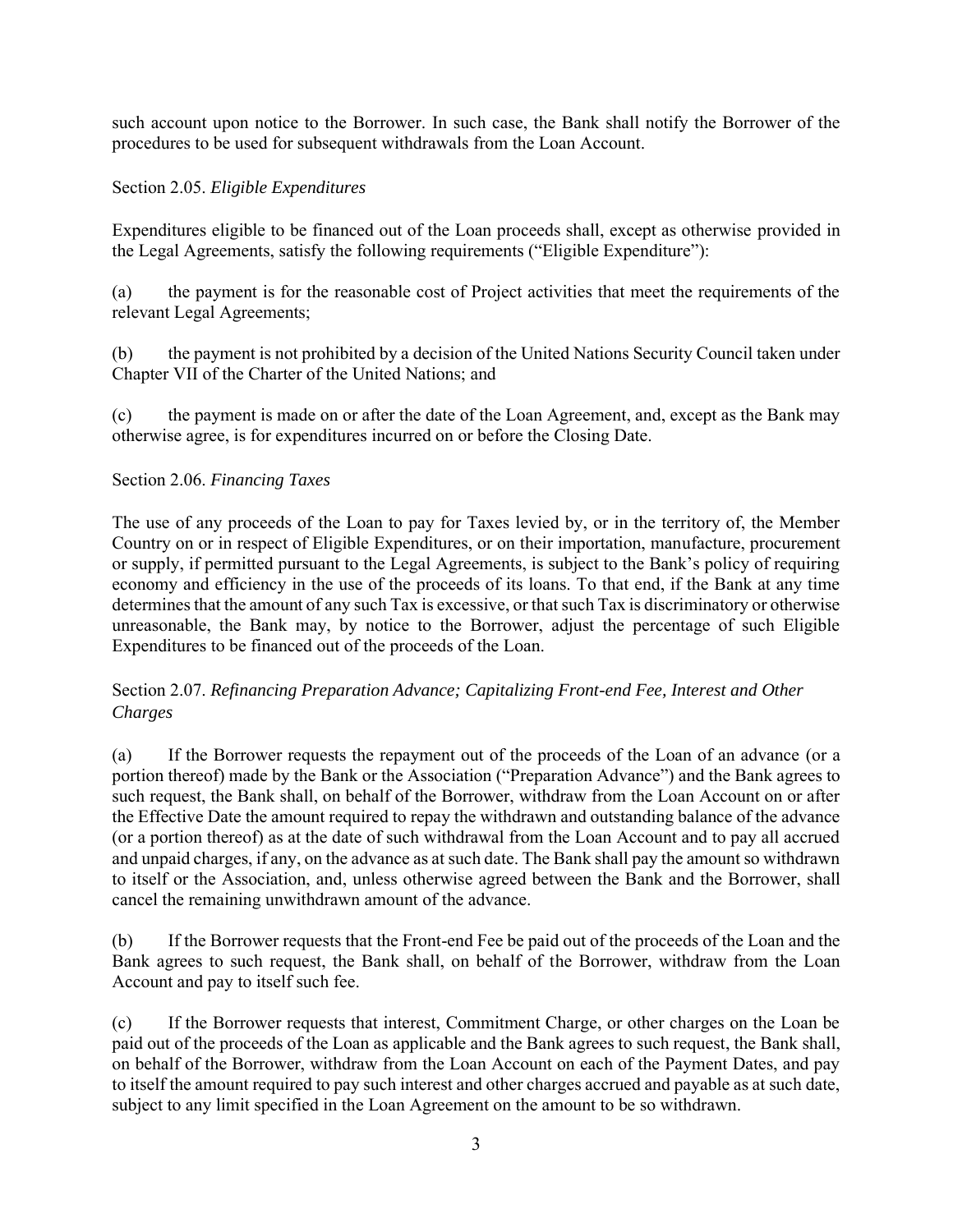such account upon notice to the Borrower. In such case, the Bank shall notify the Borrower of the procedures to be used for subsequent withdrawals from the Loan Account.

Section 2.05. *Eligible Expenditures*

Expenditures eligible to be financed out of the Loan proceeds shall, except as otherwise provided in the Legal Agreements, satisfy the following requirements ("Eligible Expenditure"):

(a) the payment is for the reasonable cost of Project activities that meet the requirements of the relevant Legal Agreements;

(b) the payment is not prohibited by a decision of the United Nations Security Council taken under Chapter VII of the Charter of the United Nations; and

(c) the payment is made on or after the date of the Loan Agreement, and, except as the Bank may otherwise agree, is for expenditures incurred on or before the Closing Date.

Section 2.06. *Financing Taxes*

The use of any proceeds of the Loan to pay for Taxes levied by, or in the territory of, the Member Country on or in respect of Eligible Expenditures, or on their importation, manufacture, procurement or supply, if permitted pursuant to the Legal Agreements, is subject to the Bank's policy of requiring economy and efficiency in the use of the proceeds of its loans. To that end, if the Bank at any time determines that the amount of any such Tax is excessive, or that such Tax is discriminatory or otherwise unreasonable, the Bank may, by notice to the Borrower, adjust the percentage of such Eligible Expenditures to be financed out of the proceeds of the Loan.

Section 2.07. *Refinancing Preparation Advance; Capitalizing Front-end Fee, Interest and Other Charges*

(a) If the Borrower requests the repayment out of the proceeds of the Loan of an advance (or a portion thereof) made by the Bank or the Association ("Preparation Advance") and the Bank agrees to such request, the Bank shall, on behalf of the Borrower, withdraw from the Loan Account on or after the Effective Date the amount required to repay the withdrawn and outstanding balance of the advance (or a portion thereof) as at the date of such withdrawal from the Loan Account and to pay all accrued and unpaid charges, if any, on the advance as at such date. The Bank shall pay the amount so withdrawn to itself or the Association, and, unless otherwise agreed between the Bank and the Borrower, shall cancel the remaining unwithdrawn amount of the advance.

(b) If the Borrower requests that the Front-end Fee be paid out of the proceeds of the Loan and the Bank agrees to such request, the Bank shall, on behalf of the Borrower, withdraw from the Loan Account and pay to itself such fee.

(c) If the Borrower requests that interest, Commitment Charge, or other charges on the Loan be paid out of the proceeds of the Loan as applicable and the Bank agrees to such request, the Bank shall, on behalf of the Borrower, withdraw from the Loan Account on each of the Payment Dates, and pay to itself the amount required to pay such interest and other charges accrued and payable as at such date, subject to any limit specified in the Loan Agreement on the amount to be so withdrawn.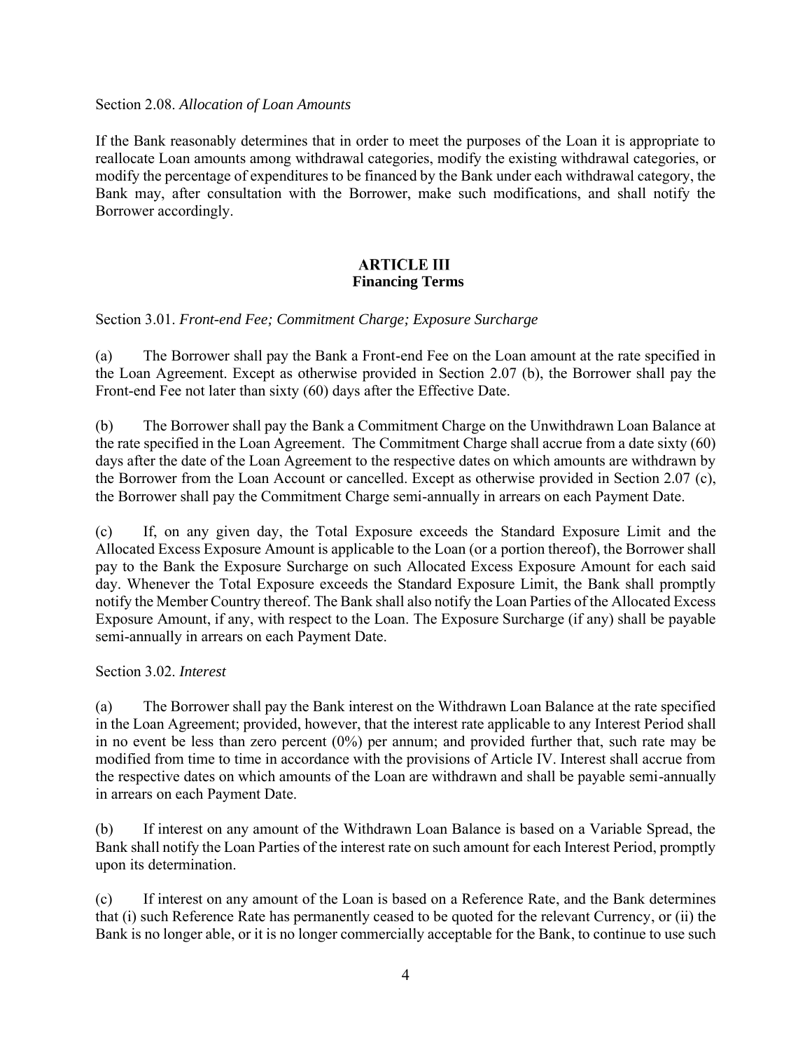Section 2.08. *Allocation of Loan Amounts*

If the Bank reasonably determines that in order to meet the purposes of the Loan it is appropriate to reallocate Loan amounts among withdrawal categories, modify the existing withdrawal categories, or modify the percentage of expenditures to be financed by the Bank under each withdrawal category, the Bank may, after consultation with the Borrower, make such modifications, and shall notify the Borrower accordingly.

## ARTICLE III
## Financing Terms

Section 3.01. *Front-end Fee; Commitment Charge; Exposure Surcharge*

(a) The Borrower shall pay the Bank a Front-end Fee on the Loan amount at the rate specified in the Loan Agreement. Except as otherwise provided in Section 2.07 (b), the Borrower shall pay the Front-end Fee not later than sixty (60) days after the Effective Date.

(b) The Borrower shall pay the Bank a Commitment Charge on the Unwithdrawn Loan Balance at the rate specified in the Loan Agreement. The Commitment Charge shall accrue from a date sixty (60) days after the date of the Loan Agreement to the respective dates on which amounts are withdrawn by the Borrower from the Loan Account or cancelled. Except as otherwise provided in Section 2.07 (c), the Borrower shall pay the Commitment Charge semi-annually in arrears on each Payment Date.

(c) If, on any given day, the Total Exposure exceeds the Standard Exposure Limit and the Allocated Excess Exposure Amount is applicable to the Loan (or a portion thereof), the Borrower shall pay to the Bank the Exposure Surcharge on such Allocated Excess Exposure Amount for each said day. Whenever the Total Exposure exceeds the Standard Exposure Limit, the Bank shall promptly notify the Member Country thereof. The Bank shall also notify the Loan Parties of the Allocated Excess Exposure Amount, if any, with respect to the Loan. The Exposure Surcharge (if any) shall be payable semi-annually in arrears on each Payment Date.

Section 3.02. *Interest*

(a) The Borrower shall pay the Bank interest on the Withdrawn Loan Balance at the rate specified in the Loan Agreement; provided, however, that the interest rate applicable to any Interest Period shall in no event be less than zero percent (0%) per annum; and provided further that, such rate may be modified from time to time in accordance with the provisions of Article IV. Interest shall accrue from the respective dates on which amounts of the Loan are withdrawn and shall be payable semi-annually in arrears on each Payment Date.

(b) If interest on any amount of the Withdrawn Loan Balance is based on a Variable Spread, the Bank shall notify the Loan Parties of the interest rate on such amount for each Interest Period, promptly upon its determination.

(c) If interest on any amount of the Loan is based on a Reference Rate, and the Bank determines that (i) such Reference Rate has permanently ceased to be quoted for the relevant Currency, or (ii) the Bank is no longer able, or it is no longer commercially acceptable for the Bank, to continue to use such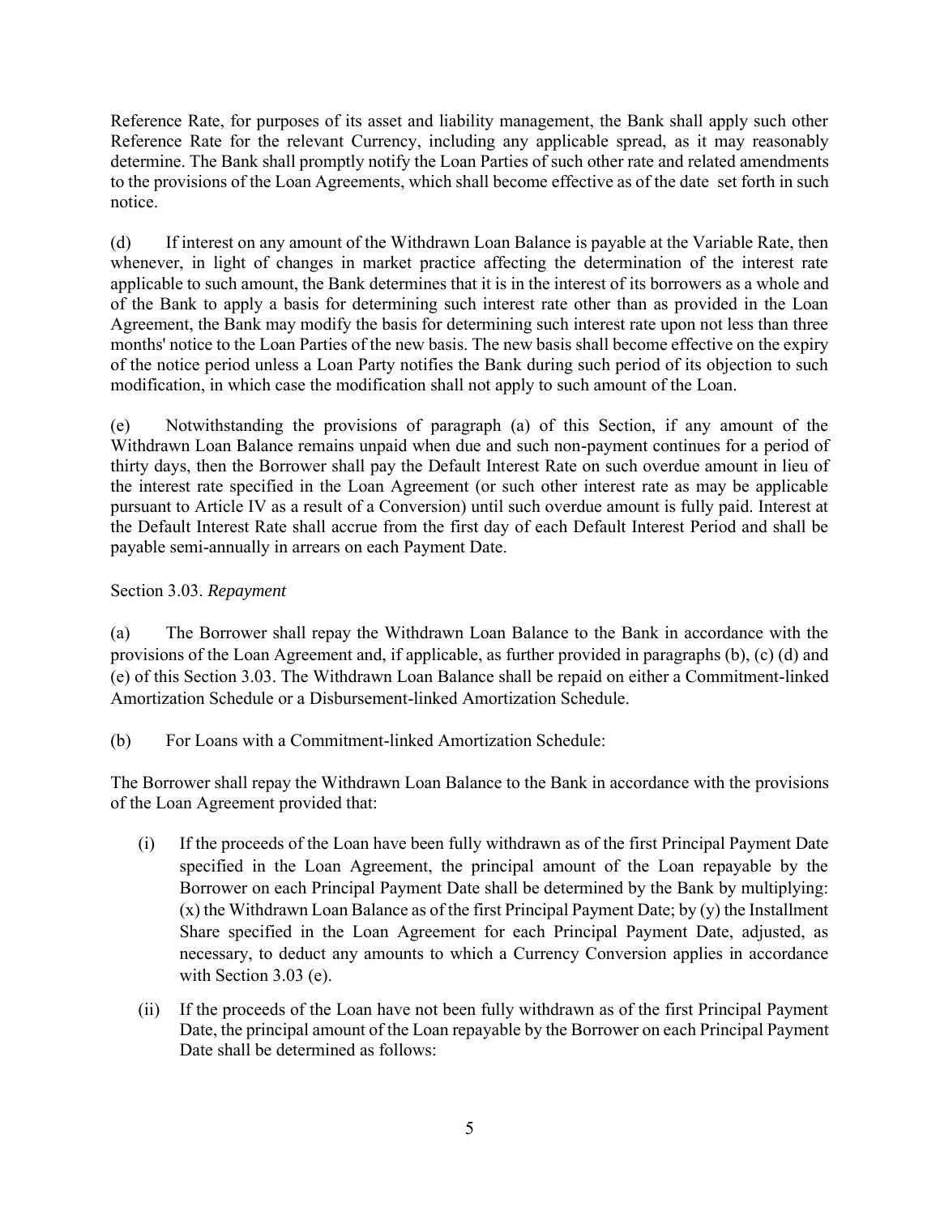Reference Rate, for purposes of its asset and liability management, the Bank shall apply such other Reference Rate for the relevant Currency, including any applicable spread, as it may reasonably determine. The Bank shall promptly notify the Loan Parties of such other rate and related amendments to the provisions of the Loan Agreements, which shall become effective as of the date set forth in such notice.

(d) If interest on any amount of the Withdrawn Loan Balance is payable at the Variable Rate, then whenever, in light of changes in market practice affecting the determination of the interest rate applicable to such amount, the Bank determines that it is in the interest of its borrowers as a whole and of the Bank to apply a basis for determining such interest rate other than as provided in the Loan Agreement, the Bank may modify the basis for determining such interest rate upon not less than three months' notice to the Loan Parties of the new basis. The new basis shall become effective on the expiry of the notice period unless a Loan Party notifies the Bank during such period of its objection to such modification, in which case the modification shall not apply to such amount of the Loan.

(e) Notwithstanding the provisions of paragraph (a) of this Section, if any amount of the Withdrawn Loan Balance remains unpaid when due and such non-payment continues for a period of thirty days, then the Borrower shall pay the Default Interest Rate on such overdue amount in lieu of the interest rate specified in the Loan Agreement (or such other interest rate as may be applicable pursuant to Article IV as a result of a Conversion) until such overdue amount is fully paid. Interest at the Default Interest Rate shall accrue from the first day of each Default Interest Period and shall be payable semi-annually in arrears on each Payment Date.

Section 3.03. *Repayment*

(a) The Borrower shall repay the Withdrawn Loan Balance to the Bank in accordance with the provisions of the Loan Agreement and, if applicable, as further provided in paragraphs (b), (c) (d) and (e) of this Section 3.03. The Withdrawn Loan Balance shall be repaid on either a Commitment-linked Amortization Schedule or a Disbursement-linked Amortization Schedule.

(b) For Loans with a Commitment-linked Amortization Schedule:

The Borrower shall repay the Withdrawn Loan Balance to the Bank in accordance with the provisions of the Loan Agreement provided that:

(i) If the proceeds of the Loan have been fully withdrawn as of the first Principal Payment Date specified in the Loan Agreement, the principal amount of the Loan repayable by the Borrower on each Principal Payment Date shall be determined by the Bank by multiplying: (x) the Withdrawn Loan Balance as of the first Principal Payment Date; by (y) the Installment Share specified in the Loan Agreement for each Principal Payment Date, adjusted, as necessary, to deduct any amounts to which a Currency Conversion applies in accordance with Section 3.03 (e).

(ii) If the proceeds of the Loan have not been fully withdrawn as of the first Principal Payment Date, the principal amount of the Loan repayable by the Borrower on each Principal Payment Date shall be determined as follows: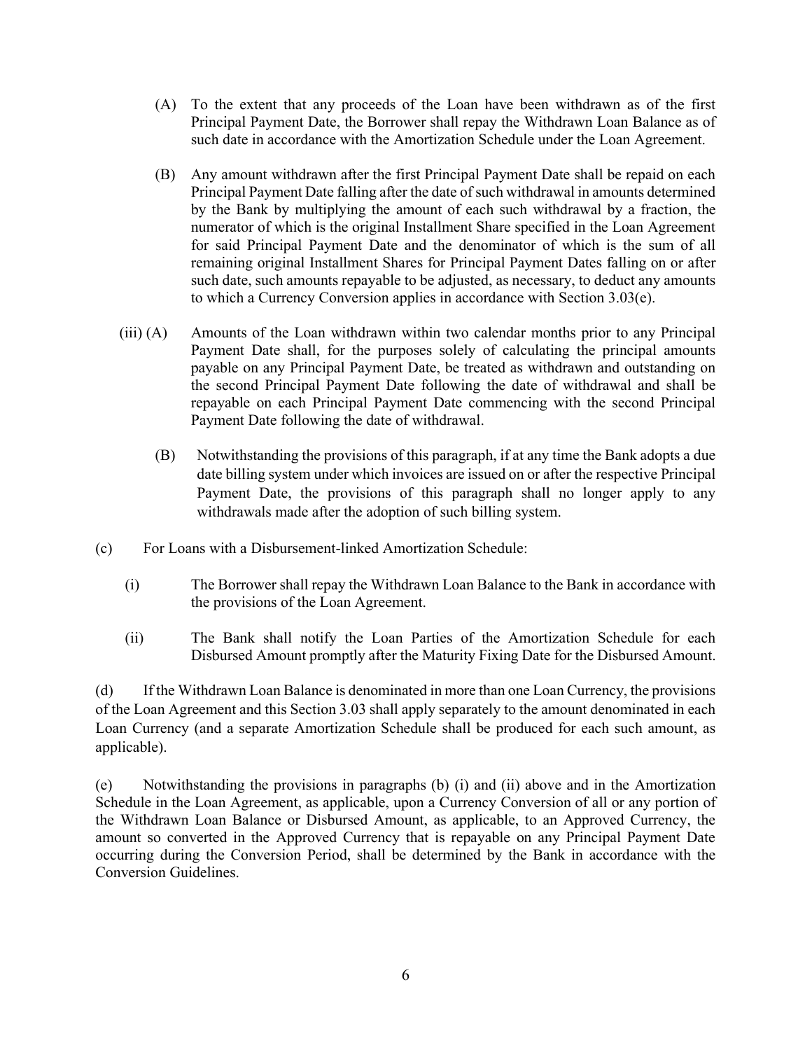(A) To the extent that any proceeds of the Loan have been withdrawn as of the first Principal Payment Date, the Borrower shall repay the Withdrawn Loan Balance as of such date in accordance with the Amortization Schedule under the Loan Agreement.

(B) Any amount withdrawn after the first Principal Payment Date shall be repaid on each Principal Payment Date falling after the date of such withdrawal in amounts determined by the Bank by multiplying the amount of each such withdrawal by a fraction, the numerator of which is the original Installment Share specified in the Loan Agreement for said Principal Payment Date and the denominator of which is the sum of all remaining original Installment Shares for Principal Payment Dates falling on or after such date, such amounts repayable to be adjusted, as necessary, to deduct any amounts to which a Currency Conversion applies in accordance with Section 3.03(e).

(iii) (A) Amounts of the Loan withdrawn within two calendar months prior to any Principal Payment Date shall, for the purposes solely of calculating the principal amounts payable on any Principal Payment Date, be treated as withdrawn and outstanding on the second Principal Payment Date following the date of withdrawal and shall be repayable on each Principal Payment Date commencing with the second Principal Payment Date following the date of withdrawal.

(B) Notwithstanding the provisions of this paragraph, if at any time the Bank adopts a due date billing system under which invoices are issued on or after the respective Principal Payment Date, the provisions of this paragraph shall no longer apply to any withdrawals made after the adoption of such billing system.

(c) For Loans with a Disbursement-linked Amortization Schedule:

(i) The Borrower shall repay the Withdrawn Loan Balance to the Bank in accordance with the provisions of the Loan Agreement.

(ii) The Bank shall notify the Loan Parties of the Amortization Schedule for each Disbursed Amount promptly after the Maturity Fixing Date for the Disbursed Amount.

(d) If the Withdrawn Loan Balance is denominated in more than one Loan Currency, the provisions of the Loan Agreement and this Section 3.03 shall apply separately to the amount denominated in each Loan Currency (and a separate Amortization Schedule shall be produced for each such amount, as applicable).

(e) Notwithstanding the provisions in paragraphs (b) (i) and (ii) above and in the Amortization Schedule in the Loan Agreement, as applicable, upon a Currency Conversion of all or any portion of the Withdrawn Loan Balance or Disbursed Amount, as applicable, to an Approved Currency, the amount so converted in the Approved Currency that is repayable on any Principal Payment Date occurring during the Conversion Period, shall be determined by the Bank in accordance with the Conversion Guidelines.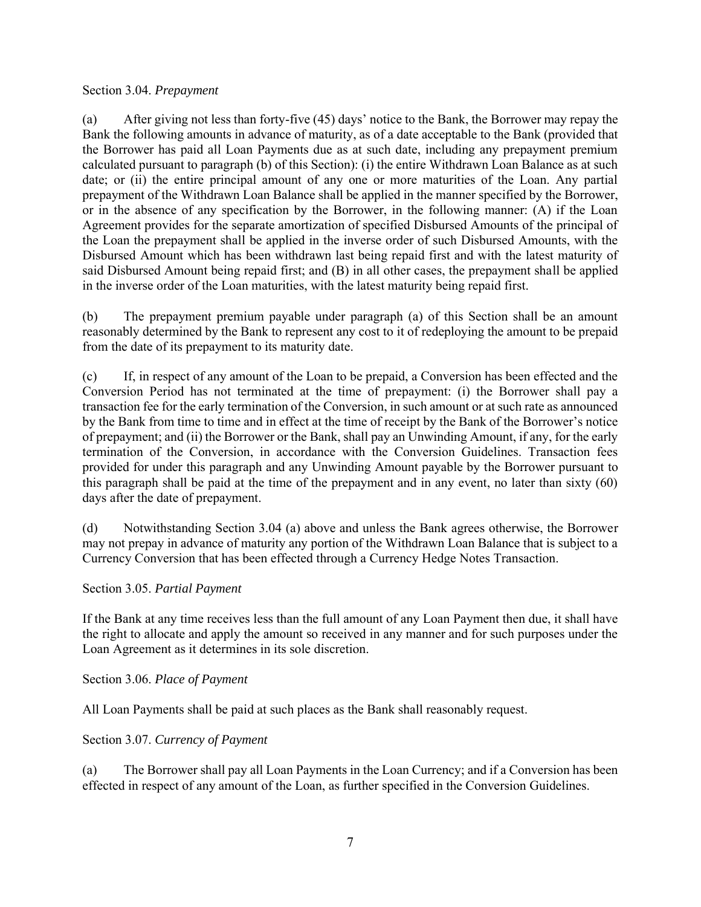Section 3.04. *Prepayment*

(a) After giving not less than forty-five (45) days' notice to the Bank, the Borrower may repay the Bank the following amounts in advance of maturity, as of a date acceptable to the Bank (provided that the Borrower has paid all Loan Payments due as at such date, including any prepayment premium calculated pursuant to paragraph (b) of this Section): (i) the entire Withdrawn Loan Balance as at such date; or (ii) the entire principal amount of any one or more maturities of the Loan. Any partial prepayment of the Withdrawn Loan Balance shall be applied in the manner specified by the Borrower, or in the absence of any specification by the Borrower, in the following manner: (A) if the Loan Agreement provides for the separate amortization of specified Disbursed Amounts of the principal of the Loan the prepayment shall be applied in the inverse order of such Disbursed Amounts, with the Disbursed Amount which has been withdrawn last being repaid first and with the latest maturity of said Disbursed Amount being repaid first; and (B) in all other cases, the prepayment shall be applied in the inverse order of the Loan maturities, with the latest maturity being repaid first.

(b) The prepayment premium payable under paragraph (a) of this Section shall be an amount reasonably determined by the Bank to represent any cost to it of redeploying the amount to be prepaid from the date of its prepayment to its maturity date.

(c) If, in respect of any amount of the Loan to be prepaid, a Conversion has been effected and the Conversion Period has not terminated at the time of prepayment: (i) the Borrower shall pay a transaction fee for the early termination of the Conversion, in such amount or at such rate as announced by the Bank from time to time and in effect at the time of receipt by the Bank of the Borrower's notice of prepayment; and (ii) the Borrower or the Bank, shall pay an Unwinding Amount, if any, for the early termination of the Conversion, in accordance with the Conversion Guidelines. Transaction fees provided for under this paragraph and any Unwinding Amount payable by the Borrower pursuant to this paragraph shall be paid at the time of the prepayment and in any event, no later than sixty (60) days after the date of prepayment.

(d) Notwithstanding Section 3.04 (a) above and unless the Bank agrees otherwise, the Borrower may not prepay in advance of maturity any portion of the Withdrawn Loan Balance that is subject to a Currency Conversion that has been effected through a Currency Hedge Notes Transaction.

Section 3.05. *Partial Payment*

If the Bank at any time receives less than the full amount of any Loan Payment then due, it shall have the right to allocate and apply the amount so received in any manner and for such purposes under the Loan Agreement as it determines in its sole discretion.

Section 3.06. *Place of Payment*

All Loan Payments shall be paid at such places as the Bank shall reasonably request.

Section 3.07. *Currency of Payment*

(a) The Borrower shall pay all Loan Payments in the Loan Currency; and if a Conversion has been effected in respect of any amount of the Loan, as further specified in the Conversion Guidelines.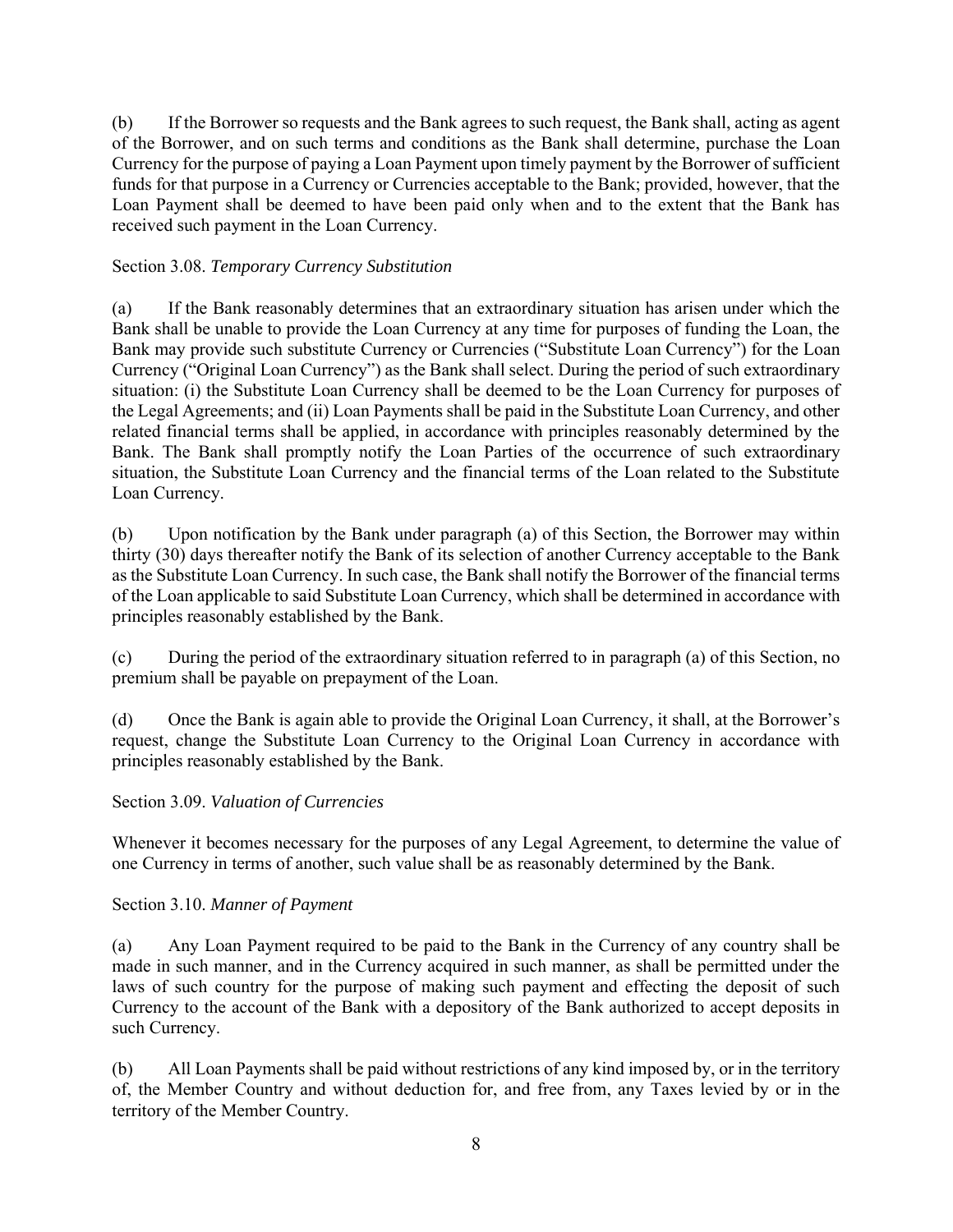(b) If the Borrower so requests and the Bank agrees to such request, the Bank shall, acting as agent of the Borrower, and on such terms and conditions as the Bank shall determine, purchase the Loan Currency for the purpose of paying a Loan Payment upon timely payment by the Borrower of sufficient funds for that purpose in a Currency or Currencies acceptable to the Bank; provided, however, that the Loan Payment shall be deemed to have been paid only when and to the extent that the Bank has received such payment in the Loan Currency.

Section 3.08. *Temporary Currency Substitution*

(a) If the Bank reasonably determines that an extraordinary situation has arisen under which the Bank shall be unable to provide the Loan Currency at any time for purposes of funding the Loan, the Bank may provide such substitute Currency or Currencies ("Substitute Loan Currency") for the Loan Currency ("Original Loan Currency") as the Bank shall select. During the period of such extraordinary situation: (i) the Substitute Loan Currency shall be deemed to be the Loan Currency for purposes of the Legal Agreements; and (ii) Loan Payments shall be paid in the Substitute Loan Currency, and other related financial terms shall be applied, in accordance with principles reasonably determined by the Bank. The Bank shall promptly notify the Loan Parties of the occurrence of such extraordinary situation, the Substitute Loan Currency and the financial terms of the Loan related to the Substitute Loan Currency.

(b) Upon notification by the Bank under paragraph (a) of this Section, the Borrower may within thirty (30) days thereafter notify the Bank of its selection of another Currency acceptable to the Bank as the Substitute Loan Currency. In such case, the Bank shall notify the Borrower of the financial terms of the Loan applicable to said Substitute Loan Currency, which shall be determined in accordance with principles reasonably established by the Bank.

(c) During the period of the extraordinary situation referred to in paragraph (a) of this Section, no premium shall be payable on prepayment of the Loan.

(d) Once the Bank is again able to provide the Original Loan Currency, it shall, at the Borrower's request, change the Substitute Loan Currency to the Original Loan Currency in accordance with principles reasonably established by the Bank.

Section 3.09. *Valuation of Currencies*

Whenever it becomes necessary for the purposes of any Legal Agreement, to determine the value of one Currency in terms of another, such value shall be as reasonably determined by the Bank.

Section 3.10. *Manner of Payment*

(a) Any Loan Payment required to be paid to the Bank in the Currency of any country shall be made in such manner, and in the Currency acquired in such manner, as shall be permitted under the laws of such country for the purpose of making such payment and effecting the deposit of such Currency to the account of the Bank with a depository of the Bank authorized to accept deposits in such Currency.

(b) All Loan Payments shall be paid without restrictions of any kind imposed by, or in the territory of, the Member Country and without deduction for, and free from, any Taxes levied by or in the territory of the Member Country.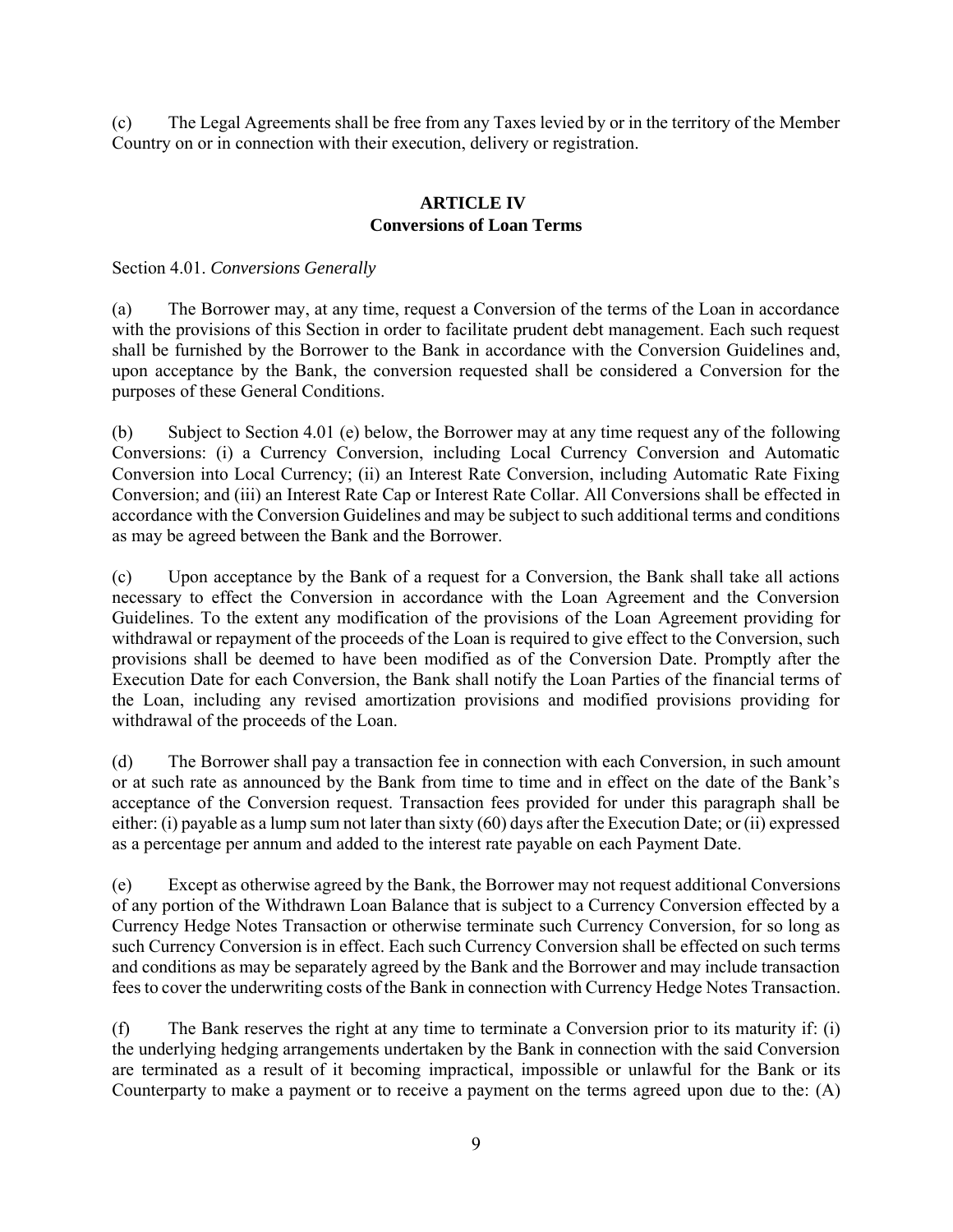(c) The Legal Agreements shall be free from any Taxes levied by or in the territory of the Member Country on or in connection with their execution, delivery or registration.

## ARTICLE IV
## Conversions of Loan Terms

Section 4.01. *Conversions Generally*

(a) The Borrower may, at any time, request a Conversion of the terms of the Loan in accordance with the provisions of this Section in order to facilitate prudent debt management. Each such request shall be furnished by the Borrower to the Bank in accordance with the Conversion Guidelines and, upon acceptance by the Bank, the conversion requested shall be considered a Conversion for the purposes of these General Conditions.

(b) Subject to Section 4.01 (e) below, the Borrower may at any time request any of the following Conversions: (i) a Currency Conversion, including Local Currency Conversion and Automatic Conversion into Local Currency; (ii) an Interest Rate Conversion, including Automatic Rate Fixing Conversion; and (iii) an Interest Rate Cap or Interest Rate Collar. All Conversions shall be effected in accordance with the Conversion Guidelines and may be subject to such additional terms and conditions as may be agreed between the Bank and the Borrower.

(c) Upon acceptance by the Bank of a request for a Conversion, the Bank shall take all actions necessary to effect the Conversion in accordance with the Loan Agreement and the Conversion Guidelines. To the extent any modification of the provisions of the Loan Agreement providing for withdrawal or repayment of the proceeds of the Loan is required to give effect to the Conversion, such provisions shall be deemed to have been modified as of the Conversion Date. Promptly after the Execution Date for each Conversion, the Bank shall notify the Loan Parties of the financial terms of the Loan, including any revised amortization provisions and modified provisions providing for withdrawal of the proceeds of the Loan.

(d) The Borrower shall pay a transaction fee in connection with each Conversion, in such amount or at such rate as announced by the Bank from time to time and in effect on the date of the Bank's acceptance of the Conversion request. Transaction fees provided for under this paragraph shall be either: (i) payable as a lump sum not later than sixty (60) days after the Execution Date; or (ii) expressed as a percentage per annum and added to the interest rate payable on each Payment Date.

(e) Except as otherwise agreed by the Bank, the Borrower may not request additional Conversions of any portion of the Withdrawn Loan Balance that is subject to a Currency Conversion effected by a Currency Hedge Notes Transaction or otherwise terminate such Currency Conversion, for so long as such Currency Conversion is in effect. Each such Currency Conversion shall be effected on such terms and conditions as may be separately agreed by the Bank and the Borrower and may include transaction fees to cover the underwriting costs of the Bank in connection with Currency Hedge Notes Transaction.

(f) The Bank reserves the right at any time to terminate a Conversion prior to its maturity if: (i) the underlying hedging arrangements undertaken by the Bank in connection with the said Conversion are terminated as a result of it becoming impractical, impossible or unlawful for the Bank or its Counterparty to make a payment or to receive a payment on the terms agreed upon due to the: (A)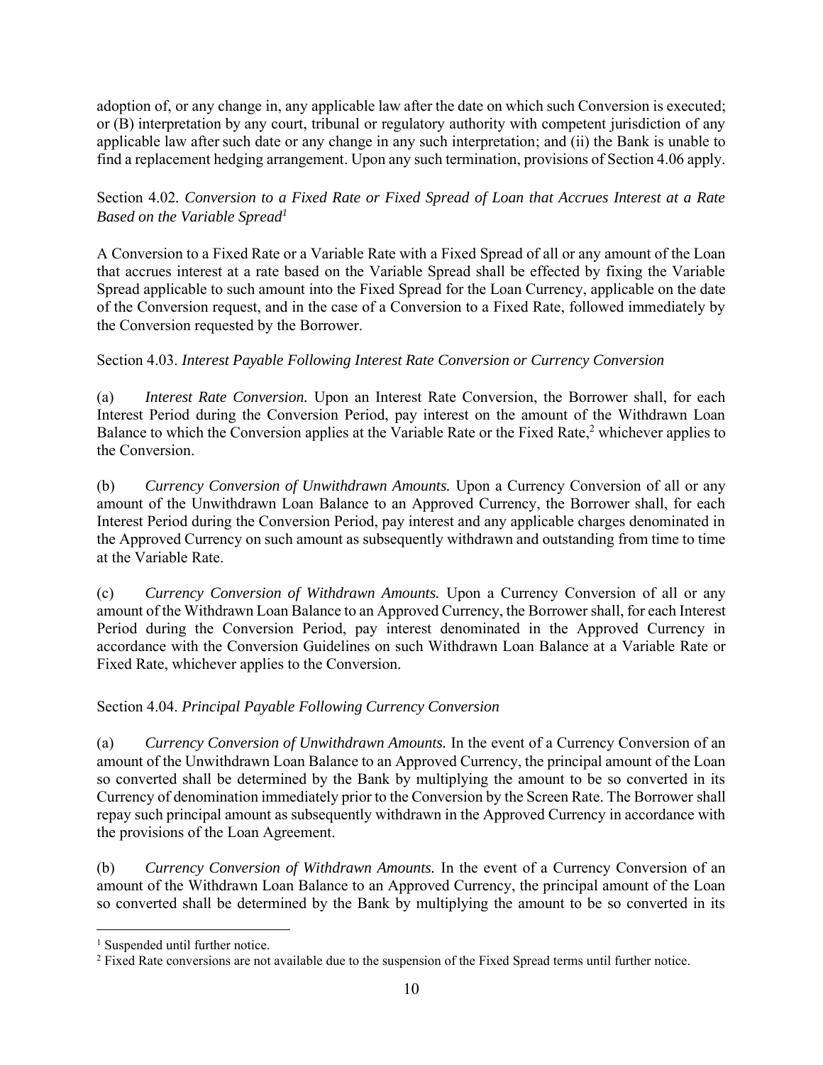adoption of, or any change in, any applicable law after the date on which such Conversion is executed; or (B) interpretation by any court, tribunal or regulatory authority with competent jurisdiction of any applicable law after such date or any change in any such interpretation; and (ii) the Bank is unable to find a replacement hedging arrangement. Upon any such termination, provisions of Section 4.06 apply.

Section 4.02. *Conversion to a Fixed Rate or Fixed Spread of Loan that Accrues Interest at a Rate Based on the Variable Spread*[1]

A Conversion to a Fixed Rate or a Variable Rate with a Fixed Spread of all or any amount of the Loan that accrues interest at a rate based on the Variable Spread shall be effected by fixing the Variable Spread applicable to such amount into the Fixed Spread for the Loan Currency, applicable on the date of the Conversion request, and in the case of a Conversion to a Fixed Rate, followed immediately by the Conversion requested by the Borrower.

Section 4.03. *Interest Payable Following Interest Rate Conversion or Currency Conversion*

(a) *Interest Rate Conversion.* Upon an Interest Rate Conversion, the Borrower shall, for each Interest Period during the Conversion Period, pay interest on the amount of the Withdrawn Loan Balance to which the Conversion applies at the Variable Rate or the Fixed Rate,[2] whichever applies to the Conversion.

(b) *Currency Conversion of Unwithdrawn Amounts.* Upon a Currency Conversion of all or any amount of the Unwithdrawn Loan Balance to an Approved Currency, the Borrower shall, for each Interest Period during the Conversion Period, pay interest and any applicable charges denominated in the Approved Currency on such amount as subsequently withdrawn and outstanding from time to time at the Variable Rate.

(c) *Currency Conversion of Withdrawn Amounts.* Upon a Currency Conversion of all or any amount of the Withdrawn Loan Balance to an Approved Currency, the Borrower shall, for each Interest Period during the Conversion Period, pay interest denominated in the Approved Currency in accordance with the Conversion Guidelines on such Withdrawn Loan Balance at a Variable Rate or Fixed Rate, whichever applies to the Conversion.

Section 4.04. *Principal Payable Following Currency Conversion*

(a) *Currency Conversion of Unwithdrawn Amounts.* In the event of a Currency Conversion of an amount of the Unwithdrawn Loan Balance to an Approved Currency, the principal amount of the Loan so converted shall be determined by the Bank by multiplying the amount to be so converted in its Currency of denomination immediately prior to the Conversion by the Screen Rate. The Borrower shall repay such principal amount as subsequently withdrawn in the Approved Currency in accordance with the provisions of the Loan Agreement.

(b) *Currency Conversion of Withdrawn Amounts.* In the event of a Currency Conversion of an amount of the Withdrawn Loan Balance to an Approved Currency, the principal amount of the Loan so converted shall be determined by the Bank by multiplying the amount to be so converted in its

---

[1] Suspended until further notice.

[2] Fixed Rate conversions are not available due to the suspension of the Fixed Spread terms until further notice.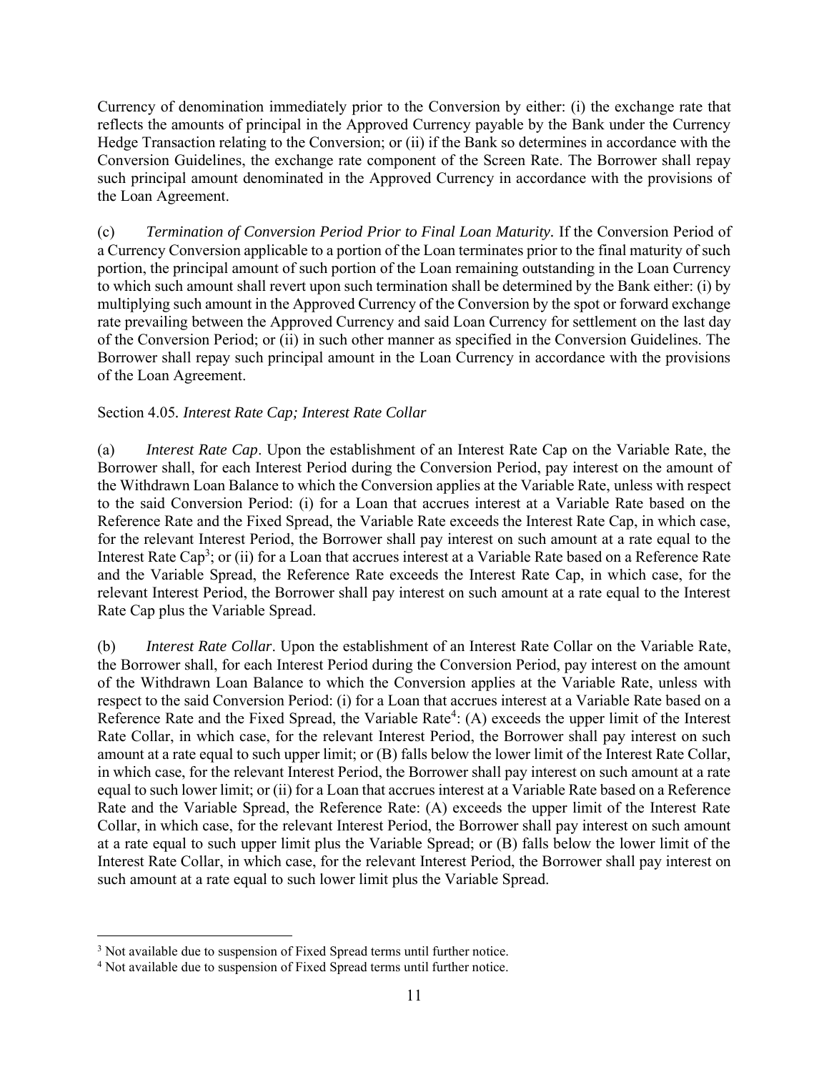Currency of denomination immediately prior to the Conversion by either: (i) the exchange rate that reflects the amounts of principal in the Approved Currency payable by the Bank under the Currency Hedge Transaction relating to the Conversion; or (ii) if the Bank so determines in accordance with the Conversion Guidelines, the exchange rate component of the Screen Rate. The Borrower shall repay such principal amount denominated in the Approved Currency in accordance with the provisions of the Loan Agreement.

(c) *Termination of Conversion Period Prior to Final Loan Maturity.* If the Conversion Period of a Currency Conversion applicable to a portion of the Loan terminates prior to the final maturity of such portion, the principal amount of such portion of the Loan remaining outstanding in the Loan Currency to which such amount shall revert upon such termination shall be determined by the Bank either: (i) by multiplying such amount in the Approved Currency of the Conversion by the spot or forward exchange rate prevailing between the Approved Currency and said Loan Currency for settlement on the last day of the Conversion Period; or (ii) in such other manner as specified in the Conversion Guidelines. The Borrower shall repay such principal amount in the Loan Currency in accordance with the provisions of the Loan Agreement.

Section 4.05. *Interest Rate Cap; Interest Rate Collar*

(a) *Interest Rate Cap*. Upon the establishment of an Interest Rate Cap on the Variable Rate, the Borrower shall, for each Interest Period during the Conversion Period, pay interest on the amount of the Withdrawn Loan Balance to which the Conversion applies at the Variable Rate, unless with respect to the said Conversion Period: (i) for a Loan that accrues interest at a Variable Rate based on the Reference Rate and the Fixed Spread, the Variable Rate exceeds the Interest Rate Cap, in which case, for the relevant Interest Period, the Borrower shall pay interest on such amount at a rate equal to the Interest Rate Cap[3]; or (ii) for a Loan that accrues interest at a Variable Rate based on a Reference Rate and the Variable Spread, the Reference Rate exceeds the Interest Rate Cap, in which case, for the relevant Interest Period, the Borrower shall pay interest on such amount at a rate equal to the Interest Rate Cap plus the Variable Spread.

(b) *Interest Rate Collar*. Upon the establishment of an Interest Rate Collar on the Variable Rate, the Borrower shall, for each Interest Period during the Conversion Period, pay interest on the amount of the Withdrawn Loan Balance to which the Conversion applies at the Variable Rate, unless with respect to the said Conversion Period: (i) for a Loan that accrues interest at a Variable Rate based on a Reference Rate and the Fixed Spread, the Variable Rate[4]: (A) exceeds the upper limit of the Interest Rate Collar, in which case, for the relevant Interest Period, the Borrower shall pay interest on such amount at a rate equal to such upper limit; or (B) falls below the lower limit of the Interest Rate Collar, in which case, for the relevant Interest Period, the Borrower shall pay interest on such amount at a rate equal to such lower limit; or (ii) for a Loan that accrues interest at a Variable Rate based on a Reference Rate and the Variable Spread, the Reference Rate: (A) exceeds the upper limit of the Interest Rate Collar, in which case, for the relevant Interest Period, the Borrower shall pay interest on such amount at a rate equal to such upper limit plus the Variable Spread; or (B) falls below the lower limit of the Interest Rate Collar, in which case, for the relevant Interest Period, the Borrower shall pay interest on such amount at a rate equal to such lower limit plus the Variable Spread.

[3] Not available due to suspension of Fixed Spread terms until further notice.

[4] Not available due to suspension of Fixed Spread terms until further notice.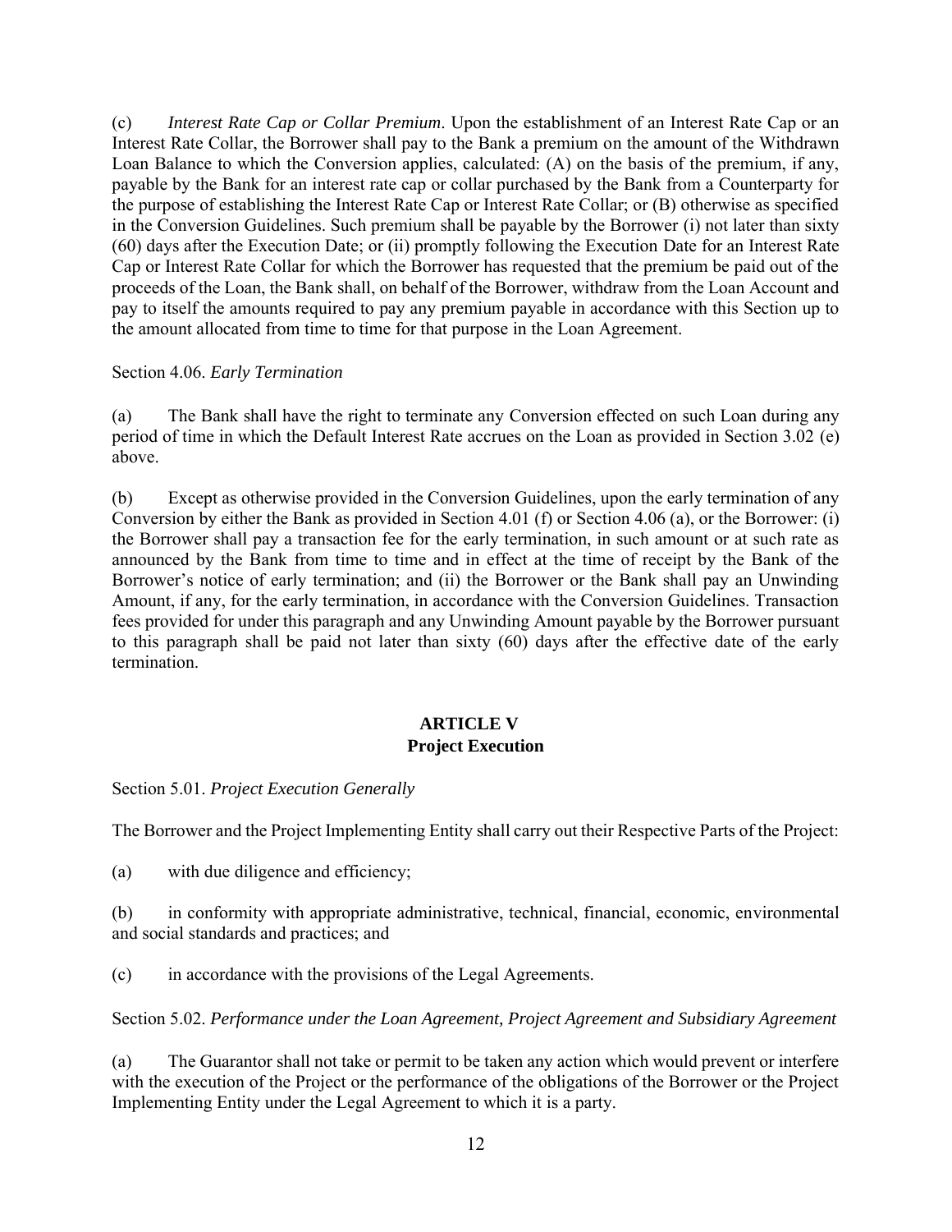(c) *Interest Rate Cap or Collar Premium*. Upon the establishment of an Interest Rate Cap or an Interest Rate Collar, the Borrower shall pay to the Bank a premium on the amount of the Withdrawn Loan Balance to which the Conversion applies, calculated: (A) on the basis of the premium, if any, payable by the Bank for an interest rate cap or collar purchased by the Bank from a Counterparty for the purpose of establishing the Interest Rate Cap or Interest Rate Collar; or (B) otherwise as specified in the Conversion Guidelines. Such premium shall be payable by the Borrower (i) not later than sixty (60) days after the Execution Date; or (ii) promptly following the Execution Date for an Interest Rate Cap or Interest Rate Collar for which the Borrower has requested that the premium be paid out of the proceeds of the Loan, the Bank shall, on behalf of the Borrower, withdraw from the Loan Account and pay to itself the amounts required to pay any premium payable in accordance with this Section up to the amount allocated from time to time for that purpose in the Loan Agreement.

Section 4.06. *Early Termination*

(a) The Bank shall have the right to terminate any Conversion effected on such Loan during any period of time in which the Default Interest Rate accrues on the Loan as provided in Section 3.02 (e) above.

(b) Except as otherwise provided in the Conversion Guidelines, upon the early termination of any Conversion by either the Bank as provided in Section 4.01 (f) or Section 4.06 (a), or the Borrower: (i) the Borrower shall pay a transaction fee for the early termination, in such amount or at such rate as announced by the Bank from time to time and in effect at the time of receipt by the Bank of the Borrower's notice of early termination; and (ii) the Borrower or the Bank shall pay an Unwinding Amount, if any, for the early termination, in accordance with the Conversion Guidelines. Transaction fees provided for under this paragraph and any Unwinding Amount payable by the Borrower pursuant to this paragraph shall be paid not later than sixty (60) days after the effective date of the early termination.

## ARTICLE V
## Project Execution

Section 5.01. *Project Execution Generally*

The Borrower and the Project Implementing Entity shall carry out their Respective Parts of the Project:

(a) with due diligence and efficiency;

(b) in conformity with appropriate administrative, technical, financial, economic, environmental and social standards and practices; and

(c) in accordance with the provisions of the Legal Agreements.

Section 5.02. *Performance under the Loan Agreement, Project Agreement and Subsidiary Agreement*

(a) The Guarantor shall not take or permit to be taken any action which would prevent or interfere with the execution of the Project or the performance of the obligations of the Borrower or the Project Implementing Entity under the Legal Agreement to which it is a party.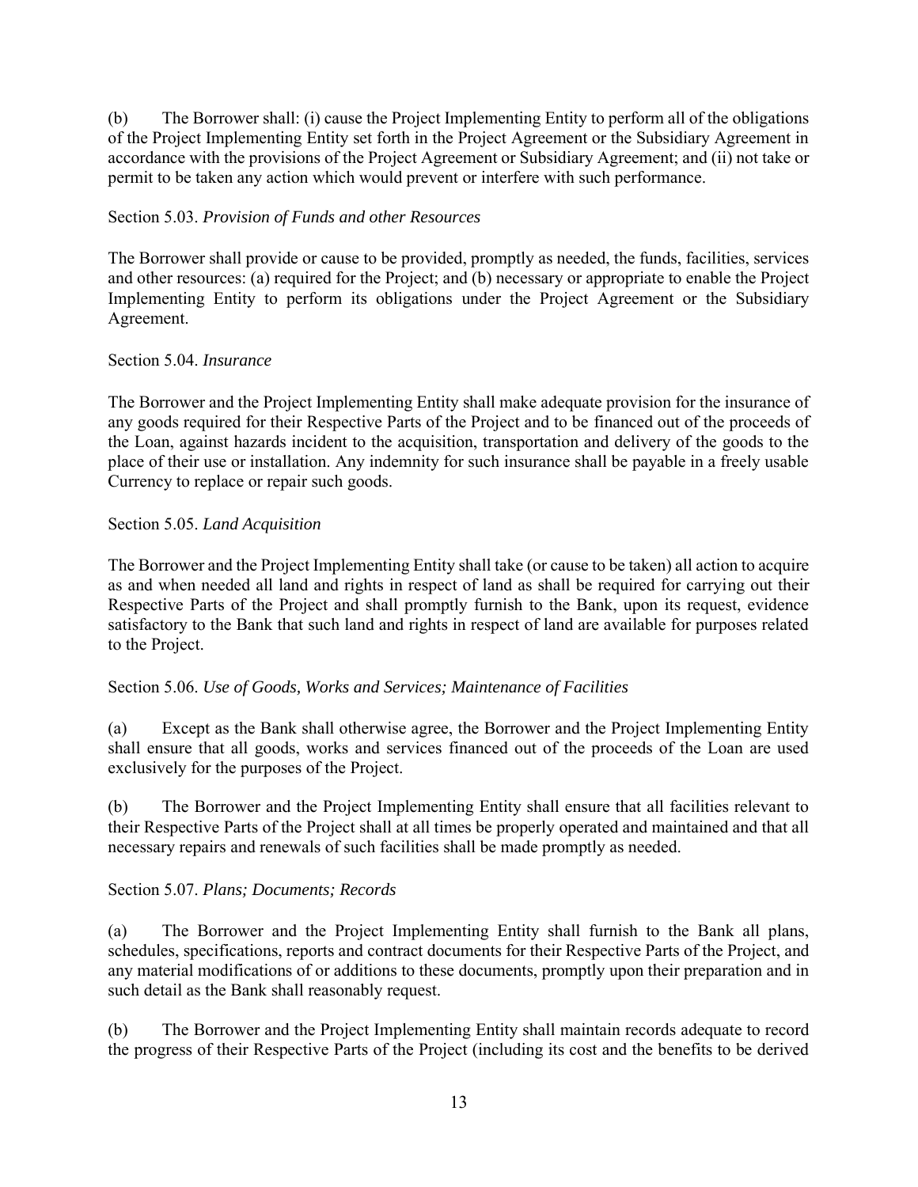(b) The Borrower shall: (i) cause the Project Implementing Entity to perform all of the obligations of the Project Implementing Entity set forth in the Project Agreement or the Subsidiary Agreement in accordance with the provisions of the Project Agreement or Subsidiary Agreement; and (ii) not take or permit to be taken any action which would prevent or interfere with such performance.

Section 5.03. *Provision of Funds and other Resources*

The Borrower shall provide or cause to be provided, promptly as needed, the funds, facilities, services and other resources: (a) required for the Project; and (b) necessary or appropriate to enable the Project Implementing Entity to perform its obligations under the Project Agreement or the Subsidiary Agreement.

Section 5.04. *Insurance*

The Borrower and the Project Implementing Entity shall make adequate provision for the insurance of any goods required for their Respective Parts of the Project and to be financed out of the proceeds of the Loan, against hazards incident to the acquisition, transportation and delivery of the goods to the place of their use or installation. Any indemnity for such insurance shall be payable in a freely usable Currency to replace or repair such goods.

Section 5.05. *Land Acquisition*

The Borrower and the Project Implementing Entity shall take (or cause to be taken) all action to acquire as and when needed all land and rights in respect of land as shall be required for carrying out their Respective Parts of the Project and shall promptly furnish to the Bank, upon its request, evidence satisfactory to the Bank that such land and rights in respect of land are available for purposes related to the Project.

Section 5.06. *Use of Goods, Works and Services; Maintenance of Facilities*

(a) Except as the Bank shall otherwise agree, the Borrower and the Project Implementing Entity shall ensure that all goods, works and services financed out of the proceeds of the Loan are used exclusively for the purposes of the Project.

(b) The Borrower and the Project Implementing Entity shall ensure that all facilities relevant to their Respective Parts of the Project shall at all times be properly operated and maintained and that all necessary repairs and renewals of such facilities shall be made promptly as needed.

Section 5.07. *Plans; Documents; Records*

(a) The Borrower and the Project Implementing Entity shall furnish to the Bank all plans, schedules, specifications, reports and contract documents for their Respective Parts of the Project, and any material modifications of or additions to these documents, promptly upon their preparation and in such detail as the Bank shall reasonably request.

(b) The Borrower and the Project Implementing Entity shall maintain records adequate to record the progress of their Respective Parts of the Project (including its cost and the benefits to be derived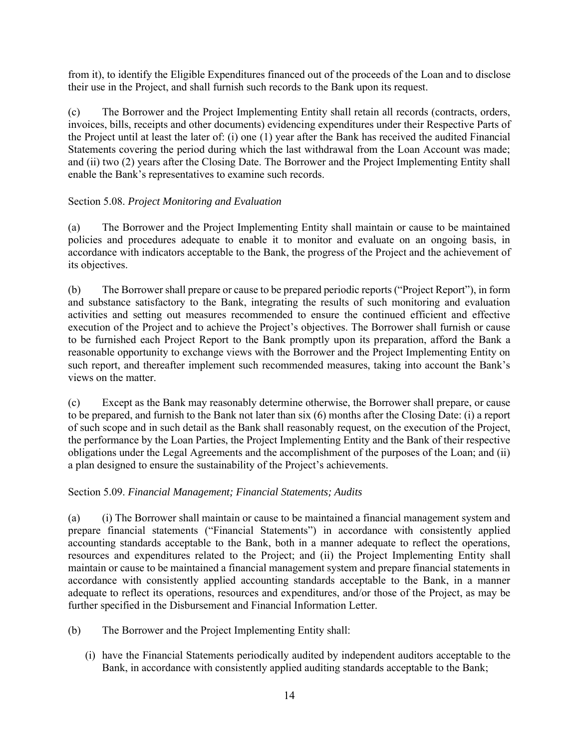from it), to identify the Eligible Expenditures financed out of the proceeds of the Loan and to disclose their use in the Project, and shall furnish such records to the Bank upon its request.

(c) The Borrower and the Project Implementing Entity shall retain all records (contracts, orders, invoices, bills, receipts and other documents) evidencing expenditures under their Respective Parts of the Project until at least the later of: (i) one (1) year after the Bank has received the audited Financial Statements covering the period during which the last withdrawal from the Loan Account was made; and (ii) two (2) years after the Closing Date. The Borrower and the Project Implementing Entity shall enable the Bank's representatives to examine such records.

Section 5.08. *Project Monitoring and Evaluation*

(a) The Borrower and the Project Implementing Entity shall maintain or cause to be maintained policies and procedures adequate to enable it to monitor and evaluate on an ongoing basis, in accordance with indicators acceptable to the Bank, the progress of the Project and the achievement of its objectives.

(b) The Borrower shall prepare or cause to be prepared periodic reports ("Project Report"), in form and substance satisfactory to the Bank, integrating the results of such monitoring and evaluation activities and setting out measures recommended to ensure the continued efficient and effective execution of the Project and to achieve the Project's objectives. The Borrower shall furnish or cause to be furnished each Project Report to the Bank promptly upon its preparation, afford the Bank a reasonable opportunity to exchange views with the Borrower and the Project Implementing Entity on such report, and thereafter implement such recommended measures, taking into account the Bank's views on the matter.

(c) Except as the Bank may reasonably determine otherwise, the Borrower shall prepare, or cause to be prepared, and furnish to the Bank not later than six (6) months after the Closing Date: (i) a report of such scope and in such detail as the Bank shall reasonably request, on the execution of the Project, the performance by the Loan Parties, the Project Implementing Entity and the Bank of their respective obligations under the Legal Agreements and the accomplishment of the purposes of the Loan; and (ii) a plan designed to ensure the sustainability of the Project's achievements.

Section 5.09. *Financial Management; Financial Statements; Audits*

(a) (i) The Borrower shall maintain or cause to be maintained a financial management system and prepare financial statements ("Financial Statements") in accordance with consistently applied accounting standards acceptable to the Bank, both in a manner adequate to reflect the operations, resources and expenditures related to the Project; and (ii) the Project Implementing Entity shall maintain or cause to be maintained a financial management system and prepare financial statements in accordance with consistently applied accounting standards acceptable to the Bank, in a manner adequate to reflect its operations, resources and expenditures, and/or those of the Project, as may be further specified in the Disbursement and Financial Information Letter.

(b) The Borrower and the Project Implementing Entity shall:

(i) have the Financial Statements periodically audited by independent auditors acceptable to the Bank, in accordance with consistently applied auditing standards acceptable to the Bank;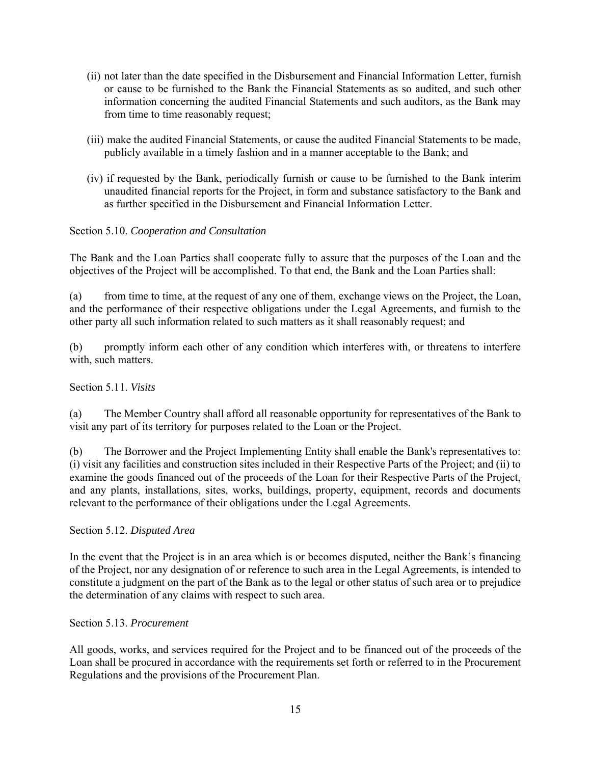(ii) not later than the date specified in the Disbursement and Financial Information Letter, furnish or cause to be furnished to the Bank the Financial Statements as so audited, and such other information concerning the audited Financial Statements and such auditors, as the Bank may from time to time reasonably request;

(iii) make the audited Financial Statements, or cause the audited Financial Statements to be made, publicly available in a timely fashion and in a manner acceptable to the Bank; and

(iv) if requested by the Bank, periodically furnish or cause to be furnished to the Bank interim unaudited financial reports for the Project, in form and substance satisfactory to the Bank and as further specified in the Disbursement and Financial Information Letter.

Section 5.10. *Cooperation and Consultation*

The Bank and the Loan Parties shall cooperate fully to assure that the purposes of the Loan and the objectives of the Project will be accomplished. To that end, the Bank and the Loan Parties shall:

(a) from time to time, at the request of any one of them, exchange views on the Project, the Loan, and the performance of their respective obligations under the Legal Agreements, and furnish to the other party all such information related to such matters as it shall reasonably request; and

(b) promptly inform each other of any condition which interferes with, or threatens to interfere with, such matters.

Section 5.11. *Visits*

(a) The Member Country shall afford all reasonable opportunity for representatives of the Bank to visit any part of its territory for purposes related to the Loan or the Project.

(b) The Borrower and the Project Implementing Entity shall enable the Bank's representatives to: (i) visit any facilities and construction sites included in their Respective Parts of the Project; and (ii) to examine the goods financed out of the proceeds of the Loan for their Respective Parts of the Project, and any plants, installations, sites, works, buildings, property, equipment, records and documents relevant to the performance of their obligations under the Legal Agreements.

Section 5.12. *Disputed Area*

In the event that the Project is in an area which is or becomes disputed, neither the Bank's financing of the Project, nor any designation of or reference to such area in the Legal Agreements, is intended to constitute a judgment on the part of the Bank as to the legal or other status of such area or to prejudice the determination of any claims with respect to such area.

Section 5.13. *Procurement*

All goods, works, and services required for the Project and to be financed out of the proceeds of the Loan shall be procured in accordance with the requirements set forth or referred to in the Procurement Regulations and the provisions of the Procurement Plan.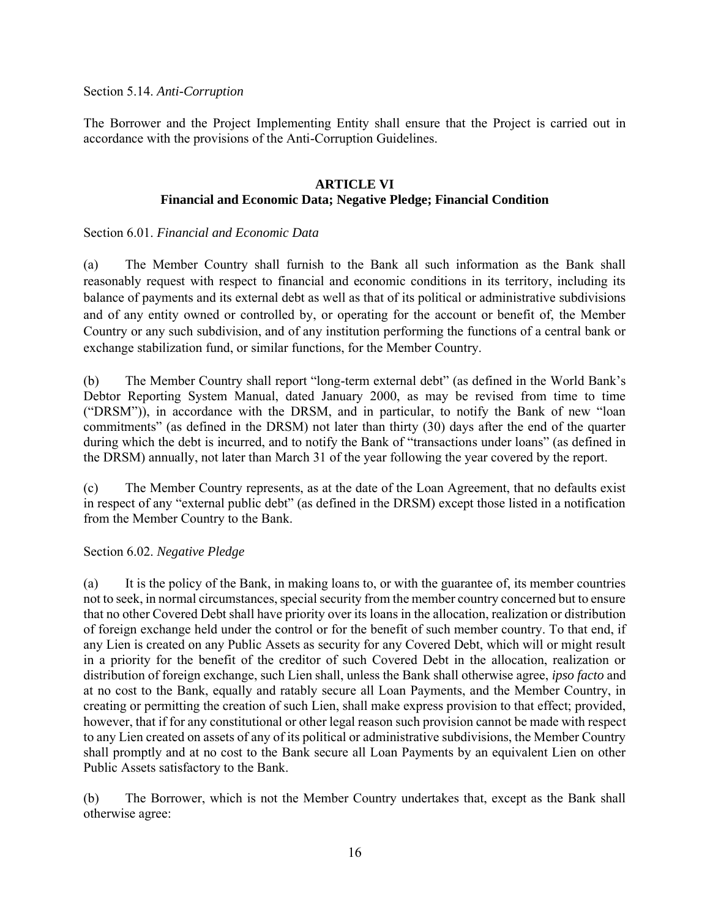Section 5.14. *Anti-Corruption*

The Borrower and the Project Implementing Entity shall ensure that the Project is carried out in accordance with the provisions of the Anti-Corruption Guidelines.

## ARTICLE VI
## Financial and Economic Data; Negative Pledge; Financial Condition

Section 6.01. *Financial and Economic Data*

(a) The Member Country shall furnish to the Bank all such information as the Bank shall reasonably request with respect to financial and economic conditions in its territory, including its balance of payments and its external debt as well as that of its political or administrative subdivisions and of any entity owned or controlled by, or operating for the account or benefit of, the Member Country or any such subdivision, and of any institution performing the functions of a central bank or exchange stabilization fund, or similar functions, for the Member Country.

(b) The Member Country shall report "long-term external debt" (as defined in the World Bank's Debtor Reporting System Manual, dated January 2000, as may be revised from time to time ("DRSM")), in accordance with the DRSM, and in particular, to notify the Bank of new "loan commitments" (as defined in the DRSM) not later than thirty (30) days after the end of the quarter during which the debt is incurred, and to notify the Bank of "transactions under loans" (as defined in the DRSM) annually, not later than March 31 of the year following the year covered by the report.

(c) The Member Country represents, as at the date of the Loan Agreement, that no defaults exist in respect of any "external public debt" (as defined in the DRSM) except those listed in a notification from the Member Country to the Bank.

Section 6.02. *Negative Pledge*

(a) It is the policy of the Bank, in making loans to, or with the guarantee of, its member countries not to seek, in normal circumstances, special security from the member country concerned but to ensure that no other Covered Debt shall have priority over its loans in the allocation, realization or distribution of foreign exchange held under the control or for the benefit of such member country. To that end, if any Lien is created on any Public Assets as security for any Covered Debt, which will or might result in a priority for the benefit of the creditor of such Covered Debt in the allocation, realization or distribution of foreign exchange, such Lien shall, unless the Bank shall otherwise agree, *ipso facto* and at no cost to the Bank, equally and ratably secure all Loan Payments, and the Member Country, in creating or permitting the creation of such Lien, shall make express provision to that effect; provided, however, that if for any constitutional or other legal reason such provision cannot be made with respect to any Lien created on assets of any of its political or administrative subdivisions, the Member Country shall promptly and at no cost to the Bank secure all Loan Payments by an equivalent Lien on other Public Assets satisfactory to the Bank.

(b) The Borrower, which is not the Member Country undertakes that, except as the Bank shall otherwise agree: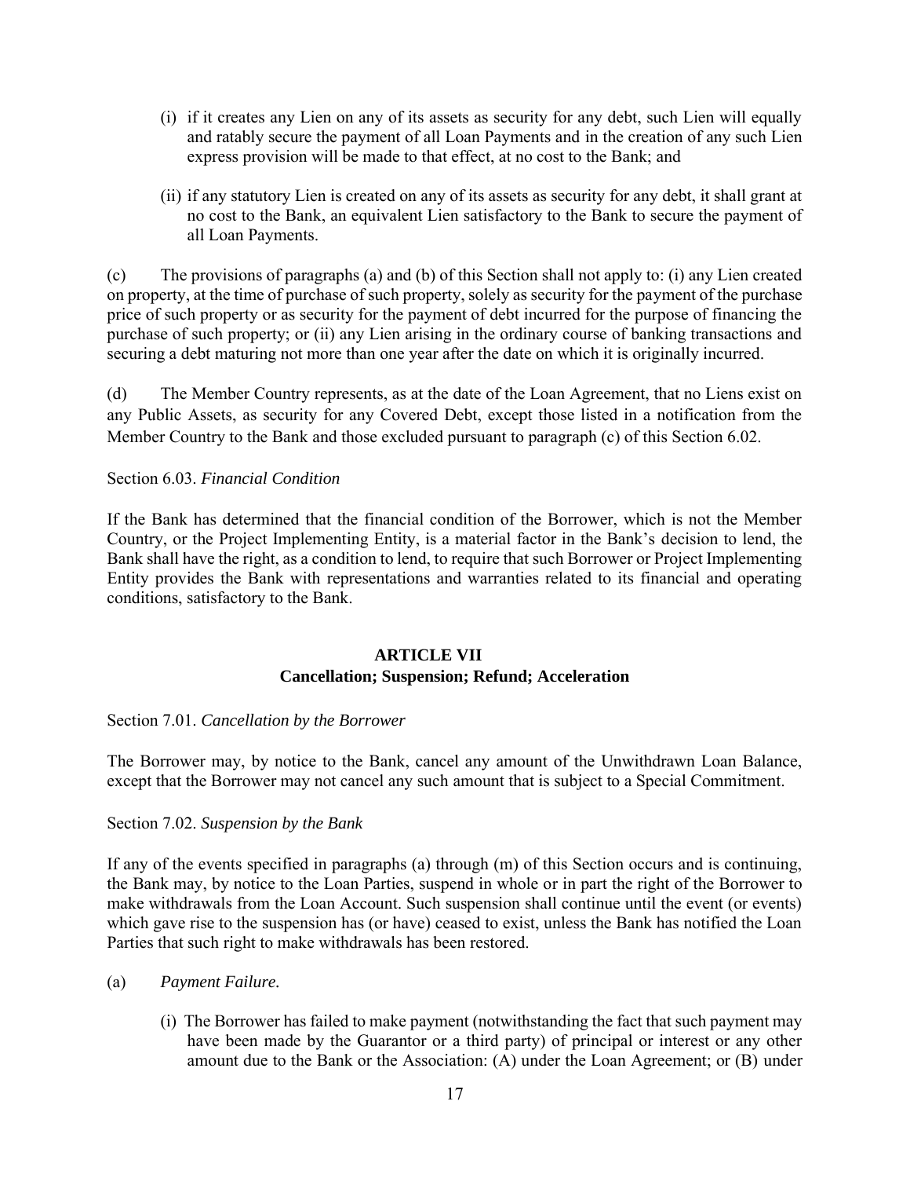(i) if it creates any Lien on any of its assets as security for any debt, such Lien will equally and ratably secure the payment of all Loan Payments and in the creation of any such Lien express provision will be made to that effect, at no cost to the Bank; and

(ii) if any statutory Lien is created on any of its assets as security for any debt, it shall grant at no cost to the Bank, an equivalent Lien satisfactory to the Bank to secure the payment of all Loan Payments.

(c) The provisions of paragraphs (a) and (b) of this Section shall not apply to: (i) any Lien created on property, at the time of purchase of such property, solely as security for the payment of the purchase price of such property or as security for the payment of debt incurred for the purpose of financing the purchase of such property; or (ii) any Lien arising in the ordinary course of banking transactions and securing a debt maturing not more than one year after the date on which it is originally incurred.

(d) The Member Country represents, as at the date of the Loan Agreement, that no Liens exist on any Public Assets, as security for any Covered Debt, except those listed in a notification from the Member Country to the Bank and those excluded pursuant to paragraph (c) of this Section 6.02.

Section 6.03. *Financial Condition*

If the Bank has determined that the financial condition of the Borrower, which is not the Member Country, or the Project Implementing Entity, is a material factor in the Bank's decision to lend, the Bank shall have the right, as a condition to lend, to require that such Borrower or Project Implementing Entity provides the Bank with representations and warranties related to its financial and operating conditions, satisfactory to the Bank.

## ARTICLE VII
## Cancellation; Suspension; Refund; Acceleration

Section 7.01. *Cancellation by the Borrower*

The Borrower may, by notice to the Bank, cancel any amount of the Unwithdrawn Loan Balance, except that the Borrower may not cancel any such amount that is subject to a Special Commitment.

Section 7.02. *Suspension by the Bank*

If any of the events specified in paragraphs (a) through (m) of this Section occurs and is continuing, the Bank may, by notice to the Loan Parties, suspend in whole or in part the right of the Borrower to make withdrawals from the Loan Account. Such suspension shall continue until the event (or events) which gave rise to the suspension has (or have) ceased to exist, unless the Bank has notified the Loan Parties that such right to make withdrawals has been restored.

(a) *Payment Failure.*

(i) The Borrower has failed to make payment (notwithstanding the fact that such payment may have been made by the Guarantor or a third party) of principal or interest or any other amount due to the Bank or the Association: (A) under the Loan Agreement; or (B) under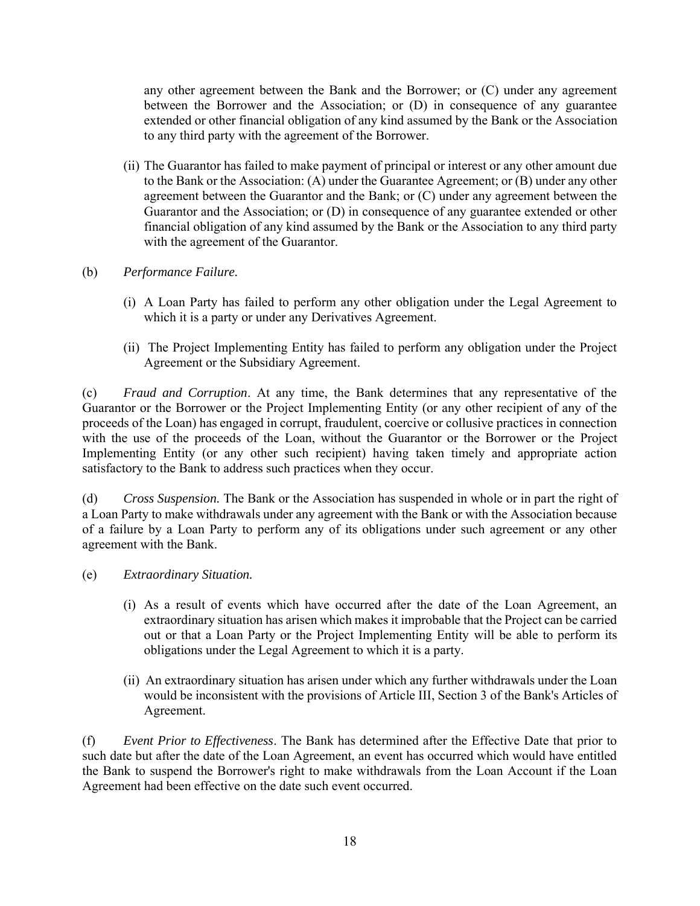any other agreement between the Bank and the Borrower; or (C) under any agreement between the Borrower and the Association; or (D) in consequence of any guarantee extended or other financial obligation of any kind assumed by the Bank or the Association to any third party with the agreement of the Borrower.

(ii) The Guarantor has failed to make payment of principal or interest or any other amount due to the Bank or the Association: (A) under the Guarantee Agreement; or (B) under any other agreement between the Guarantor and the Bank; or (C) under any agreement between the Guarantor and the Association; or (D) in consequence of any guarantee extended or other financial obligation of any kind assumed by the Bank or the Association to any third party with the agreement of the Guarantor.

(b) *Performance Failure.*

(i) A Loan Party has failed to perform any other obligation under the Legal Agreement to which it is a party or under any Derivatives Agreement.

(ii) The Project Implementing Entity has failed to perform any obligation under the Project Agreement or the Subsidiary Agreement.

(c) *Fraud and Corruption*. At any time, the Bank determines that any representative of the Guarantor or the Borrower or the Project Implementing Entity (or any other recipient of any of the proceeds of the Loan) has engaged in corrupt, fraudulent, coercive or collusive practices in connection with the use of the proceeds of the Loan, without the Guarantor or the Borrower or the Project Implementing Entity (or any other such recipient) having taken timely and appropriate action satisfactory to the Bank to address such practices when they occur.

(d) *Cross Suspension.* The Bank or the Association has suspended in whole or in part the right of a Loan Party to make withdrawals under any agreement with the Bank or with the Association because of a failure by a Loan Party to perform any of its obligations under such agreement or any other agreement with the Bank.

(e) *Extraordinary Situation.*

(i) As a result of events which have occurred after the date of the Loan Agreement, an extraordinary situation has arisen which makes it improbable that the Project can be carried out or that a Loan Party or the Project Implementing Entity will be able to perform its obligations under the Legal Agreement to which it is a party.

(ii) An extraordinary situation has arisen under which any further withdrawals under the Loan would be inconsistent with the provisions of Article III, Section 3 of the Bank's Articles of Agreement.

(f) *Event Prior to Effectiveness*. The Bank has determined after the Effective Date that prior to such date but after the date of the Loan Agreement, an event has occurred which would have entitled the Bank to suspend the Borrower's right to make withdrawals from the Loan Account if the Loan Agreement had been effective on the date such event occurred.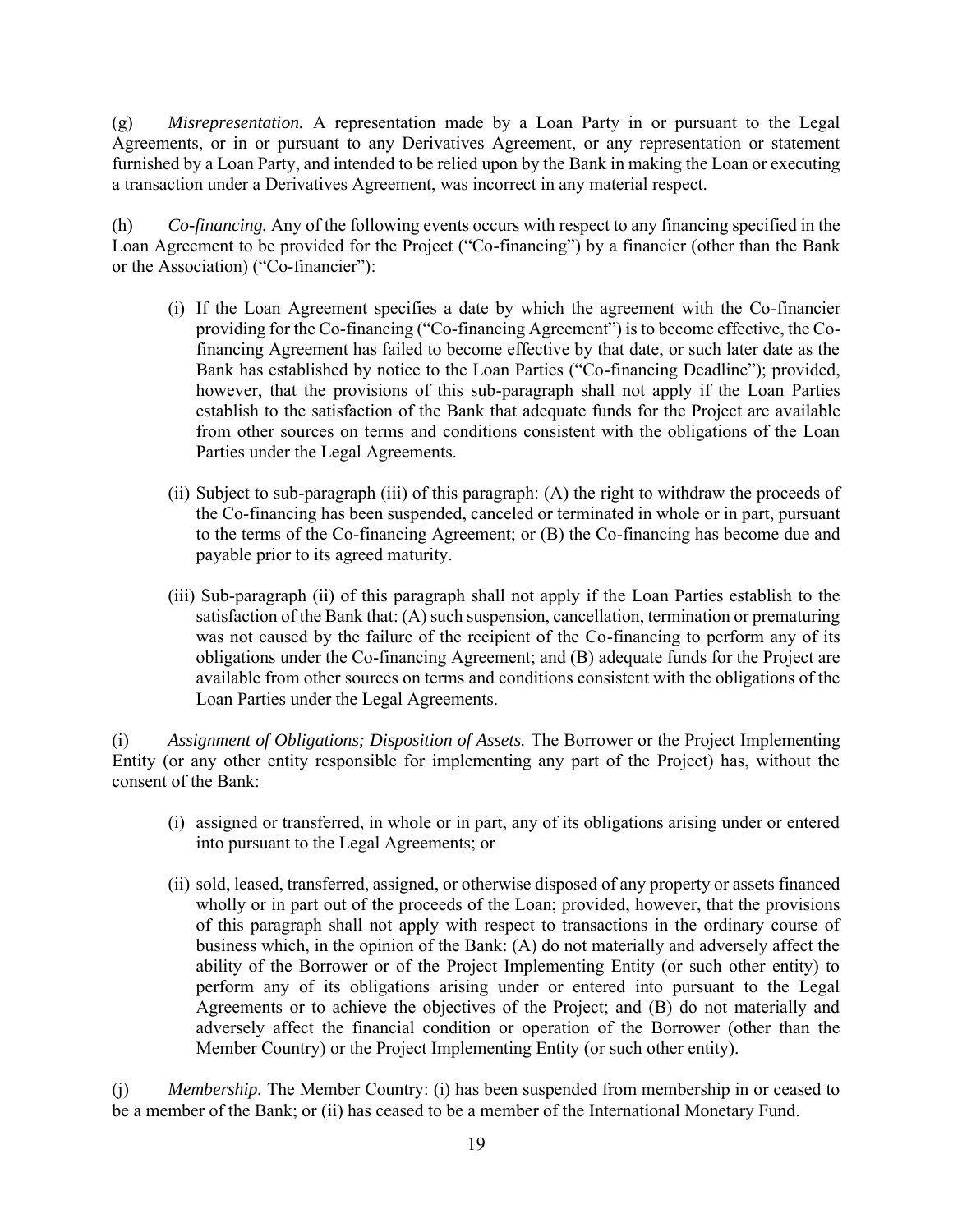(g) *Misrepresentation.* A representation made by a Loan Party in or pursuant to the Legal Agreements, or in or pursuant to any Derivatives Agreement, or any representation or statement furnished by a Loan Party, and intended to be relied upon by the Bank in making the Loan or executing a transaction under a Derivatives Agreement, was incorrect in any material respect.

(h) *Co-financing.* Any of the following events occurs with respect to any financing specified in the Loan Agreement to be provided for the Project ("Co-financing") by a financier (other than the Bank or the Association) ("Co-financier"):

(i) If the Loan Agreement specifies a date by which the agreement with the Co-financier providing for the Co-financing ("Co-financing Agreement") is to become effective, the Co-financing Agreement has failed to become effective by that date, or such later date as the Bank has established by notice to the Loan Parties ("Co-financing Deadline"); provided, however, that the provisions of this sub-paragraph shall not apply if the Loan Parties establish to the satisfaction of the Bank that adequate funds for the Project are available from other sources on terms and conditions consistent with the obligations of the Loan Parties under the Legal Agreements.

(ii) Subject to sub-paragraph (iii) of this paragraph: (A) the right to withdraw the proceeds of the Co-financing has been suspended, canceled or terminated in whole or in part, pursuant to the terms of the Co-financing Agreement; or (B) the Co-financing has become due and payable prior to its agreed maturity.

(iii) Sub-paragraph (ii) of this paragraph shall not apply if the Loan Parties establish to the satisfaction of the Bank that: (A) such suspension, cancellation, termination or prematuring was not caused by the failure of the recipient of the Co-financing to perform any of its obligations under the Co-financing Agreement; and (B) adequate funds for the Project are available from other sources on terms and conditions consistent with the obligations of the Loan Parties under the Legal Agreements.

(i) *Assignment of Obligations; Disposition of Assets.* The Borrower or the Project Implementing Entity (or any other entity responsible for implementing any part of the Project) has, without the consent of the Bank:

(i) assigned or transferred, in whole or in part, any of its obligations arising under or entered into pursuant to the Legal Agreements; or

(ii) sold, leased, transferred, assigned, or otherwise disposed of any property or assets financed wholly or in part out of the proceeds of the Loan; provided, however, that the provisions of this paragraph shall not apply with respect to transactions in the ordinary course of business which, in the opinion of the Bank: (A) do not materially and adversely affect the ability of the Borrower or of the Project Implementing Entity (or such other entity) to perform any of its obligations arising under or entered into pursuant to the Legal Agreements or to achieve the objectives of the Project; and (B) do not materially and adversely affect the financial condition or operation of the Borrower (other than the Member Country) or the Project Implementing Entity (or such other entity).

(j) *Membership.* The Member Country: (i) has been suspended from membership in or ceased to be a member of the Bank; or (ii) has ceased to be a member of the International Monetary Fund.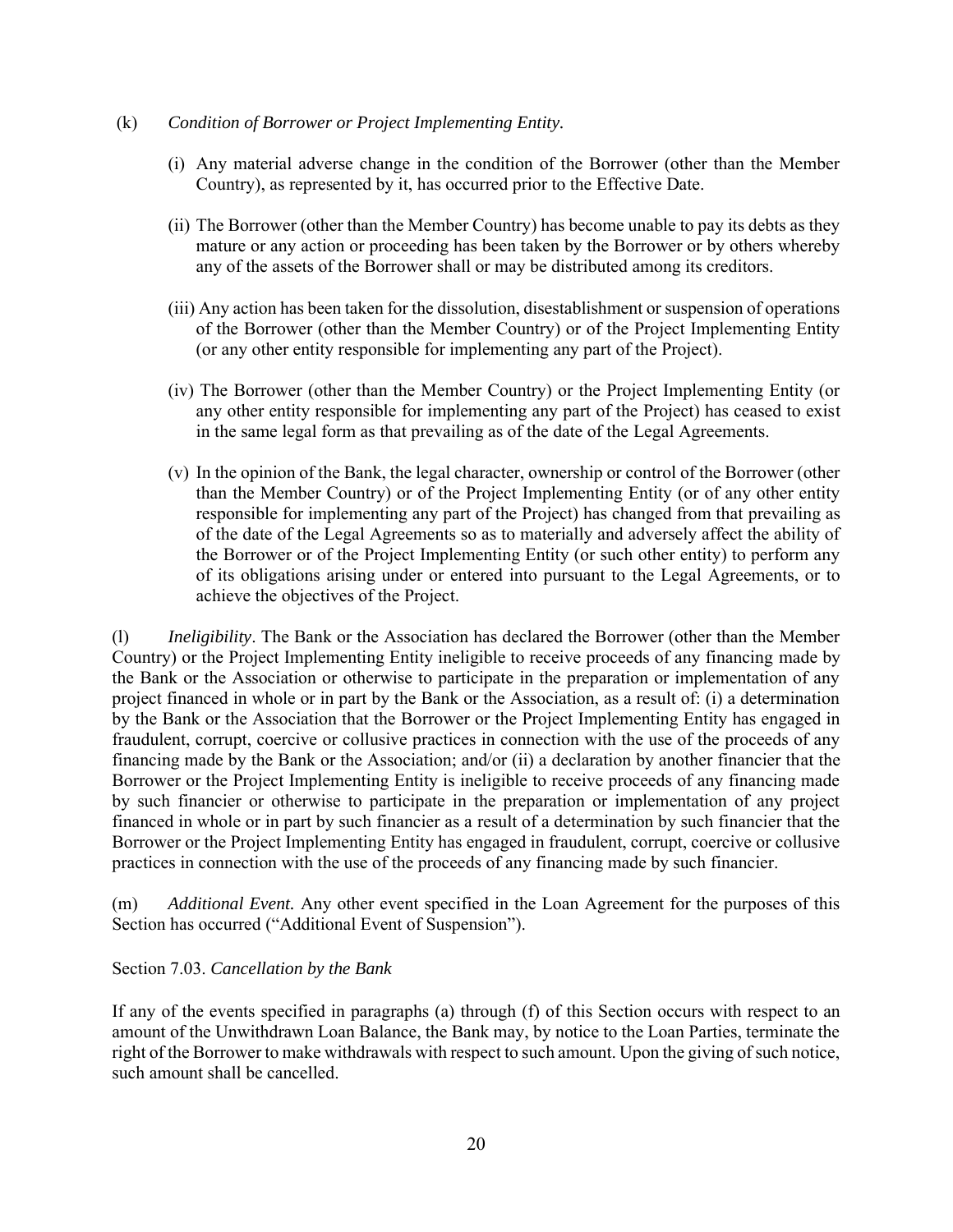(k) *Condition of Borrower or Project Implementing Entity.*

(i) Any material adverse change in the condition of the Borrower (other than the Member Country), as represented by it, has occurred prior to the Effective Date.

(ii) The Borrower (other than the Member Country) has become unable to pay its debts as they mature or any action or proceeding has been taken by the Borrower or by others whereby any of the assets of the Borrower shall or may be distributed among its creditors.

(iii) Any action has been taken for the dissolution, disestablishment or suspension of operations of the Borrower (other than the Member Country) or of the Project Implementing Entity (or any other entity responsible for implementing any part of the Project).

(iv) The Borrower (other than the Member Country) or the Project Implementing Entity (or any other entity responsible for implementing any part of the Project) has ceased to exist in the same legal form as that prevailing as of the date of the Legal Agreements.

(v) In the opinion of the Bank, the legal character, ownership or control of the Borrower (other than the Member Country) or of the Project Implementing Entity (or of any other entity responsible for implementing any part of the Project) has changed from that prevailing as of the date of the Legal Agreements so as to materially and adversely affect the ability of the Borrower or of the Project Implementing Entity (or such other entity) to perform any of its obligations arising under or entered into pursuant to the Legal Agreements, or to achieve the objectives of the Project.

(l) *Ineligibility*. The Bank or the Association has declared the Borrower (other than the Member Country) or the Project Implementing Entity ineligible to receive proceeds of any financing made by the Bank or the Association or otherwise to participate in the preparation or implementation of any project financed in whole or in part by the Bank or the Association, as a result of: (i) a determination by the Bank or the Association that the Borrower or the Project Implementing Entity has engaged in fraudulent, corrupt, coercive or collusive practices in connection with the use of the proceeds of any financing made by the Bank or the Association; and/or (ii) a declaration by another financier that the Borrower or the Project Implementing Entity is ineligible to receive proceeds of any financing made by such financier or otherwise to participate in the preparation or implementation of any project financed in whole or in part by such financier as a result of a determination by such financier that the Borrower or the Project Implementing Entity has engaged in fraudulent, corrupt, coercive or collusive practices in connection with the use of the proceeds of any financing made by such financier.

(m) *Additional Event.* Any other event specified in the Loan Agreement for the purposes of this Section has occurred ("Additional Event of Suspension").

Section 7.03. *Cancellation by the Bank*

If any of the events specified in paragraphs (a) through (f) of this Section occurs with respect to an amount of the Unwithdrawn Loan Balance, the Bank may, by notice to the Loan Parties, terminate the right of the Borrower to make withdrawals with respect to such amount. Upon the giving of such notice, such amount shall be cancelled.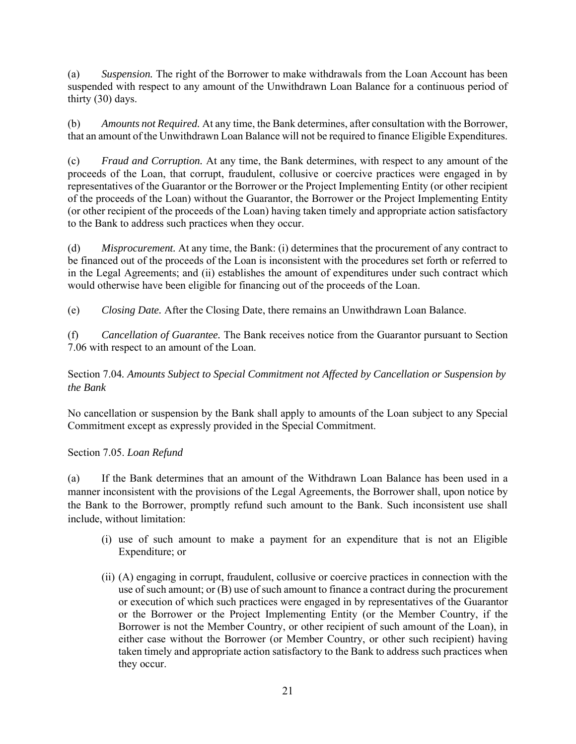(a) *Suspension.* The right of the Borrower to make withdrawals from the Loan Account has been suspended with respect to any amount of the Unwithdrawn Loan Balance for a continuous period of thirty (30) days.

(b) *Amounts not Required.* At any time, the Bank determines, after consultation with the Borrower, that an amount of the Unwithdrawn Loan Balance will not be required to finance Eligible Expenditures.

(c) *Fraud and Corruption.* At any time, the Bank determines, with respect to any amount of the proceeds of the Loan, that corrupt, fraudulent, collusive or coercive practices were engaged in by representatives of the Guarantor or the Borrower or the Project Implementing Entity (or other recipient of the proceeds of the Loan) without the Guarantor, the Borrower or the Project Implementing Entity (or other recipient of the proceeds of the Loan) having taken timely and appropriate action satisfactory to the Bank to address such practices when they occur.

(d) *Misprocurement.* At any time, the Bank: (i) determines that the procurement of any contract to be financed out of the proceeds of the Loan is inconsistent with the procedures set forth or referred to in the Legal Agreements; and (ii) establishes the amount of expenditures under such contract which would otherwise have been eligible for financing out of the proceeds of the Loan.

(e) *Closing Date.* After the Closing Date, there remains an Unwithdrawn Loan Balance.

(f) *Cancellation of Guarantee.* The Bank receives notice from the Guarantor pursuant to Section 7.06 with respect to an amount of the Loan.

Section 7.04. *Amounts Subject to Special Commitment not Affected by Cancellation or Suspension by the Bank*

No cancellation or suspension by the Bank shall apply to amounts of the Loan subject to any Special Commitment except as expressly provided in the Special Commitment.

Section 7.05. *Loan Refund*

(a) If the Bank determines that an amount of the Withdrawn Loan Balance has been used in a manner inconsistent with the provisions of the Legal Agreements, the Borrower shall, upon notice by the Bank to the Borrower, promptly refund such amount to the Bank. Such inconsistent use shall include, without limitation:

(i) use of such amount to make a payment for an expenditure that is not an Eligible Expenditure; or

(ii) (A) engaging in corrupt, fraudulent, collusive or coercive practices in connection with the use of such amount; or (B) use of such amount to finance a contract during the procurement or execution of which such practices were engaged in by representatives of the Guarantor or the Borrower or the Project Implementing Entity (or the Member Country, if the Borrower is not the Member Country, or other recipient of such amount of the Loan), in either case without the Borrower (or Member Country, or other such recipient) having taken timely and appropriate action satisfactory to the Bank to address such practices when they occur.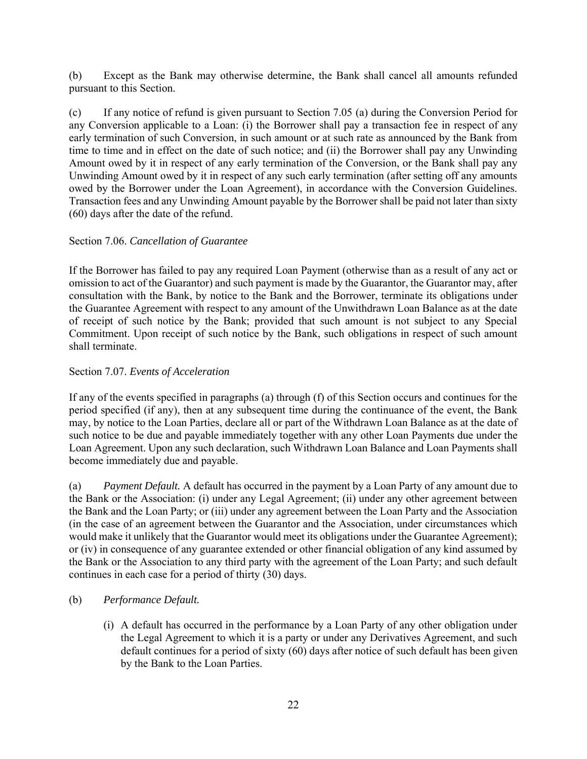(b) Except as the Bank may otherwise determine, the Bank shall cancel all amounts refunded pursuant to this Section.

(c) If any notice of refund is given pursuant to Section 7.05 (a) during the Conversion Period for any Conversion applicable to a Loan: (i) the Borrower shall pay a transaction fee in respect of any early termination of such Conversion, in such amount or at such rate as announced by the Bank from time to time and in effect on the date of such notice; and (ii) the Borrower shall pay any Unwinding Amount owed by it in respect of any early termination of the Conversion, or the Bank shall pay any Unwinding Amount owed by it in respect of any such early termination (after setting off any amounts owed by the Borrower under the Loan Agreement), in accordance with the Conversion Guidelines. Transaction fees and any Unwinding Amount payable by the Borrower shall be paid not later than sixty (60) days after the date of the refund.

Section 7.06. *Cancellation of Guarantee*

If the Borrower has failed to pay any required Loan Payment (otherwise than as a result of any act or omission to act of the Guarantor) and such payment is made by the Guarantor, the Guarantor may, after consultation with the Bank, by notice to the Bank and the Borrower, terminate its obligations under the Guarantee Agreement with respect to any amount of the Unwithdrawn Loan Balance as at the date of receipt of such notice by the Bank; provided that such amount is not subject to any Special Commitment. Upon receipt of such notice by the Bank, such obligations in respect of such amount shall terminate.

Section 7.07. *Events of Acceleration*

If any of the events specified in paragraphs (a) through (f) of this Section occurs and continues for the period specified (if any), then at any subsequent time during the continuance of the event, the Bank may, by notice to the Loan Parties, declare all or part of the Withdrawn Loan Balance as at the date of such notice to be due and payable immediately together with any other Loan Payments due under the Loan Agreement. Upon any such declaration, such Withdrawn Loan Balance and Loan Payments shall become immediately due and payable.

(a) *Payment Default.* A default has occurred in the payment by a Loan Party of any amount due to the Bank or the Association: (i) under any Legal Agreement; (ii) under any other agreement between the Bank and the Loan Party; or (iii) under any agreement between the Loan Party and the Association (in the case of an agreement between the Guarantor and the Association, under circumstances which would make it unlikely that the Guarantor would meet its obligations under the Guarantee Agreement); or (iv) in consequence of any guarantee extended or other financial obligation of any kind assumed by the Bank or the Association to any third party with the agreement of the Loan Party; and such default continues in each case for a period of thirty (30) days.

(b) *Performance Default.*

(i) A default has occurred in the performance by a Loan Party of any other obligation under the Legal Agreement to which it is a party or under any Derivatives Agreement, and such default continues for a period of sixty (60) days after notice of such default has been given by the Bank to the Loan Parties.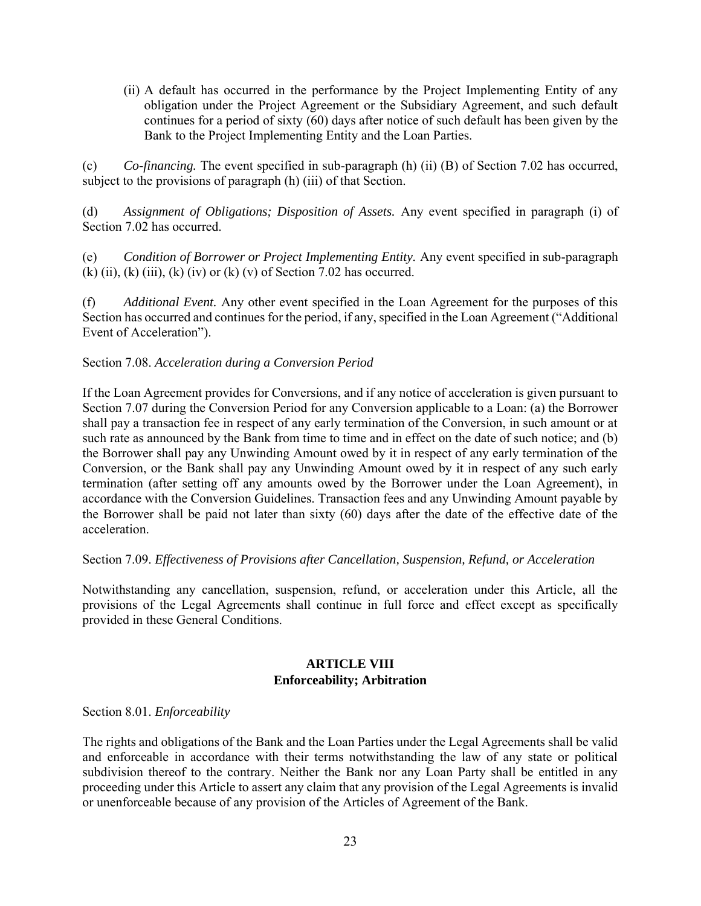(ii) A default has occurred in the performance by the Project Implementing Entity of any obligation under the Project Agreement or the Subsidiary Agreement, and such default continues for a period of sixty (60) days after notice of such default has been given by the Bank to the Project Implementing Entity and the Loan Parties.

(c) *Co-financing.* The event specified in sub-paragraph (h) (ii) (B) of Section 7.02 has occurred, subject to the provisions of paragraph (h) (iii) of that Section.

(d) *Assignment of Obligations; Disposition of Assets.* Any event specified in paragraph (i) of Section 7.02 has occurred.

(e) *Condition of Borrower or Project Implementing Entity.* Any event specified in sub-paragraph (k) (ii), (k) (iii), (k) (iv) or (k) (v) of Section 7.02 has occurred.

(f) *Additional Event.* Any other event specified in the Loan Agreement for the purposes of this Section has occurred and continues for the period, if any, specified in the Loan Agreement ("Additional Event of Acceleration").

Section 7.08. *Acceleration during a Conversion Period*

If the Loan Agreement provides for Conversions, and if any notice of acceleration is given pursuant to Section 7.07 during the Conversion Period for any Conversion applicable to a Loan: (a) the Borrower shall pay a transaction fee in respect of any early termination of the Conversion, in such amount or at such rate as announced by the Bank from time to time and in effect on the date of such notice; and (b) the Borrower shall pay any Unwinding Amount owed by it in respect of any early termination of the Conversion, or the Bank shall pay any Unwinding Amount owed by it in respect of any such early termination (after setting off any amounts owed by the Borrower under the Loan Agreement), in accordance with the Conversion Guidelines. Transaction fees and any Unwinding Amount payable by the Borrower shall be paid not later than sixty (60) days after the date of the effective date of the acceleration.

Section 7.09. *Effectiveness of Provisions after Cancellation, Suspension, Refund, or Acceleration*

Notwithstanding any cancellation, suspension, refund, or acceleration under this Article, all the provisions of the Legal Agreements shall continue in full force and effect except as specifically provided in these General Conditions.

## ARTICLE VIII
## Enforceability; Arbitration

Section 8.01. *Enforceability*

The rights and obligations of the Bank and the Loan Parties under the Legal Agreements shall be valid and enforceable in accordance with their terms notwithstanding the law of any state or political subdivision thereof to the contrary. Neither the Bank nor any Loan Party shall be entitled in any proceeding under this Article to assert any claim that any provision of the Legal Agreements is invalid or unenforceable because of any provision of the Articles of Agreement of the Bank.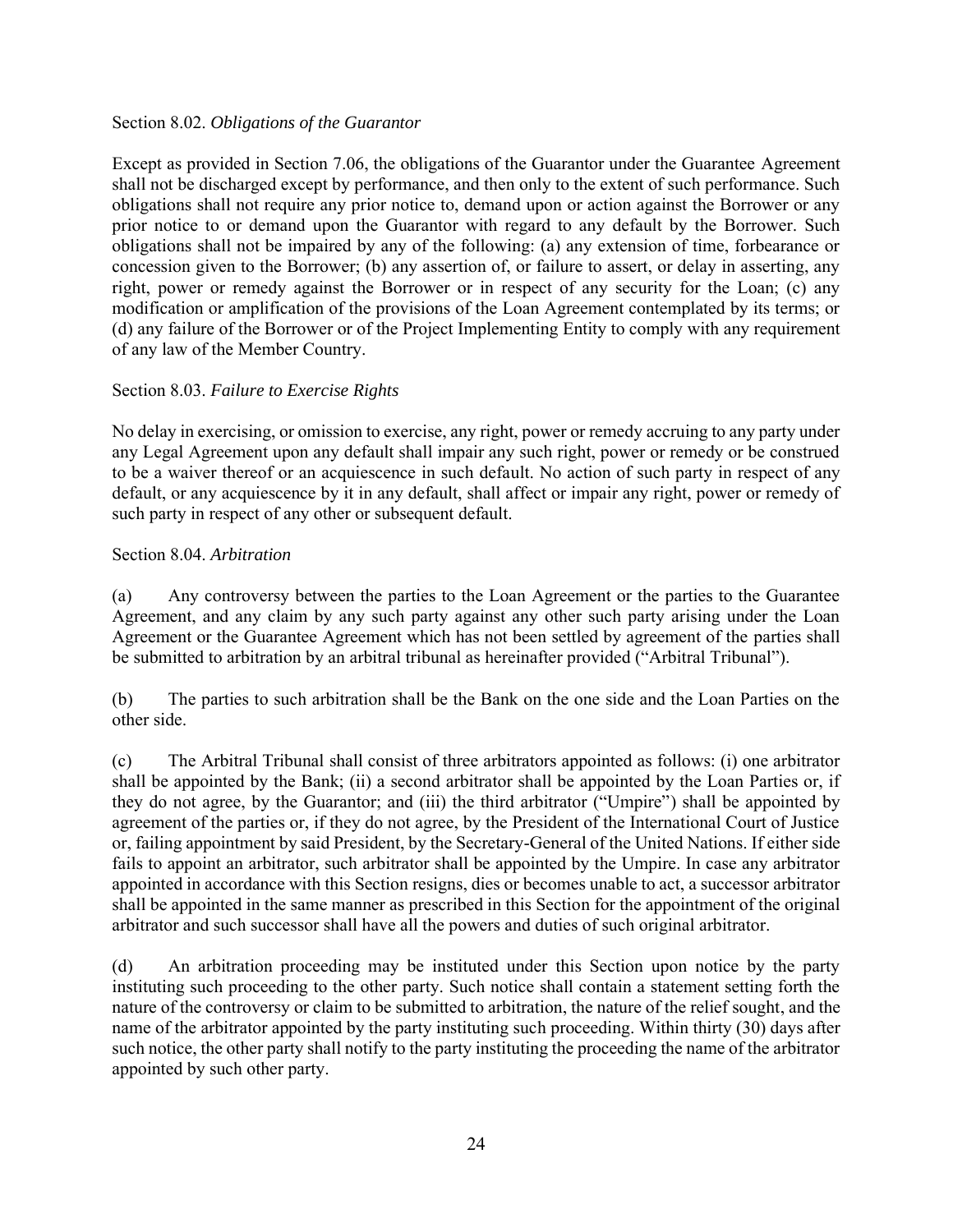Section 8.02. *Obligations of the Guarantor*

Except as provided in Section 7.06, the obligations of the Guarantor under the Guarantee Agreement shall not be discharged except by performance, and then only to the extent of such performance. Such obligations shall not require any prior notice to, demand upon or action against the Borrower or any prior notice to or demand upon the Guarantor with regard to any default by the Borrower. Such obligations shall not be impaired by any of the following: (a) any extension of time, forbearance or concession given to the Borrower; (b) any assertion of, or failure to assert, or delay in asserting, any right, power or remedy against the Borrower or in respect of any security for the Loan; (c) any modification or amplification of the provisions of the Loan Agreement contemplated by its terms; or (d) any failure of the Borrower or of the Project Implementing Entity to comply with any requirement of any law of the Member Country.

Section 8.03. *Failure to Exercise Rights*

No delay in exercising, or omission to exercise, any right, power or remedy accruing to any party under any Legal Agreement upon any default shall impair any such right, power or remedy or be construed to be a waiver thereof or an acquiescence in such default. No action of such party in respect of any default, or any acquiescence by it in any default, shall affect or impair any right, power or remedy of such party in respect of any other or subsequent default.

Section 8.04. *Arbitration*

(a) Any controversy between the parties to the Loan Agreement or the parties to the Guarantee Agreement, and any claim by any such party against any other such party arising under the Loan Agreement or the Guarantee Agreement which has not been settled by agreement of the parties shall be submitted to arbitration by an arbitral tribunal as hereinafter provided ("Arbitral Tribunal").

(b) The parties to such arbitration shall be the Bank on the one side and the Loan Parties on the other side.

(c) The Arbitral Tribunal shall consist of three arbitrators appointed as follows: (i) one arbitrator shall be appointed by the Bank; (ii) a second arbitrator shall be appointed by the Loan Parties or, if they do not agree, by the Guarantor; and (iii) the third arbitrator ("Umpire") shall be appointed by agreement of the parties or, if they do not agree, by the President of the International Court of Justice or, failing appointment by said President, by the Secretary-General of the United Nations. If either side fails to appoint an arbitrator, such arbitrator shall be appointed by the Umpire. In case any arbitrator appointed in accordance with this Section resigns, dies or becomes unable to act, a successor arbitrator shall be appointed in the same manner as prescribed in this Section for the appointment of the original arbitrator and such successor shall have all the powers and duties of such original arbitrator.

(d) An arbitration proceeding may be instituted under this Section upon notice by the party instituting such proceeding to the other party. Such notice shall contain a statement setting forth the nature of the controversy or claim to be submitted to arbitration, the nature of the relief sought, and the name of the arbitrator appointed by the party instituting such proceeding. Within thirty (30) days after such notice, the other party shall notify to the party instituting the proceeding the name of the arbitrator appointed by such other party.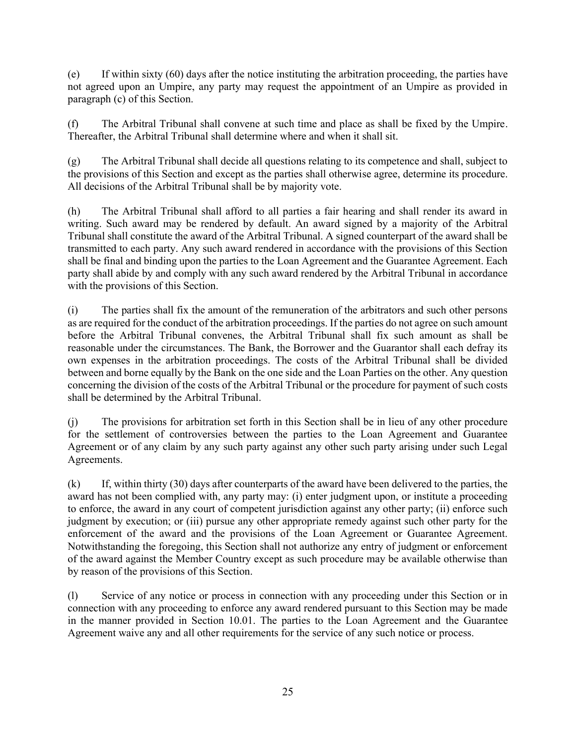(e) If within sixty (60) days after the notice instituting the arbitration proceeding, the parties have not agreed upon an Umpire, any party may request the appointment of an Umpire as provided in paragraph (c) of this Section.

(f) The Arbitral Tribunal shall convene at such time and place as shall be fixed by the Umpire. Thereafter, the Arbitral Tribunal shall determine where and when it shall sit.

(g) The Arbitral Tribunal shall decide all questions relating to its competence and shall, subject to the provisions of this Section and except as the parties shall otherwise agree, determine its procedure. All decisions of the Arbitral Tribunal shall be by majority vote.

(h) The Arbitral Tribunal shall afford to all parties a fair hearing and shall render its award in writing. Such award may be rendered by default. An award signed by a majority of the Arbitral Tribunal shall constitute the award of the Arbitral Tribunal. A signed counterpart of the award shall be transmitted to each party. Any such award rendered in accordance with the provisions of this Section shall be final and binding upon the parties to the Loan Agreement and the Guarantee Agreement. Each party shall abide by and comply with any such award rendered by the Arbitral Tribunal in accordance with the provisions of this Section.

(i) The parties shall fix the amount of the remuneration of the arbitrators and such other persons as are required for the conduct of the arbitration proceedings. If the parties do not agree on such amount before the Arbitral Tribunal convenes, the Arbitral Tribunal shall fix such amount as shall be reasonable under the circumstances. The Bank, the Borrower and the Guarantor shall each defray its own expenses in the arbitration proceedings. The costs of the Arbitral Tribunal shall be divided between and borne equally by the Bank on the one side and the Loan Parties on the other. Any question concerning the division of the costs of the Arbitral Tribunal or the procedure for payment of such costs shall be determined by the Arbitral Tribunal.

(j) The provisions for arbitration set forth in this Section shall be in lieu of any other procedure for the settlement of controversies between the parties to the Loan Agreement and Guarantee Agreement or of any claim by any such party against any other such party arising under such Legal Agreements.

(k) If, within thirty (30) days after counterparts of the award have been delivered to the parties, the award has not been complied with, any party may: (i) enter judgment upon, or institute a proceeding to enforce, the award in any court of competent jurisdiction against any other party; (ii) enforce such judgment by execution; or (iii) pursue any other appropriate remedy against such other party for the enforcement of the award and the provisions of the Loan Agreement or Guarantee Agreement. Notwithstanding the foregoing, this Section shall not authorize any entry of judgment or enforcement of the award against the Member Country except as such procedure may be available otherwise than by reason of the provisions of this Section.

(l) Service of any notice or process in connection with any proceeding under this Section or in connection with any proceeding to enforce any award rendered pursuant to this Section may be made in the manner provided in Section 10.01. The parties to the Loan Agreement and the Guarantee Agreement waive any and all other requirements for the service of any such notice or process.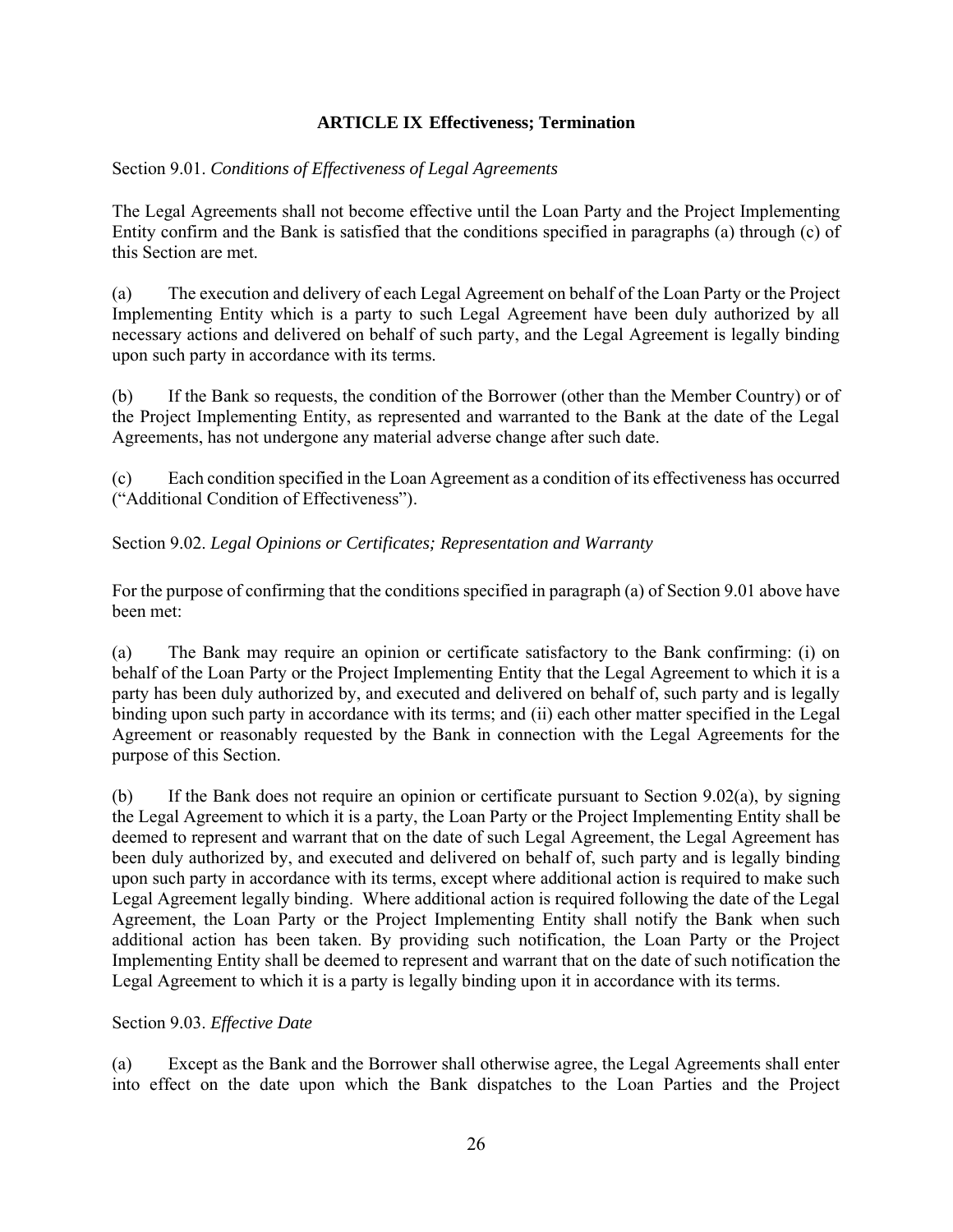## ARTICLE IX Effectiveness; Termination

Section 9.01. *Conditions of Effectiveness of Legal Agreements*

The Legal Agreements shall not become effective until the Loan Party and the Project Implementing Entity confirm and the Bank is satisfied that the conditions specified in paragraphs (a) through (c) of this Section are met.

(a) The execution and delivery of each Legal Agreement on behalf of the Loan Party or the Project Implementing Entity which is a party to such Legal Agreement have been duly authorized by all necessary actions and delivered on behalf of such party, and the Legal Agreement is legally binding upon such party in accordance with its terms.

(b) If the Bank so requests, the condition of the Borrower (other than the Member Country) or of the Project Implementing Entity, as represented and warranted to the Bank at the date of the Legal Agreements, has not undergone any material adverse change after such date.

(c) Each condition specified in the Loan Agreement as a condition of its effectiveness has occurred ("Additional Condition of Effectiveness").

Section 9.02. *Legal Opinions or Certificates; Representation and Warranty*

For the purpose of confirming that the conditions specified in paragraph (a) of Section 9.01 above have been met:

(a) The Bank may require an opinion or certificate satisfactory to the Bank confirming: (i) on behalf of the Loan Party or the Project Implementing Entity that the Legal Agreement to which it is a party has been duly authorized by, and executed and delivered on behalf of, such party and is legally binding upon such party in accordance with its terms; and (ii) each other matter specified in the Legal Agreement or reasonably requested by the Bank in connection with the Legal Agreements for the purpose of this Section.

(b) If the Bank does not require an opinion or certificate pursuant to Section 9.02(a), by signing the Legal Agreement to which it is a party, the Loan Party or the Project Implementing Entity shall be deemed to represent and warrant that on the date of such Legal Agreement, the Legal Agreement has been duly authorized by, and executed and delivered on behalf of, such party and is legally binding upon such party in accordance with its terms, except where additional action is required to make such Legal Agreement legally binding. Where additional action is required following the date of the Legal Agreement, the Loan Party or the Project Implementing Entity shall notify the Bank when such additional action has been taken. By providing such notification, the Loan Party or the Project Implementing Entity shall be deemed to represent and warrant that on the date of such notification the Legal Agreement to which it is a party is legally binding upon it in accordance with its terms.

Section 9.03. *Effective Date*

(a) Except as the Bank and the Borrower shall otherwise agree, the Legal Agreements shall enter into effect on the date upon which the Bank dispatches to the Loan Parties and the Project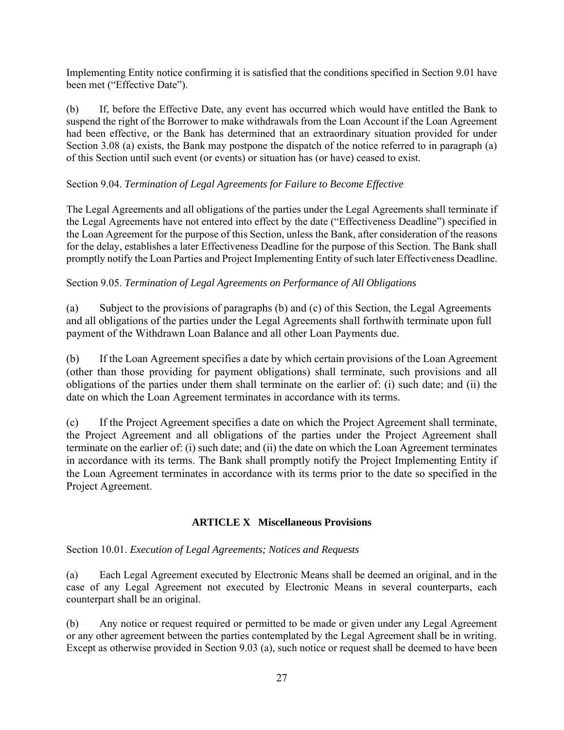Implementing Entity notice confirming it is satisfied that the conditions specified in Section 9.01 have been met ("Effective Date").

(b) If, before the Effective Date, any event has occurred which would have entitled the Bank to suspend the right of the Borrower to make withdrawals from the Loan Account if the Loan Agreement had been effective, or the Bank has determined that an extraordinary situation provided for under Section 3.08 (a) exists, the Bank may postpone the dispatch of the notice referred to in paragraph (a) of this Section until such event (or events) or situation has (or have) ceased to exist.

Section 9.04. *Termination of Legal Agreements for Failure to Become Effective*

The Legal Agreements and all obligations of the parties under the Legal Agreements shall terminate if the Legal Agreements have not entered into effect by the date ("Effectiveness Deadline") specified in the Loan Agreement for the purpose of this Section, unless the Bank, after consideration of the reasons for the delay, establishes a later Effectiveness Deadline for the purpose of this Section. The Bank shall promptly notify the Loan Parties and Project Implementing Entity of such later Effectiveness Deadline.

Section 9.05. *Termination of Legal Agreements on Performance of All Obligations*

(a) Subject to the provisions of paragraphs (b) and (c) of this Section, the Legal Agreements and all obligations of the parties under the Legal Agreements shall forthwith terminate upon full payment of the Withdrawn Loan Balance and all other Loan Payments due.

(b) If the Loan Agreement specifies a date by which certain provisions of the Loan Agreement (other than those providing for payment obligations) shall terminate, such provisions and all obligations of the parties under them shall terminate on the earlier of: (i) such date; and (ii) the date on which the Loan Agreement terminates in accordance with its terms.

(c) If the Project Agreement specifies a date on which the Project Agreement shall terminate, the Project Agreement and all obligations of the parties under the Project Agreement shall terminate on the earlier of: (i) such date; and (ii) the date on which the Loan Agreement terminates in accordance with its terms. The Bank shall promptly notify the Project Implementing Entity if the Loan Agreement terminates in accordance with its terms prior to the date so specified in the Project Agreement.

## ARTICLE X Miscellaneous Provisions

Section 10.01. *Execution of Legal Agreements; Notices and Requests*

(a) Each Legal Agreement executed by Electronic Means shall be deemed an original, and in the case of any Legal Agreement not executed by Electronic Means in several counterparts, each counterpart shall be an original.

(b) Any notice or request required or permitted to be made or given under any Legal Agreement or any other agreement between the parties contemplated by the Legal Agreement shall be in writing. Except as otherwise provided in Section 9.03 (a), such notice or request shall be deemed to have been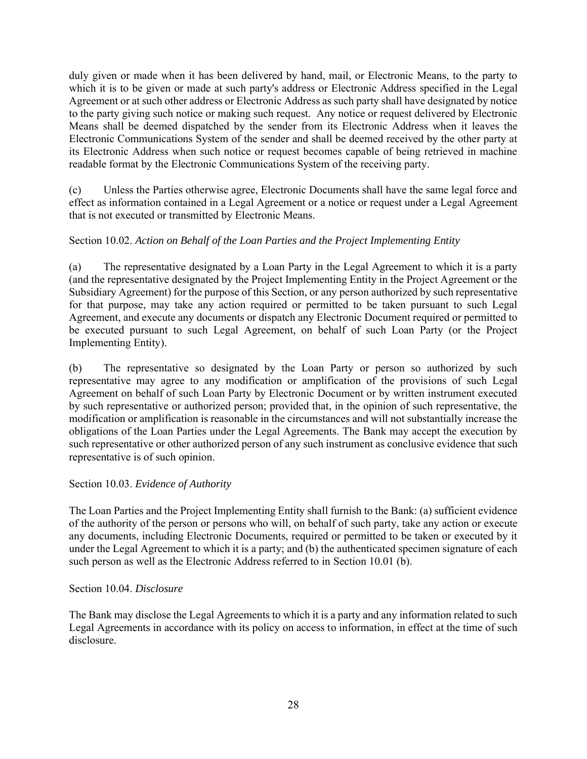duly given or made when it has been delivered by hand, mail, or Electronic Means, to the party to which it is to be given or made at such party's address or Electronic Address specified in the Legal Agreement or at such other address or Electronic Address as such party shall have designated by notice to the party giving such notice or making such request. Any notice or request delivered by Electronic Means shall be deemed dispatched by the sender from its Electronic Address when it leaves the Electronic Communications System of the sender and shall be deemed received by the other party at its Electronic Address when such notice or request becomes capable of being retrieved in machine readable format by the Electronic Communications System of the receiving party.

(c) Unless the Parties otherwise agree, Electronic Documents shall have the same legal force and effect as information contained in a Legal Agreement or a notice or request under a Legal Agreement that is not executed or transmitted by Electronic Means.

Section 10.02. *Action on Behalf of the Loan Parties and the Project Implementing Entity*

(a) The representative designated by a Loan Party in the Legal Agreement to which it is a party (and the representative designated by the Project Implementing Entity in the Project Agreement or the Subsidiary Agreement) for the purpose of this Section, or any person authorized by such representative for that purpose, may take any action required or permitted to be taken pursuant to such Legal Agreement, and execute any documents or dispatch any Electronic Document required or permitted to be executed pursuant to such Legal Agreement, on behalf of such Loan Party (or the Project Implementing Entity).

(b) The representative so designated by the Loan Party or person so authorized by such representative may agree to any modification or amplification of the provisions of such Legal Agreement on behalf of such Loan Party by Electronic Document or by written instrument executed by such representative or authorized person; provided that, in the opinion of such representative, the modification or amplification is reasonable in the circumstances and will not substantially increase the obligations of the Loan Parties under the Legal Agreements. The Bank may accept the execution by such representative or other authorized person of any such instrument as conclusive evidence that such representative is of such opinion.

Section 10.03. *Evidence of Authority*

The Loan Parties and the Project Implementing Entity shall furnish to the Bank: (a) sufficient evidence of the authority of the person or persons who will, on behalf of such party, take any action or execute any documents, including Electronic Documents, required or permitted to be taken or executed by it under the Legal Agreement to which it is a party; and (b) the authenticated specimen signature of each such person as well as the Electronic Address referred to in Section 10.01 (b).

Section 10.04. *Disclosure*

The Bank may disclose the Legal Agreements to which it is a party and any information related to such Legal Agreements in accordance with its policy on access to information, in effect at the time of such disclosure.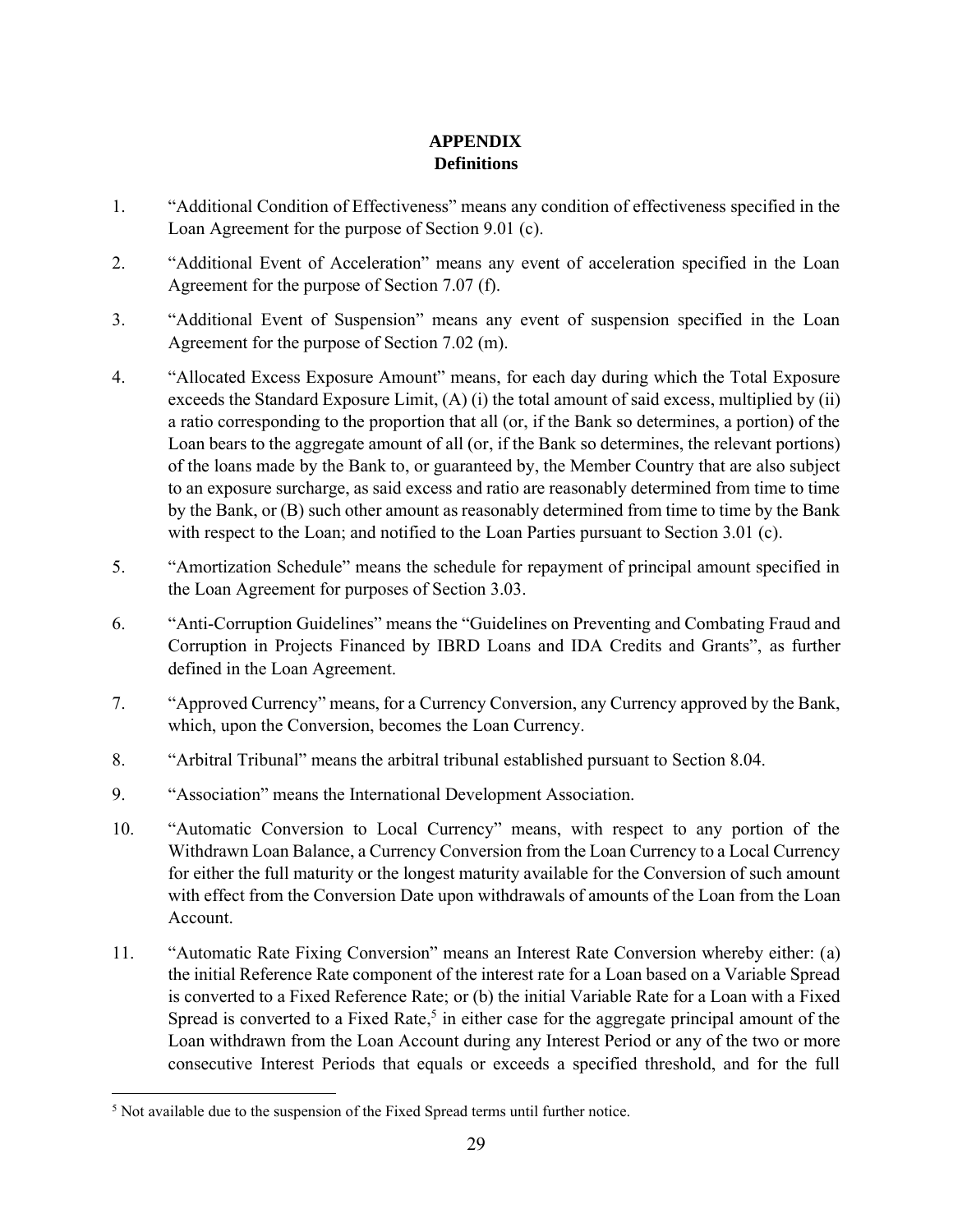# APPENDIX
## Definitions

1. "Additional Condition of Effectiveness" means any condition of effectiveness specified in the Loan Agreement for the purpose of Section 9.01 (c).

2. "Additional Event of Acceleration" means any event of acceleration specified in the Loan Agreement for the purpose of Section 7.07 (f).

3. "Additional Event of Suspension" means any event of suspension specified in the Loan Agreement for the purpose of Section 7.02 (m).

4. "Allocated Excess Exposure Amount" means, for each day during which the Total Exposure exceeds the Standard Exposure Limit, (A) (i) the total amount of said excess, multiplied by (ii) a ratio corresponding to the proportion that all (or, if the Bank so determines, a portion) of the Loan bears to the aggregate amount of all (or, if the Bank so determines, the relevant portions) of the loans made by the Bank to, or guaranteed by, the Member Country that are also subject to an exposure surcharge, as said excess and ratio are reasonably determined from time to time by the Bank, or (B) such other amount as reasonably determined from time to time by the Bank with respect to the Loan; and notified to the Loan Parties pursuant to Section 3.01 (c).

5. "Amortization Schedule" means the schedule for repayment of principal amount specified in the Loan Agreement for purposes of Section 3.03.

6. "Anti-Corruption Guidelines" means the "Guidelines on Preventing and Combating Fraud and Corruption in Projects Financed by IBRD Loans and IDA Credits and Grants", as further defined in the Loan Agreement.

7. "Approved Currency" means, for a Currency Conversion, any Currency approved by the Bank, which, upon the Conversion, becomes the Loan Currency.

8. "Arbitral Tribunal" means the arbitral tribunal established pursuant to Section 8.04.

9. "Association" means the International Development Association.

10. "Automatic Conversion to Local Currency" means, with respect to any portion of the Withdrawn Loan Balance, a Currency Conversion from the Loan Currency to a Local Currency for either the full maturity or the longest maturity available for the Conversion of such amount with effect from the Conversion Date upon withdrawals of amounts of the Loan from the Loan Account.

11. "Automatic Rate Fixing Conversion" means an Interest Rate Conversion whereby either: (a) the initial Reference Rate component of the interest rate for a Loan based on a Variable Spread is converted to a Fixed Reference Rate; or (b) the initial Variable Rate for a Loan with a Fixed Spread is converted to a Fixed Rate,[5] in either case for the aggregate principal amount of the Loan withdrawn from the Loan Account during any Interest Period or any of the two or more consecutive Interest Periods that equals or exceeds a specified threshold, and for the full

[5] Not available due to the suspension of the Fixed Spread terms until further notice.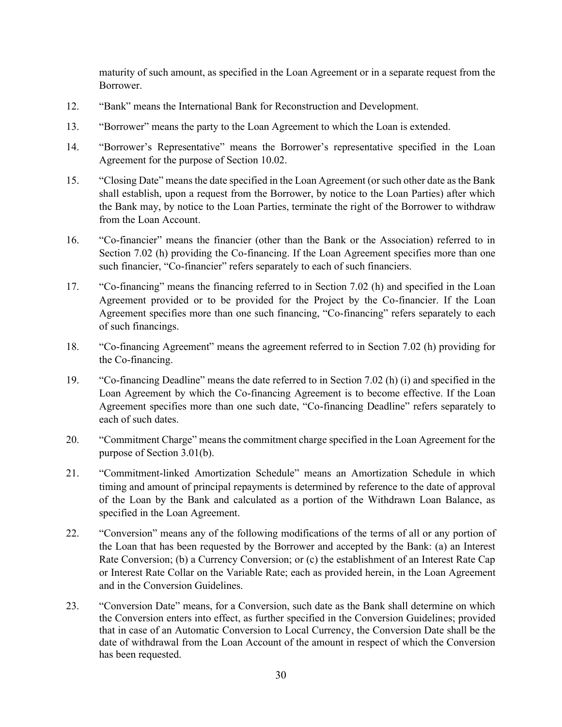maturity of such amount, as specified in the Loan Agreement or in a separate request from the Borrower.

12. "Bank" means the International Bank for Reconstruction and Development.

13. "Borrower" means the party to the Loan Agreement to which the Loan is extended.

14. "Borrower's Representative" means the Borrower's representative specified in the Loan Agreement for the purpose of Section 10.02.

15. "Closing Date" means the date specified in the Loan Agreement (or such other date as the Bank shall establish, upon a request from the Borrower, by notice to the Loan Parties) after which the Bank may, by notice to the Loan Parties, terminate the right of the Borrower to withdraw from the Loan Account.

16. "Co-financier" means the financier (other than the Bank or the Association) referred to in Section 7.02 (h) providing the Co-financing. If the Loan Agreement specifies more than one such financier, "Co-financier" refers separately to each of such financiers.

17. "Co-financing" means the financing referred to in Section 7.02 (h) and specified in the Loan Agreement provided or to be provided for the Project by the Co-financier. If the Loan Agreement specifies more than one such financing, "Co-financing" refers separately to each of such financings.

18. "Co-financing Agreement" means the agreement referred to in Section 7.02 (h) providing for the Co-financing.

19. "Co-financing Deadline" means the date referred to in Section 7.02 (h) (i) and specified in the Loan Agreement by which the Co-financing Agreement is to become effective. If the Loan Agreement specifies more than one such date, "Co-financing Deadline" refers separately to each of such dates.

20. "Commitment Charge" means the commitment charge specified in the Loan Agreement for the purpose of Section 3.01(b).

21. "Commitment-linked Amortization Schedule" means an Amortization Schedule in which timing and amount of principal repayments is determined by reference to the date of approval of the Loan by the Bank and calculated as a portion of the Withdrawn Loan Balance, as specified in the Loan Agreement.

22. "Conversion" means any of the following modifications of the terms of all or any portion of the Loan that has been requested by the Borrower and accepted by the Bank: (a) an Interest Rate Conversion; (b) a Currency Conversion; or (c) the establishment of an Interest Rate Cap or Interest Rate Collar on the Variable Rate; each as provided herein, in the Loan Agreement and in the Conversion Guidelines.

23. "Conversion Date" means, for a Conversion, such date as the Bank shall determine on which the Conversion enters into effect, as further specified in the Conversion Guidelines; provided that in case of an Automatic Conversion to Local Currency, the Conversion Date shall be the date of withdrawal from the Loan Account of the amount in respect of which the Conversion has been requested.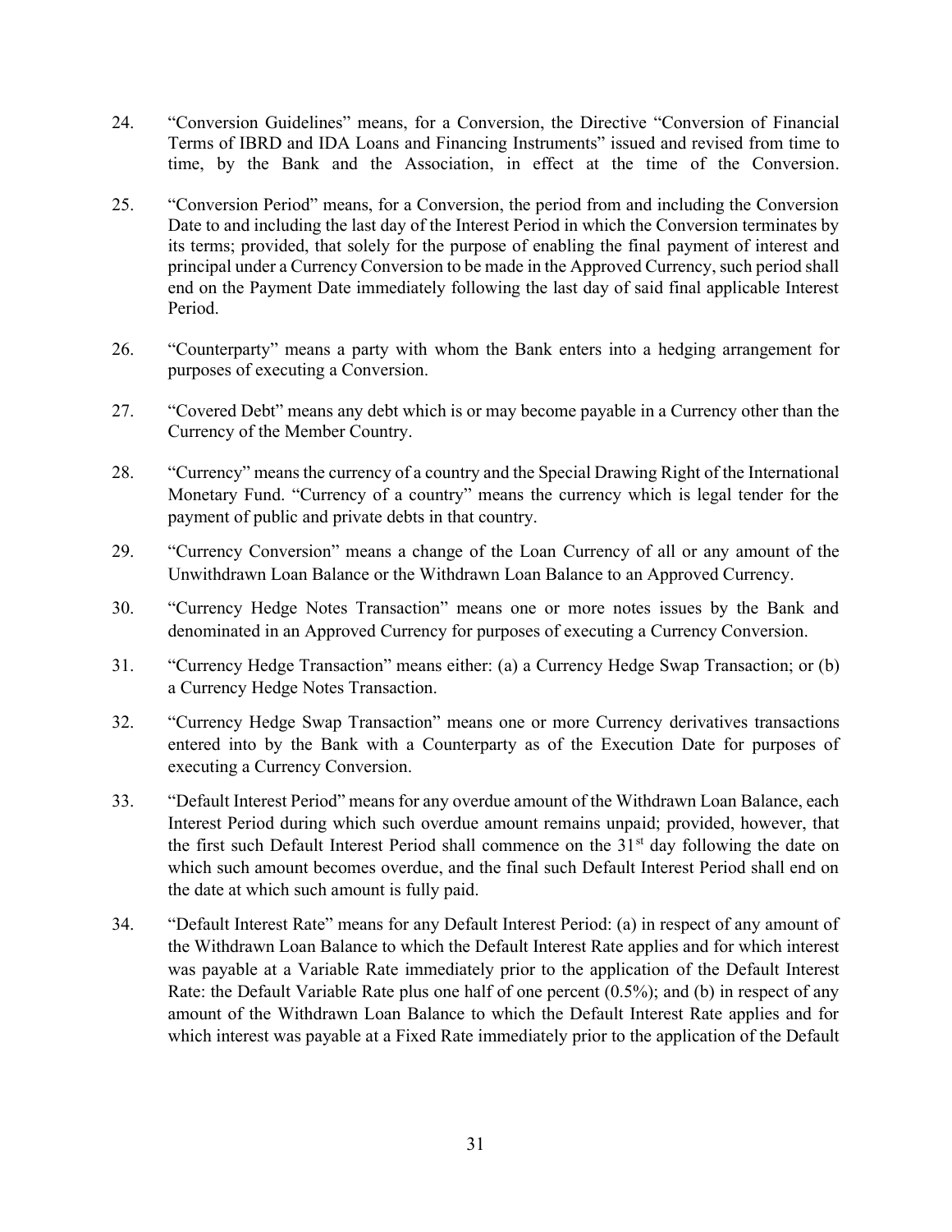24. "Conversion Guidelines" means, for a Conversion, the Directive "Conversion of Financial Terms of IBRD and IDA Loans and Financing Instruments" issued and revised from time to time, by the Bank and the Association, in effect at the time of the Conversion.

25. "Conversion Period" means, for a Conversion, the period from and including the Conversion Date to and including the last day of the Interest Period in which the Conversion terminates by its terms; provided, that solely for the purpose of enabling the final payment of interest and principal under a Currency Conversion to be made in the Approved Currency, such period shall end on the Payment Date immediately following the last day of said final applicable Interest Period.

26. "Counterparty" means a party with whom the Bank enters into a hedging arrangement for purposes of executing a Conversion.

27. "Covered Debt" means any debt which is or may become payable in a Currency other than the Currency of the Member Country.

28. "Currency" means the currency of a country and the Special Drawing Right of the International Monetary Fund. "Currency of a country" means the currency which is legal tender for the payment of public and private debts in that country.

29. "Currency Conversion" means a change of the Loan Currency of all or any amount of the Unwithdrawn Loan Balance or the Withdrawn Loan Balance to an Approved Currency.

30. "Currency Hedge Notes Transaction" means one or more notes issues by the Bank and denominated in an Approved Currency for purposes of executing a Currency Conversion.

31. "Currency Hedge Transaction" means either: (a) a Currency Hedge Swap Transaction; or (b) a Currency Hedge Notes Transaction.

32. "Currency Hedge Swap Transaction" means one or more Currency derivatives transactions entered into by the Bank with a Counterparty as of the Execution Date for purposes of executing a Currency Conversion.

33. "Default Interest Period" means for any overdue amount of the Withdrawn Loan Balance, each Interest Period during which such overdue amount remains unpaid; provided, however, that the first such Default Interest Period shall commence on the 31st day following the date on which such amount becomes overdue, and the final such Default Interest Period shall end on the date at which such amount is fully paid.

34. "Default Interest Rate" means for any Default Interest Period: (a) in respect of any amount of the Withdrawn Loan Balance to which the Default Interest Rate applies and for which interest was payable at a Variable Rate immediately prior to the application of the Default Interest Rate: the Default Variable Rate plus one half of one percent (0.5%); and (b) in respect of any amount of the Withdrawn Loan Balance to which the Default Interest Rate applies and for which interest was payable at a Fixed Rate immediately prior to the application of the Default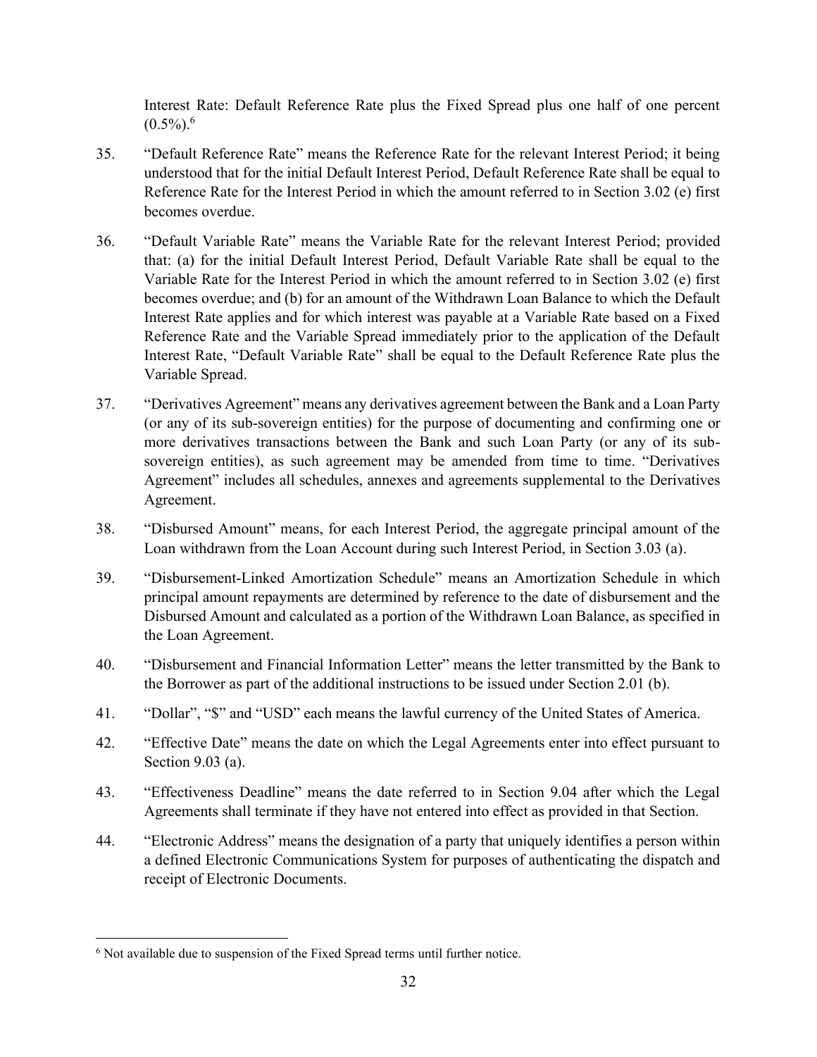Interest Rate: Default Reference Rate plus the Fixed Spread plus one half of one percent (0.5%).[6]

35. "Default Reference Rate" means the Reference Rate for the relevant Interest Period; it being understood that for the initial Default Interest Period, Default Reference Rate shall be equal to Reference Rate for the Interest Period in which the amount referred to in Section 3.02 (e) first becomes overdue.

36. "Default Variable Rate" means the Variable Rate for the relevant Interest Period; provided that: (a) for the initial Default Interest Period, Default Variable Rate shall be equal to the Variable Rate for the Interest Period in which the amount referred to in Section 3.02 (e) first becomes overdue; and (b) for an amount of the Withdrawn Loan Balance to which the Default Interest Rate applies and for which interest was payable at a Variable Rate based on a Fixed Reference Rate and the Variable Spread immediately prior to the application of the Default Interest Rate, "Default Variable Rate" shall be equal to the Default Reference Rate plus the Variable Spread.

37. "Derivatives Agreement" means any derivatives agreement between the Bank and a Loan Party (or any of its sub-sovereign entities) for the purpose of documenting and confirming one or more derivatives transactions between the Bank and such Loan Party (or any of its sub-sovereign entities), as such agreement may be amended from time to time. "Derivatives Agreement" includes all schedules, annexes and agreements supplemental to the Derivatives Agreement.

38. "Disbursed Amount" means, for each Interest Period, the aggregate principal amount of the Loan withdrawn from the Loan Account during such Interest Period, in Section 3.03 (a).

39. "Disbursement-Linked Amortization Schedule" means an Amortization Schedule in which principal amount repayments are determined by reference to the date of disbursement and the Disbursed Amount and calculated as a portion of the Withdrawn Loan Balance, as specified in the Loan Agreement.

40. "Disbursement and Financial Information Letter" means the letter transmitted by the Bank to the Borrower as part of the additional instructions to be issued under Section 2.01 (b).

41. "Dollar", "$" and "USD" each means the lawful currency of the United States of America.

42. "Effective Date" means the date on which the Legal Agreements enter into effect pursuant to Section 9.03 (a).

43. "Effectiveness Deadline" means the date referred to in Section 9.04 after which the Legal Agreements shall terminate if they have not entered into effect as provided in that Section.

44. "Electronic Address" means the designation of a party that uniquely identifies a person within a defined Electronic Communications System for purposes of authenticating the dispatch and receipt of Electronic Documents.

---

[6] Not available due to suspension of the Fixed Spread terms until further notice.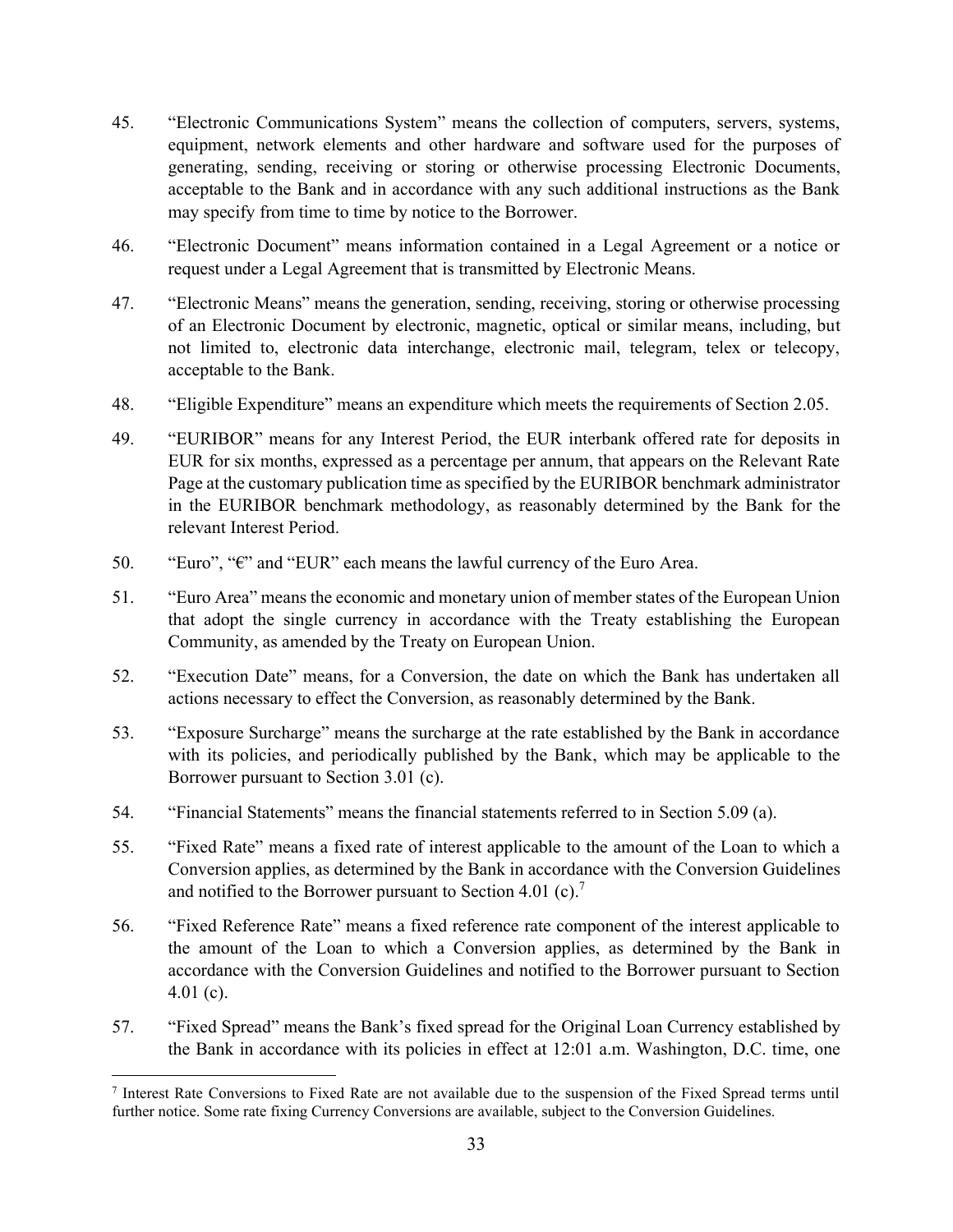45. "Electronic Communications System" means the collection of computers, servers, systems, equipment, network elements and other hardware and software used for the purposes of generating, sending, receiving or storing or otherwise processing Electronic Documents, acceptable to the Bank and in accordance with any such additional instructions as the Bank may specify from time to time by notice to the Borrower.

46. "Electronic Document" means information contained in a Legal Agreement or a notice or request under a Legal Agreement that is transmitted by Electronic Means.

47. "Electronic Means" means the generation, sending, receiving, storing or otherwise processing of an Electronic Document by electronic, magnetic, optical or similar means, including, but not limited to, electronic data interchange, electronic mail, telegram, telex or telecopy, acceptable to the Bank.

48. "Eligible Expenditure" means an expenditure which meets the requirements of Section 2.05.

49. "EURIBOR" means for any Interest Period, the EUR interbank offered rate for deposits in EUR for six months, expressed as a percentage per annum, that appears on the Relevant Rate Page at the customary publication time as specified by the EURIBOR benchmark administrator in the EURIBOR benchmark methodology, as reasonably determined by the Bank for the relevant Interest Period.

50. "Euro", "€" and "EUR" each means the lawful currency of the Euro Area.

51. "Euro Area" means the economic and monetary union of member states of the European Union that adopt the single currency in accordance with the Treaty establishing the European Community, as amended by the Treaty on European Union.

52. "Execution Date" means, for a Conversion, the date on which the Bank has undertaken all actions necessary to effect the Conversion, as reasonably determined by the Bank.

53. "Exposure Surcharge" means the surcharge at the rate established by the Bank in accordance with its policies, and periodically published by the Bank, which may be applicable to the Borrower pursuant to Section 3.01 (c).

54. "Financial Statements" means the financial statements referred to in Section 5.09 (a).

55. "Fixed Rate" means a fixed rate of interest applicable to the amount of the Loan to which a Conversion applies, as determined by the Bank in accordance with the Conversion Guidelines and notified to the Borrower pursuant to Section 4.01 (c).[7]

56. "Fixed Reference Rate" means a fixed reference rate component of the interest applicable to the amount of the Loan to which a Conversion applies, as determined by the Bank in accordance with the Conversion Guidelines and notified to the Borrower pursuant to Section 4.01 (c).

57. "Fixed Spread" means the Bank's fixed spread for the Original Loan Currency established by the Bank in accordance with its policies in effect at 12:01 a.m. Washington, D.C. time, one

---

[7] Interest Rate Conversions to Fixed Rate are not available due to the suspension of the Fixed Spread terms until further notice. Some rate fixing Currency Conversions are available, subject to the Conversion Guidelines.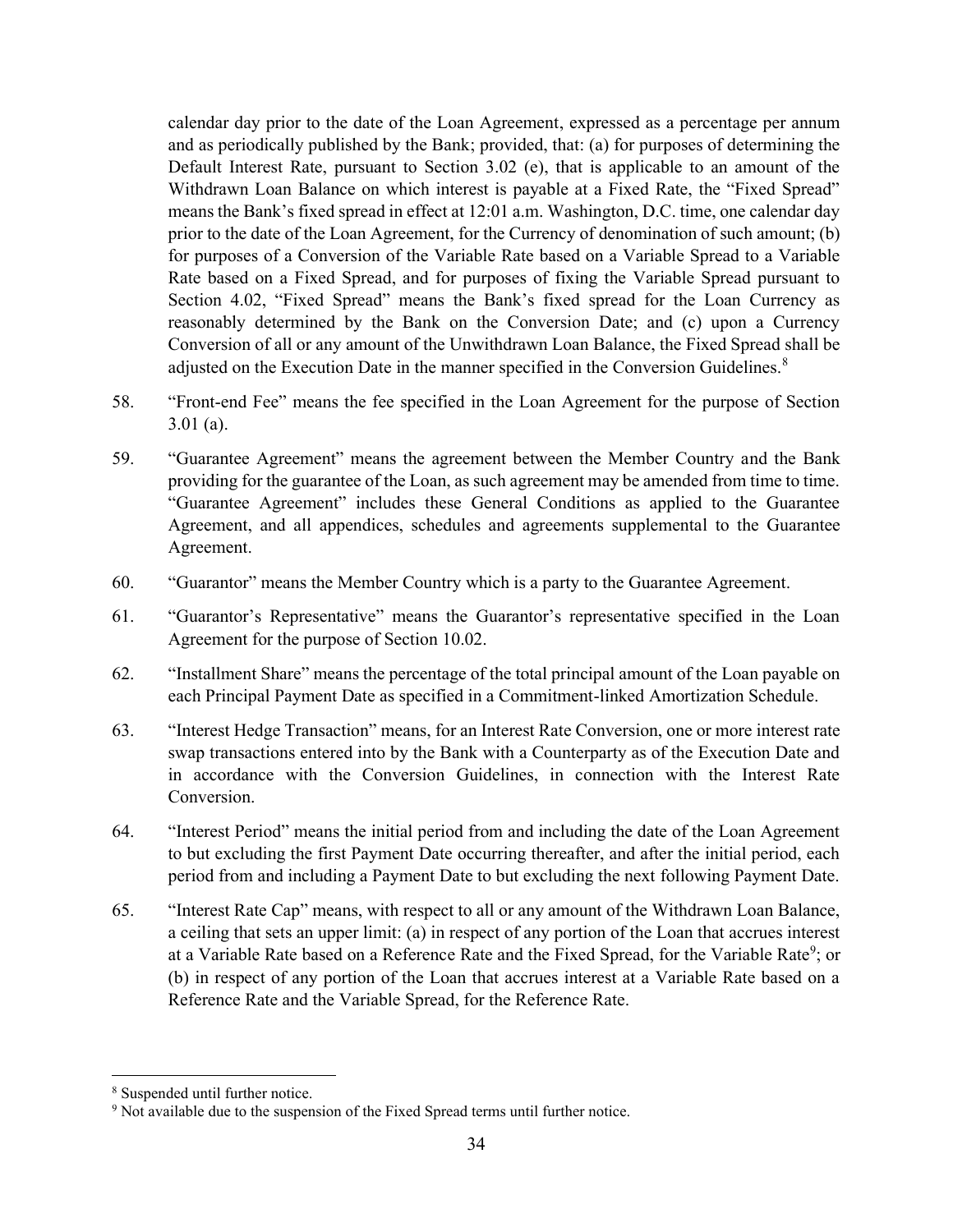calendar day prior to the date of the Loan Agreement, expressed as a percentage per annum and as periodically published by the Bank; provided, that: (a) for purposes of determining the Default Interest Rate, pursuant to Section 3.02 (e), that is applicable to an amount of the Withdrawn Loan Balance on which interest is payable at a Fixed Rate, the "Fixed Spread" means the Bank's fixed spread in effect at 12:01 a.m. Washington, D.C. time, one calendar day prior to the date of the Loan Agreement, for the Currency of denomination of such amount; (b) for purposes of a Conversion of the Variable Rate based on a Variable Spread to a Variable Rate based on a Fixed Spread, and for purposes of fixing the Variable Spread pursuant to Section 4.02, "Fixed Spread" means the Bank's fixed spread for the Loan Currency as reasonably determined by the Bank on the Conversion Date; and (c) upon a Currency Conversion of all or any amount of the Unwithdrawn Loan Balance, the Fixed Spread shall be adjusted on the Execution Date in the manner specified in the Conversion Guidelines.[8]

58. "Front-end Fee" means the fee specified in the Loan Agreement for the purpose of Section 3.01 (a).

59. "Guarantee Agreement" means the agreement between the Member Country and the Bank providing for the guarantee of the Loan, as such agreement may be amended from time to time. "Guarantee Agreement" includes these General Conditions as applied to the Guarantee Agreement, and all appendices, schedules and agreements supplemental to the Guarantee Agreement.

60. "Guarantor" means the Member Country which is a party to the Guarantee Agreement.

61. "Guarantor's Representative" means the Guarantor's representative specified in the Loan Agreement for the purpose of Section 10.02.

62. "Installment Share" means the percentage of the total principal amount of the Loan payable on each Principal Payment Date as specified in a Commitment-linked Amortization Schedule.

63. "Interest Hedge Transaction" means, for an Interest Rate Conversion, one or more interest rate swap transactions entered into by the Bank with a Counterparty as of the Execution Date and in accordance with the Conversion Guidelines, in connection with the Interest Rate Conversion.

64. "Interest Period" means the initial period from and including the date of the Loan Agreement to but excluding the first Payment Date occurring thereafter, and after the initial period, each period from and including a Payment Date to but excluding the next following Payment Date.

65. "Interest Rate Cap" means, with respect to all or any amount of the Withdrawn Loan Balance, a ceiling that sets an upper limit: (a) in respect of any portion of the Loan that accrues interest at a Variable Rate based on a Reference Rate and the Fixed Spread, for the Variable Rate[9]; or (b) in respect of any portion of the Loan that accrues interest at a Variable Rate based on a Reference Rate and the Variable Spread, for the Reference Rate.

---

[8] Suspended until further notice.

[9] Not available due to the suspension of the Fixed Spread terms until further notice.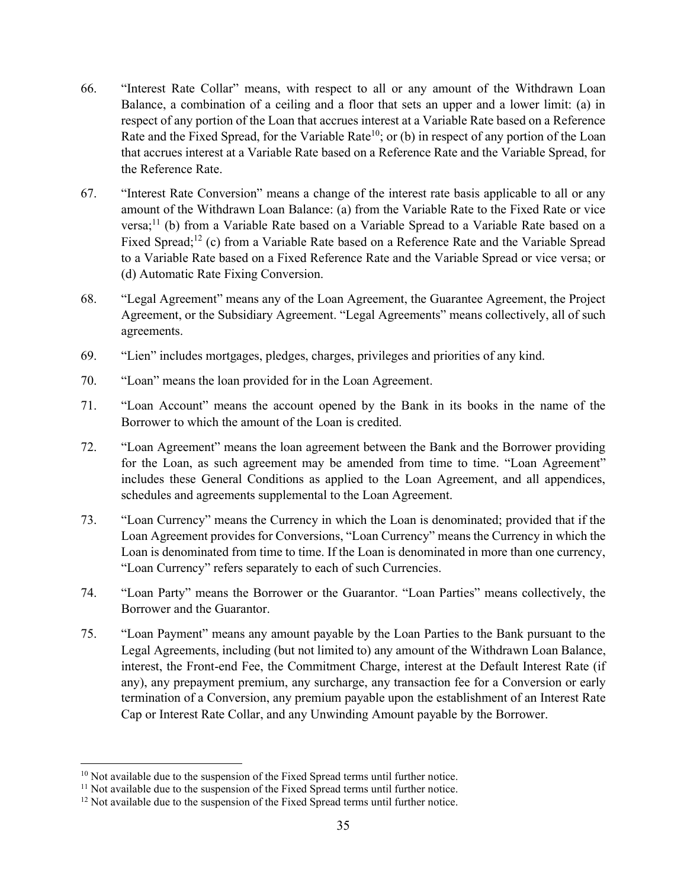66. "Interest Rate Collar" means, with respect to all or any amount of the Withdrawn Loan Balance, a combination of a ceiling and a floor that sets an upper and a lower limit: (a) in respect of any portion of the Loan that accrues interest at a Variable Rate based on a Reference Rate and the Fixed Spread, for the Variable Rate[10]; or (b) in respect of any portion of the Loan that accrues interest at a Variable Rate based on a Reference Rate and the Variable Spread, for the Reference Rate.

67. "Interest Rate Conversion" means a change of the interest rate basis applicable to all or any amount of the Withdrawn Loan Balance: (a) from the Variable Rate to the Fixed Rate or vice versa;[11] (b) from a Variable Rate based on a Variable Spread to a Variable Rate based on a Fixed Spread;[12] (c) from a Variable Rate based on a Reference Rate and the Variable Spread to a Variable Rate based on a Fixed Reference Rate and the Variable Spread or vice versa; or (d) Automatic Rate Fixing Conversion.

68. "Legal Agreement" means any of the Loan Agreement, the Guarantee Agreement, the Project Agreement, or the Subsidiary Agreement. "Legal Agreements" means collectively, all of such agreements.

69. "Lien" includes mortgages, pledges, charges, privileges and priorities of any kind.

70. "Loan" means the loan provided for in the Loan Agreement.

71. "Loan Account" means the account opened by the Bank in its books in the name of the Borrower to which the amount of the Loan is credited.

72. "Loan Agreement" means the loan agreement between the Bank and the Borrower providing for the Loan, as such agreement may be amended from time to time. "Loan Agreement" includes these General Conditions as applied to the Loan Agreement, and all appendices, schedules and agreements supplemental to the Loan Agreement.

73. "Loan Currency" means the Currency in which the Loan is denominated; provided that if the Loan Agreement provides for Conversions, "Loan Currency" means the Currency in which the Loan is denominated from time to time. If the Loan is denominated in more than one currency, "Loan Currency" refers separately to each of such Currencies.

74. "Loan Party" means the Borrower or the Guarantor. "Loan Parties" means collectively, the Borrower and the Guarantor.

75. "Loan Payment" means any amount payable by the Loan Parties to the Bank pursuant to the Legal Agreements, including (but not limited to) any amount of the Withdrawn Loan Balance, interest, the Front-end Fee, the Commitment Charge, interest at the Default Interest Rate (if any), any prepayment premium, any surcharge, any transaction fee for a Conversion or early termination of a Conversion, any premium payable upon the establishment of an Interest Rate Cap or Interest Rate Collar, and any Unwinding Amount payable by the Borrower.

---

[10] Not available due to the suspension of the Fixed Spread terms until further notice.

[11] Not available due to the suspension of the Fixed Spread terms until further notice.

[12] Not available due to the suspension of the Fixed Spread terms until further notice.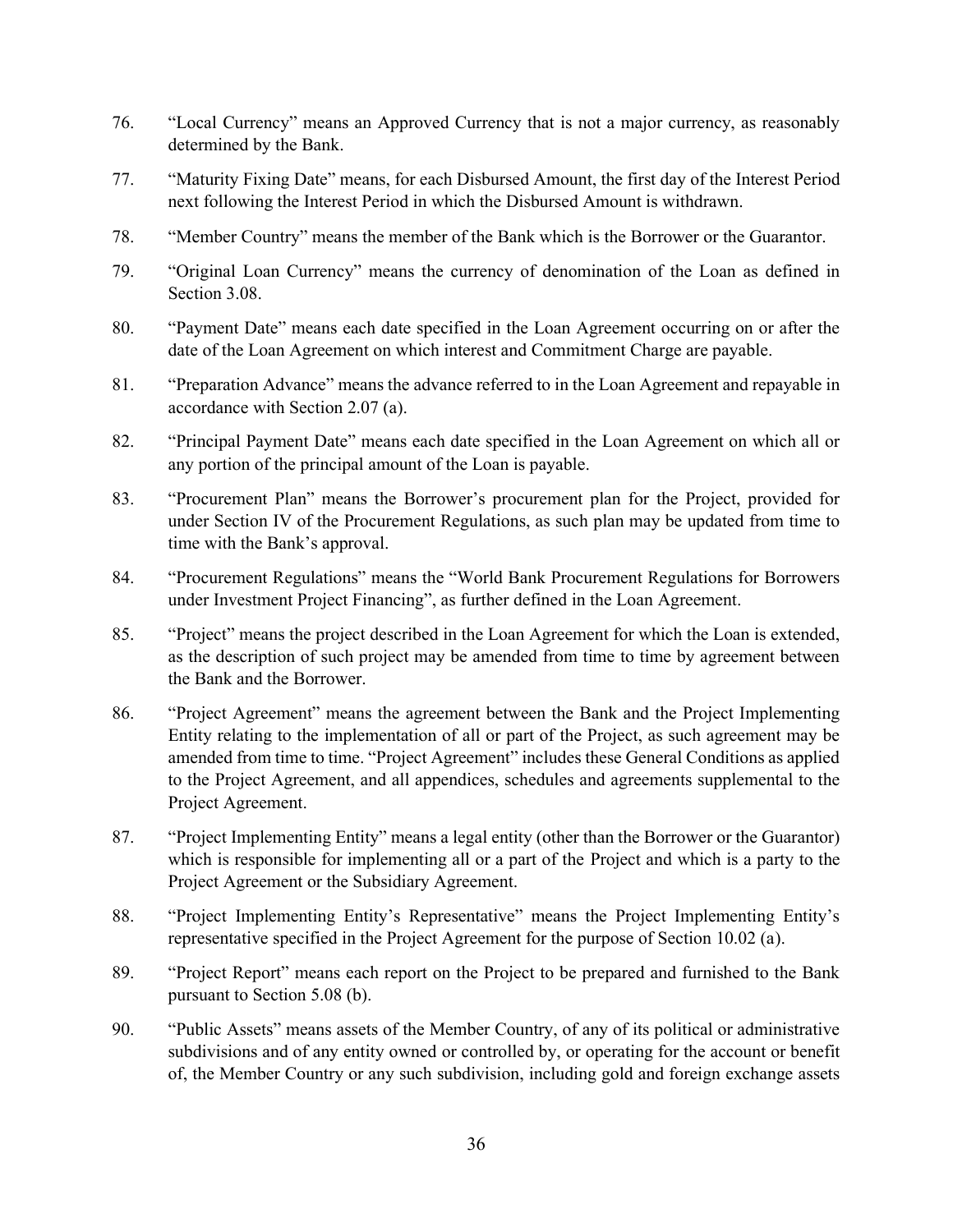76. "Local Currency" means an Approved Currency that is not a major currency, as reasonably determined by the Bank.

77. "Maturity Fixing Date" means, for each Disbursed Amount, the first day of the Interest Period next following the Interest Period in which the Disbursed Amount is withdrawn.

78. "Member Country" means the member of the Bank which is the Borrower or the Guarantor.

79. "Original Loan Currency" means the currency of denomination of the Loan as defined in Section 3.08.

80. "Payment Date" means each date specified in the Loan Agreement occurring on or after the date of the Loan Agreement on which interest and Commitment Charge are payable.

81. "Preparation Advance" means the advance referred to in the Loan Agreement and repayable in accordance with Section 2.07 (a).

82. "Principal Payment Date" means each date specified in the Loan Agreement on which all or any portion of the principal amount of the Loan is payable.

83. "Procurement Plan" means the Borrower's procurement plan for the Project, provided for under Section IV of the Procurement Regulations, as such plan may be updated from time to time with the Bank's approval.

84. "Procurement Regulations" means the "World Bank Procurement Regulations for Borrowers under Investment Project Financing", as further defined in the Loan Agreement.

85. "Project" means the project described in the Loan Agreement for which the Loan is extended, as the description of such project may be amended from time to time by agreement between the Bank and the Borrower.

86. "Project Agreement" means the agreement between the Bank and the Project Implementing Entity relating to the implementation of all or part of the Project, as such agreement may be amended from time to time. "Project Agreement" includes these General Conditions as applied to the Project Agreement, and all appendices, schedules and agreements supplemental to the Project Agreement.

87. "Project Implementing Entity" means a legal entity (other than the Borrower or the Guarantor) which is responsible for implementing all or a part of the Project and which is a party to the Project Agreement or the Subsidiary Agreement.

88. "Project Implementing Entity's Representative" means the Project Implementing Entity's representative specified in the Project Agreement for the purpose of Section 10.02 (a).

89. "Project Report" means each report on the Project to be prepared and furnished to the Bank pursuant to Section 5.08 (b).

90. "Public Assets" means assets of the Member Country, of any of its political or administrative subdivisions and of any entity owned or controlled by, or operating for the account or benefit of, the Member Country or any such subdivision, including gold and foreign exchange assets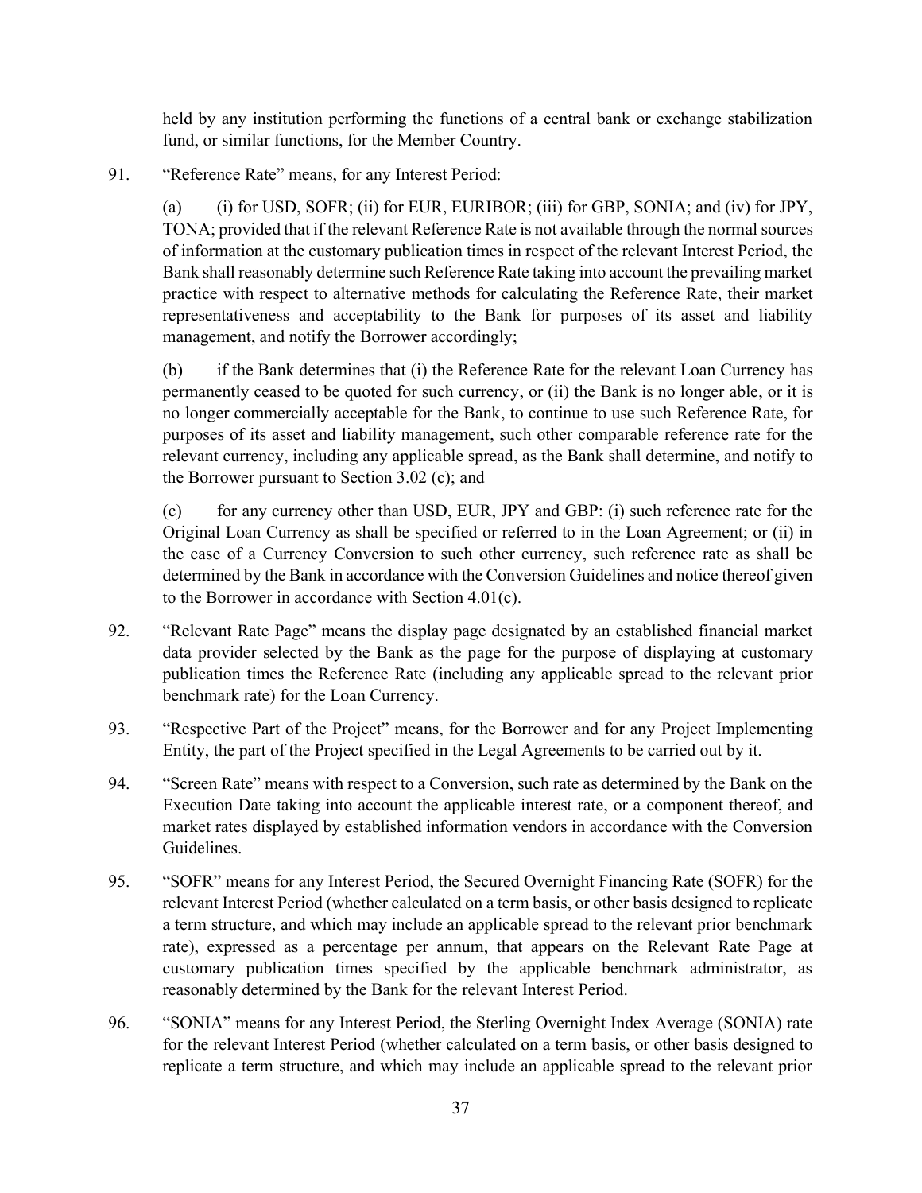held by any institution performing the functions of a central bank or exchange stabilization fund, or similar functions, for the Member Country.

91. "Reference Rate" means, for any Interest Period:

(a) (i) for USD, SOFR; (ii) for EUR, EURIBOR; (iii) for GBP, SONIA; and (iv) for JPY, TONA; provided that if the relevant Reference Rate is not available through the normal sources of information at the customary publication times in respect of the relevant Interest Period, the Bank shall reasonably determine such Reference Rate taking into account the prevailing market practice with respect to alternative methods for calculating the Reference Rate, their market representativeness and acceptability to the Bank for purposes of its asset and liability management, and notify the Borrower accordingly;

(b) if the Bank determines that (i) the Reference Rate for the relevant Loan Currency has permanently ceased to be quoted for such currency, or (ii) the Bank is no longer able, or it is no longer commercially acceptable for the Bank, to continue to use such Reference Rate, for purposes of its asset and liability management, such other comparable reference rate for the relevant currency, including any applicable spread, as the Bank shall determine, and notify to the Borrower pursuant to Section 3.02 (c); and

(c) for any currency other than USD, EUR, JPY and GBP: (i) such reference rate for the Original Loan Currency as shall be specified or referred to in the Loan Agreement; or (ii) in the case of a Currency Conversion to such other currency, such reference rate as shall be determined by the Bank in accordance with the Conversion Guidelines and notice thereof given to the Borrower in accordance with Section 4.01(c).

92. "Relevant Rate Page" means the display page designated by an established financial market data provider selected by the Bank as the page for the purpose of displaying at customary publication times the Reference Rate (including any applicable spread to the relevant prior benchmark rate) for the Loan Currency.

93. "Respective Part of the Project" means, for the Borrower and for any Project Implementing Entity, the part of the Project specified in the Legal Agreements to be carried out by it.

94. "Screen Rate" means with respect to a Conversion, such rate as determined by the Bank on the Execution Date taking into account the applicable interest rate, or a component thereof, and market rates displayed by established information vendors in accordance with the Conversion Guidelines.

95. "SOFR" means for any Interest Period, the Secured Overnight Financing Rate (SOFR) for the relevant Interest Period (whether calculated on a term basis, or other basis designed to replicate a term structure, and which may include an applicable spread to the relevant prior benchmark rate), expressed as a percentage per annum, that appears on the Relevant Rate Page at customary publication times specified by the applicable benchmark administrator, as reasonably determined by the Bank for the relevant Interest Period.

96. "SONIA" means for any Interest Period, the Sterling Overnight Index Average (SONIA) rate for the relevant Interest Period (whether calculated on a term basis, or other basis designed to replicate a term structure, and which may include an applicable spread to the relevant prior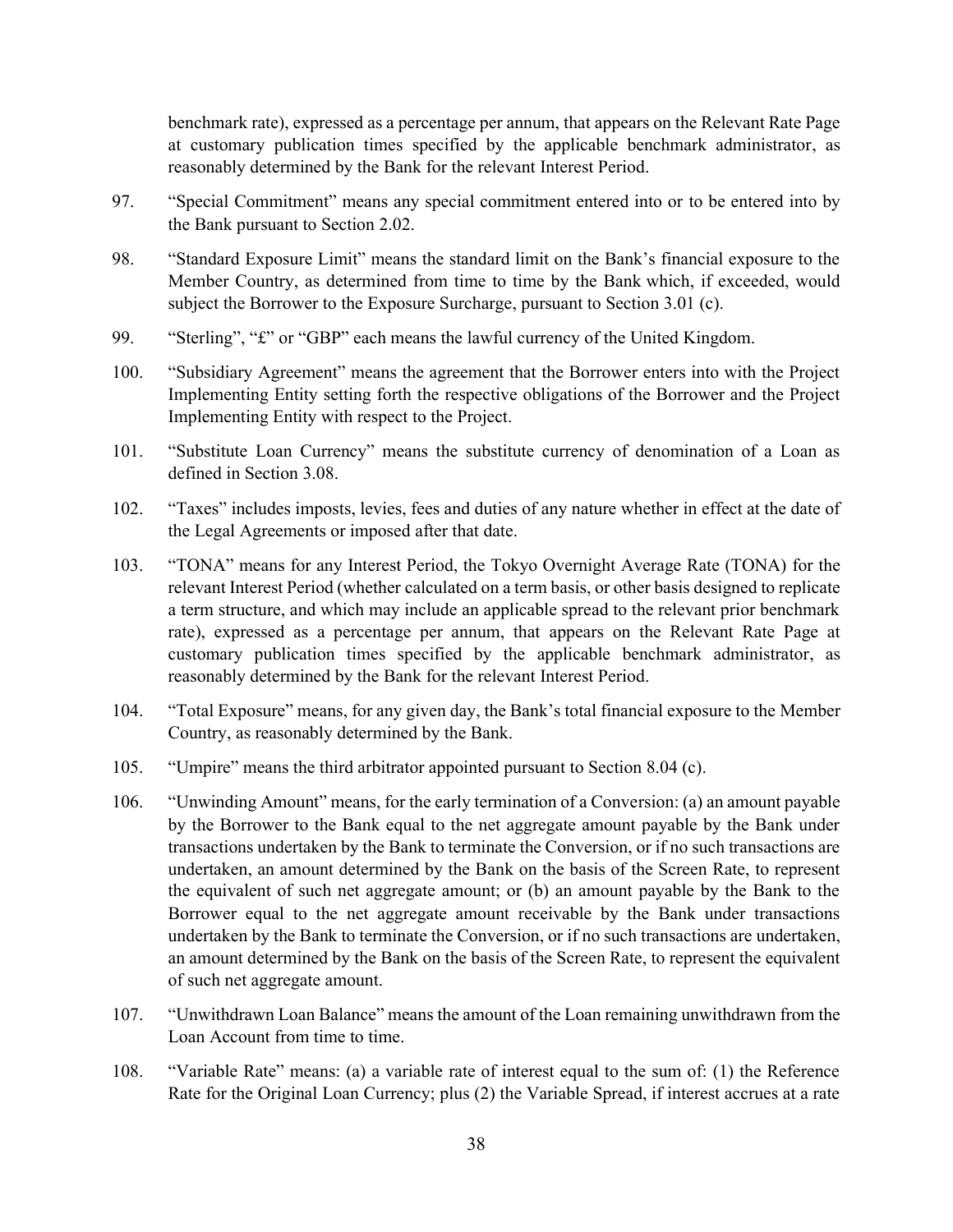benchmark rate), expressed as a percentage per annum, that appears on the Relevant Rate Page at customary publication times specified by the applicable benchmark administrator, as reasonably determined by the Bank for the relevant Interest Period.

97. "Special Commitment" means any special commitment entered into or to be entered into by the Bank pursuant to Section 2.02.

98. "Standard Exposure Limit" means the standard limit on the Bank's financial exposure to the Member Country, as determined from time to time by the Bank which, if exceeded, would subject the Borrower to the Exposure Surcharge, pursuant to Section 3.01 (c).

99. "Sterling", "£" or "GBP" each means the lawful currency of the United Kingdom.

100. "Subsidiary Agreement" means the agreement that the Borrower enters into with the Project Implementing Entity setting forth the respective obligations of the Borrower and the Project Implementing Entity with respect to the Project.

101. "Substitute Loan Currency" means the substitute currency of denomination of a Loan as defined in Section 3.08.

102. "Taxes" includes imposts, levies, fees and duties of any nature whether in effect at the date of the Legal Agreements or imposed after that date.

103. "TONA" means for any Interest Period, the Tokyo Overnight Average Rate (TONA) for the relevant Interest Period (whether calculated on a term basis, or other basis designed to replicate a term structure, and which may include an applicable spread to the relevant prior benchmark rate), expressed as a percentage per annum, that appears on the Relevant Rate Page at customary publication times specified by the applicable benchmark administrator, as reasonably determined by the Bank for the relevant Interest Period.

104. "Total Exposure" means, for any given day, the Bank's total financial exposure to the Member Country, as reasonably determined by the Bank.

105. "Umpire" means the third arbitrator appointed pursuant to Section 8.04 (c).

106. "Unwinding Amount" means, for the early termination of a Conversion: (a) an amount payable by the Borrower to the Bank equal to the net aggregate amount payable by the Bank under transactions undertaken by the Bank to terminate the Conversion, or if no such transactions are undertaken, an amount determined by the Bank on the basis of the Screen Rate, to represent the equivalent of such net aggregate amount; or (b) an amount payable by the Bank to the Borrower equal to the net aggregate amount receivable by the Bank under transactions undertaken by the Bank to terminate the Conversion, or if no such transactions are undertaken, an amount determined by the Bank on the basis of the Screen Rate, to represent the equivalent of such net aggregate amount.

107. "Unwithdrawn Loan Balance" means the amount of the Loan remaining unwithdrawn from the Loan Account from time to time.

108. "Variable Rate" means: (a) a variable rate of interest equal to the sum of: (1) the Reference Rate for the Original Loan Currency; plus (2) the Variable Spread, if interest accrues at a rate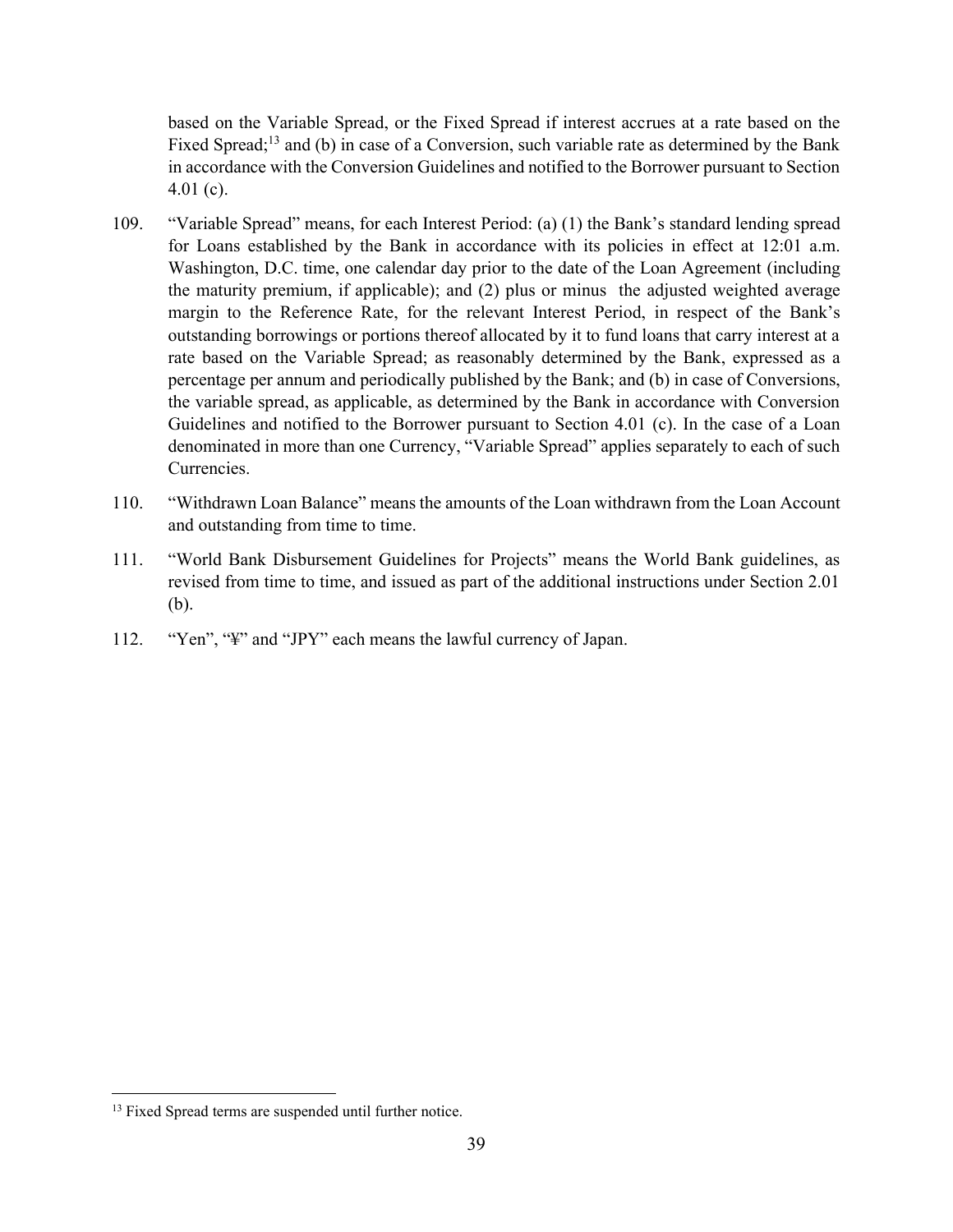based on the Variable Spread, or the Fixed Spread if interest accrues at a rate based on the Fixed Spread;[13] and (b) in case of a Conversion, such variable rate as determined by the Bank in accordance with the Conversion Guidelines and notified to the Borrower pursuant to Section 4.01 (c).

109. "Variable Spread" means, for each Interest Period: (a) (1) the Bank's standard lending spread for Loans established by the Bank in accordance with its policies in effect at 12:01 a.m. Washington, D.C. time, one calendar day prior to the date of the Loan Agreement (including the maturity premium, if applicable); and (2) plus or minus the adjusted weighted average margin to the Reference Rate, for the relevant Interest Period, in respect of the Bank's outstanding borrowings or portions thereof allocated by it to fund loans that carry interest at a rate based on the Variable Spread; as reasonably determined by the Bank, expressed as a percentage per annum and periodically published by the Bank; and (b) in case of Conversions, the variable spread, as applicable, as determined by the Bank in accordance with Conversion Guidelines and notified to the Borrower pursuant to Section 4.01 (c). In the case of a Loan denominated in more than one Currency, "Variable Spread" applies separately to each of such Currencies.

110. "Withdrawn Loan Balance" means the amounts of the Loan withdrawn from the Loan Account and outstanding from time to time.

111. "World Bank Disbursement Guidelines for Projects" means the World Bank guidelines, as revised from time to time, and issued as part of the additional instructions under Section 2.01 (b).

112. "Yen", "¥" and "JPY" each means the lawful currency of Japan.

---

[13] Fixed Spread terms are suspended until further notice.